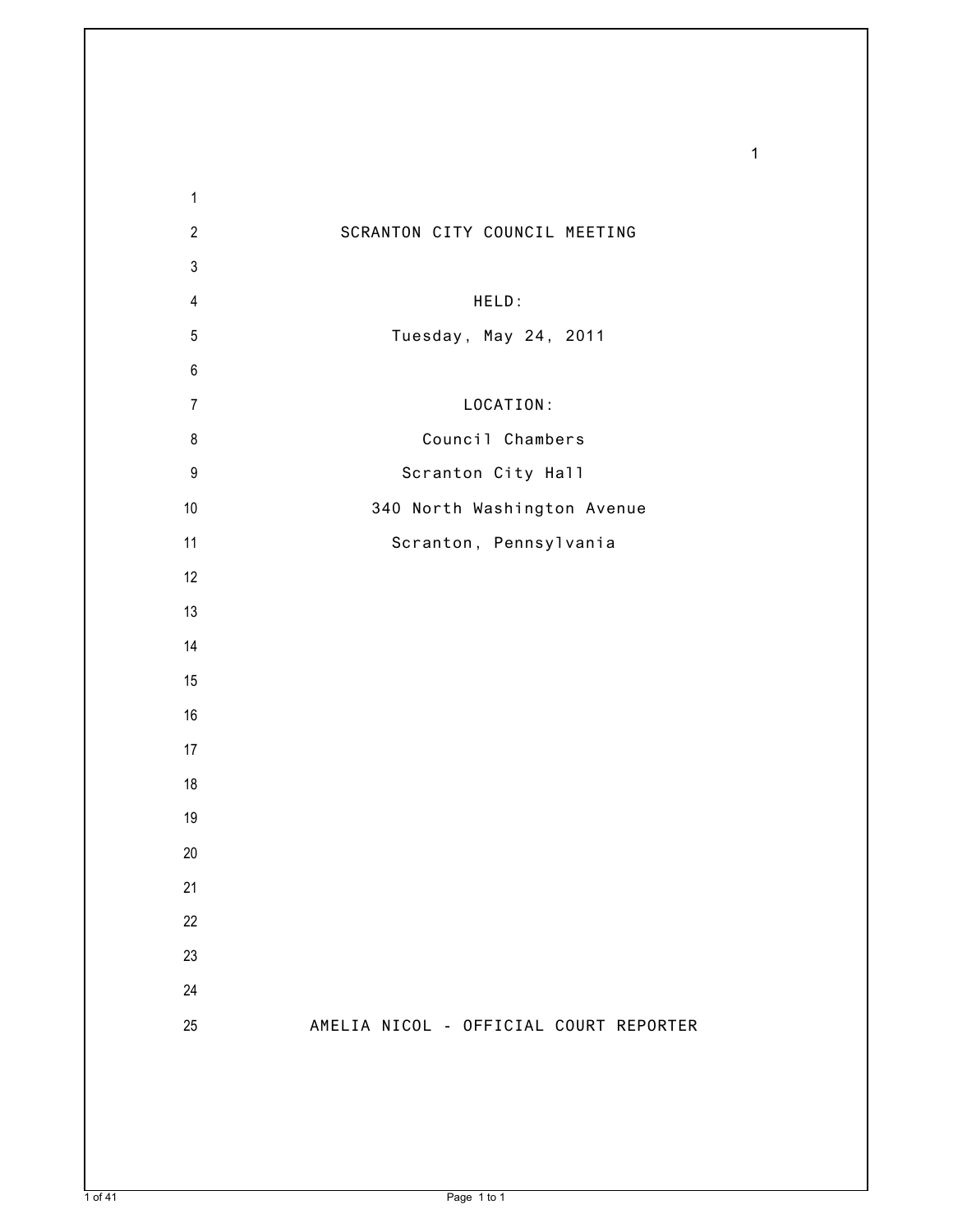# SCRANTON CITY COUNCIL MEETING

HELD:

Tuesday, May 24, 2011

LOCATION:

Council Chambers

Scranton City Hall

340 North Washington Avenue

Scranton, Pennsylvania

AMELIA NICOL - OFFICIAL COURT REPORTER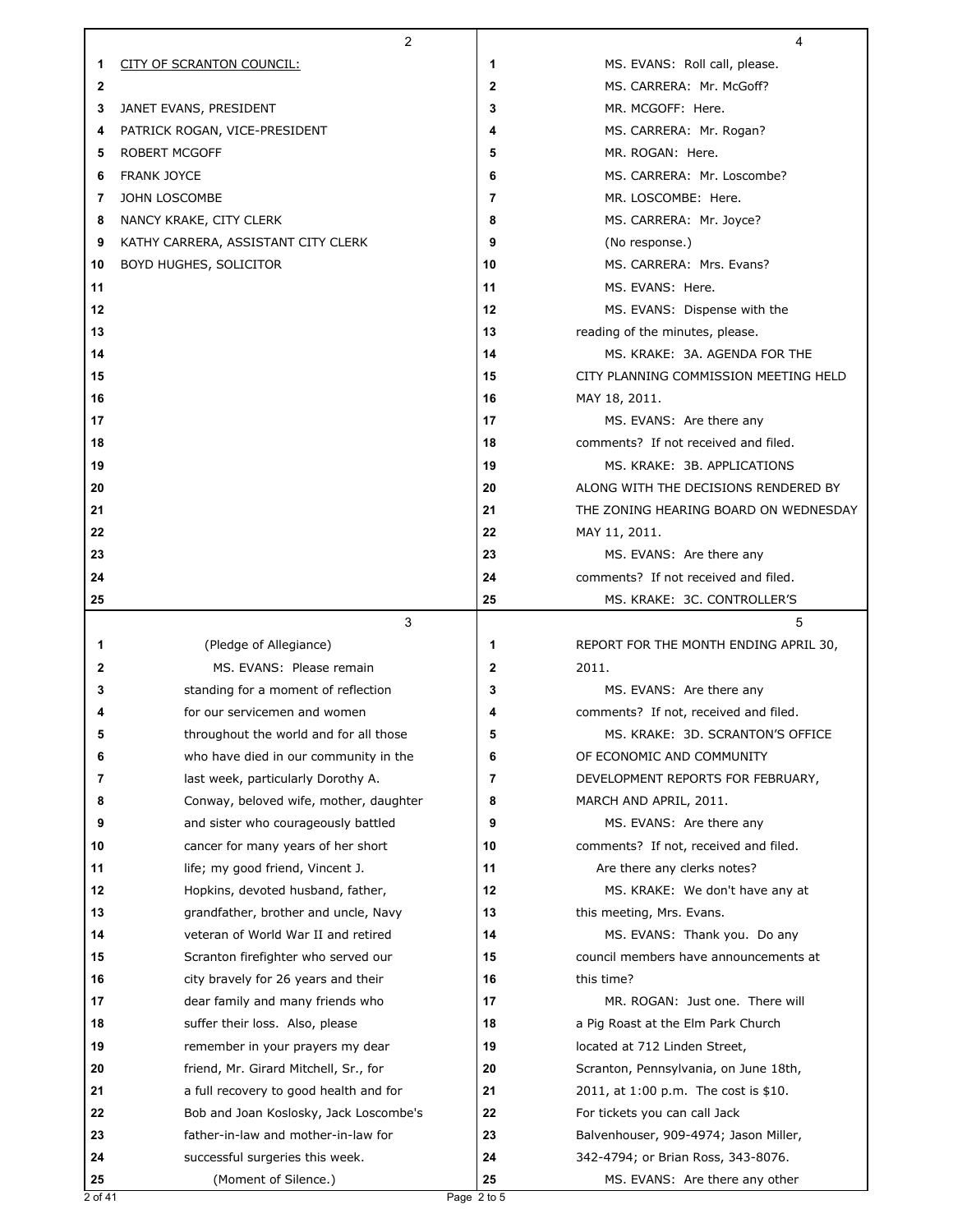CITY OF SCRANTON COUNCIL:

JANET EVANS, PRESIDENT
PATRICK ROGAN, VICE-PRESIDENT
ROBERT MCGOFF
FRANK JOYCE
JOHN LOSCOMBE
NANCY KRAKE, CITY CLERK
KATHY CARRERA, ASSISTANT CITY CLERK
BOYD HUGHES, SOLICITOR

(Pledge of Allegiance)

MS. EVANS: Please remain standing for a moment of reflection for our servicemen and women throughout the world and for all those who have died in our community in the last week, particularly Dorothy A. Conway, beloved wife, mother, daughter and sister who courageously battled cancer for many years of her short life; my good friend, Vincent J. Hopkins, devoted husband, father, grandfather, brother and uncle, Navy veteran of World War II and retired Scranton firefighter who served our city bravely for 26 years and their dear family and many friends who suffer their loss. Also, please remember in your prayers my dear friend, Mr. Girard Mitchell, Sr., for a full recovery to good health and for Bob and Joan Koslosky, Jack Loscombe's father-in-law and mother-in-law for successful surgeries this week.

(Moment of Silence.)

MS. EVANS: Roll call, please.

MS. CARRERA: Mr. McGoff?

MR. MCGOFF: Here.

MS. CARRERA: Mr. Rogan?

MR. ROGAN: Here.

MS. CARRERA: Mr. Loscombe?

MR. LOSCOMBE: Here.

MS. CARRERA: Mr. Joyce?

(No response.)

MS. CARRERA: Mrs. Evans?

MS. EVANS: Here.

MS. EVANS: Dispense with the reading of the minutes, please.

MS. KRAKE: 3A. AGENDA FOR THE CITY PLANNING COMMISSION MEETING HELD MAY 18, 2011.

MS. EVANS: Are there any comments? If not received and filed.

MS. KRAKE: 3B. APPLICATIONS ALONG WITH THE DECISIONS RENDERED BY THE ZONING HEARING BOARD ON WEDNESDAY MAY 11, 2011.

MS. EVANS: Are there any comments? If not received and filed.

MS. KRAKE: 3C. CONTROLLER'S REPORT FOR THE MONTH ENDING APRIL 30, 2011.

MS. EVANS: Are there any comments? If not, received and filed.

MS. KRAKE: 3D. SCRANTON'S OFFICE OF ECONOMIC AND COMMUNITY DEVELOPMENT REPORTS FOR FEBRUARY, MARCH AND APRIL, 2011.

MS. EVANS: Are there any comments? If not, received and filed.

Are there any clerks notes?

MS. KRAKE: We don't have any at this meeting, Mrs. Evans.

MS. EVANS: Thank you. Do any council members have announcements at this time?

MR. ROGAN: Just one. There will a Pig Roast at the Elm Park Church located at 712 Linden Street, Scranton, Pennsylvania, on June 18th, 2011, at 1:00 p.m. The cost is $10. For tickets you can call Jack Balvenhouser, 909-4974; Jason Miller, 342-4794; or Brian Ross, 343-8076.

MS. EVANS: Are there any other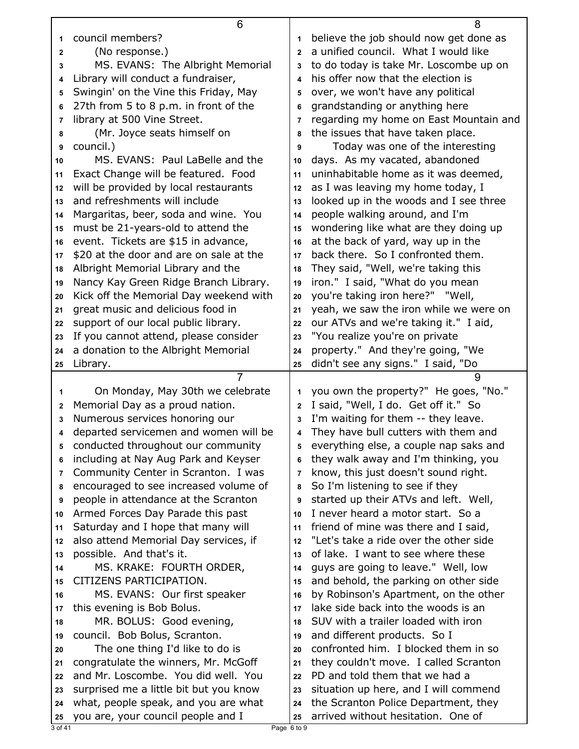council members?

(No response.)

MS. EVANS: The Albright Memorial Library will conduct a fundraiser, Swingin' on the Vine this Friday, May 27th from 5 to 8 p.m. in front of the library at 500 Vine Street.

(Mr. Joyce seats himself on council.)

MS. EVANS: Paul LaBelle and the Exact Change will be featured. Food will be provided by local restaurants and refreshments will include Margaritas, beer, soda and wine. You must be 21-years-old to attend the event. Tickets are $15 in advance, $20 at the door and are on sale at the Albright Memorial Library and the Nancy Kay Green Ridge Branch Library. Kick off the Memorial Day weekend with great music and delicious food in support of our local public library. If you cannot attend, please consider a donation to the Albright Memorial Library.

On Monday, May 30th we celebrate Memorial Day as a proud nation. Numerous services honoring our departed servicemen and women will be conducted throughout our community including at Nay Aug Park and Keyser Community Center in Scranton. I was encouraged to see increased volume of people in attendance at the Scranton Armed Forces Day Parade this past Saturday and I hope that many will also attend Memorial Day services, if possible. And that's it.

MS. KRAKE: FOURTH ORDER, CITIZENS PARTICIPATION.

MS. EVANS: Our first speaker this evening is Bob Bolus.

MR. BOLUS: Good evening, council. Bob Bolus, Scranton.

The one thing I'd like to do is congratulate the winners, Mr. McGoff and Mr. Loscombe. You did well. You surprised me a little bit but you know what, people speak, and you are what you are, your council people and I believe the job should now get done as a unified council. What I would like to do today is take Mr. Loscombe up on his offer now that the election is over, we won't have any political grandstanding or anything here regarding my home on East Mountain and the issues that have taken place.

Today was one of the interesting days. As my vacated, abandoned uninhabitable home as it was deemed, as I was leaving my home today, I looked up in the woods and I see three people walking around, and I'm wondering like what are they doing up at the back of yard, way up in the back there. So I confronted them. They said, "Well, we're taking this iron." I said, "What do you mean you're taking iron here?" "Well, yeah, we saw the iron while we were on our ATVs and we're taking it." I aid, "You realize you're on private property." And they're going, "We didn't see any signs." I said, "Do you own the property?" He goes, "No." I said, "Well, I do. Get off it." So I'm waiting for them -- they leave. They have bull cutters with them and everything else, a couple nap saks and they walk away and I'm thinking, you know, this just doesn't sound right. So I'm listening to see if they started up their ATVs and left. Well, I never heard a motor start. So a friend of mine was there and I said, "Let's take a ride over the other side of lake. I want to see where these guys are going to leave." Well, low and behold, the parking on other side by Robinson's Apartment, on the other lake side back into the woods is an SUV with a trailer loaded with iron and different products. So I confronted him. I blocked them in so they couldn't move. I called Scranton PD and told them that we had a situation up here, and I will commend the Scranton Police Department, they arrived without hesitation. One of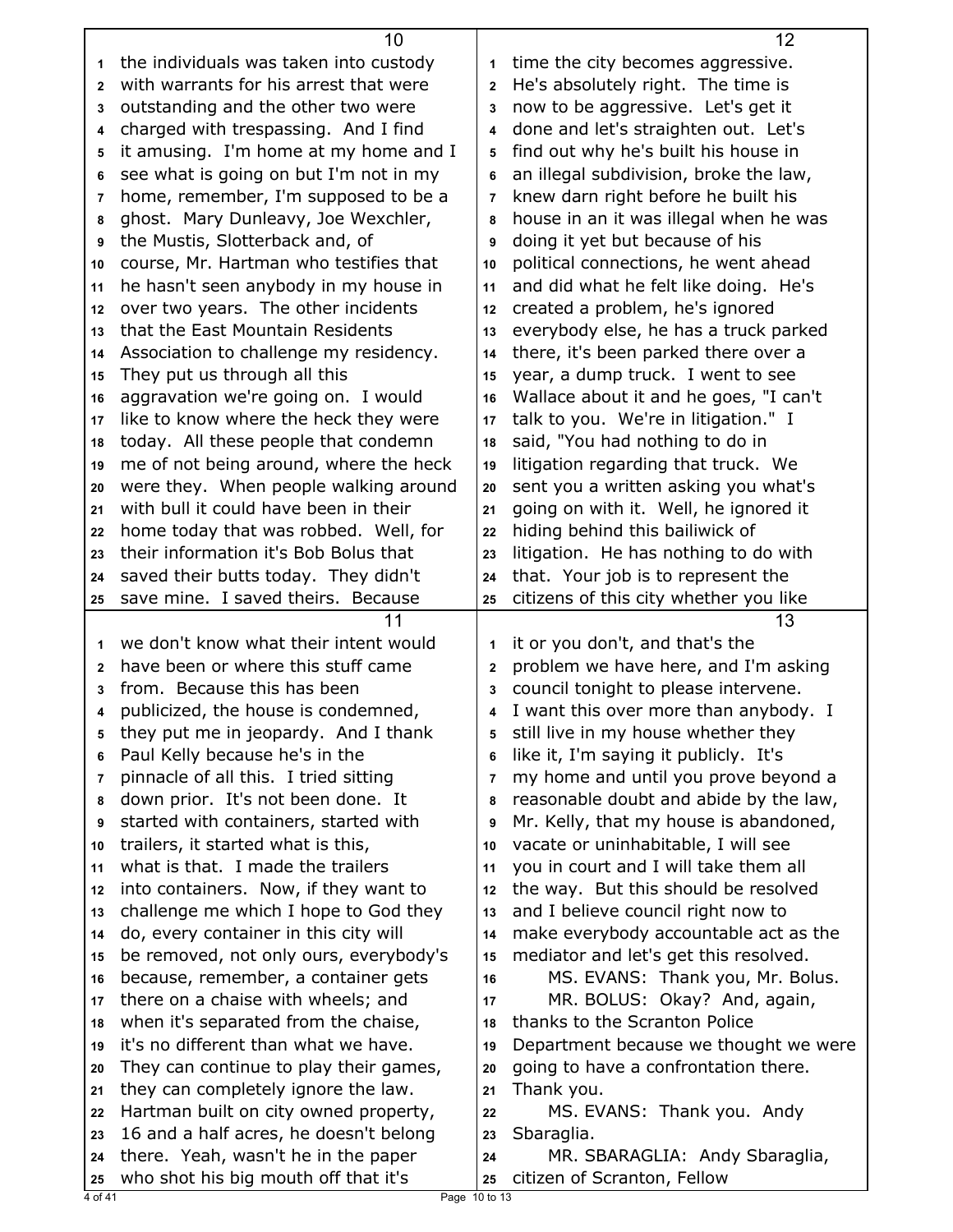the individuals was taken into custody with warrants for his arrest that were outstanding and the other two were charged with trespassing. And I find it amusing. I'm home at my home and I see what is going on but I'm not in my home, remember, I'm supposed to be a ghost. Mary Dunleavy, Joe Wexchler, the Mustis, Slotterback and, of course, Mr. Hartman who testifies that he hasn't seen anybody in my house in over two years. The other incidents that the East Mountain Residents Association to challenge my residency. They put us through all this aggravation we're going on. I would like to know where the heck they were today. All these people that condemn me of not being around, where the heck were they. When people walking around with bull it could have been in their home today that was robbed. Well, for their information it's Bob Bolus that saved their butts today. They didn't save mine. I saved theirs. Because we don't know what their intent would have been or where this stuff came from. Because this has been publicized, the house is condemned, they put me in jeopardy. And I thank Paul Kelly because he's in the pinnacle of all this. I tried sitting down prior. It's not been done. It started with containers, started with trailers, it started what is this, what is that. I made the trailers into containers. Now, if they want to challenge me which I hope to God they do, every container in this city will be removed, not only ours, everybody's because, remember, a container gets there on a chaise with wheels; and when it's separated from the chaise, it's no different than what we have. They can continue to play their games, they can completely ignore the law. Hartman built on city owned property, 16 and a half acres, he doesn't belong there. Yeah, wasn't he in the paper who shot his big mouth off that it's time the city becomes aggressive. He's absolutely right. The time is now to be aggressive. Let's get it done and let's straighten out. Let's find out why he's built his house in an illegal subdivision, broke the law, knew darn right before he built his house in an it was illegal when he was doing it yet but because of his political connections, he went ahead and did what he felt like doing. He's created a problem, he's ignored everybody else, he has a truck parked there, it's been parked there over a year, a dump truck. I went to see Wallace about it and he goes, "I can't talk to you. We're in litigation." I said, "You had nothing to do in litigation regarding that truck. We sent you a written asking you what's going on with it. Well, he ignored it hiding behind this bailiwick of litigation. He has nothing to do with that. Your job is to represent the citizens of this city whether you like it or you don't, and that's the problem we have here, and I'm asking council tonight to please intervene. I want this over more than anybody. I still live in my house whether they like it, I'm saying it publicly. It's my home and until you prove beyond a reasonable doubt and abide by the law, Mr. Kelly, that my house is abandoned, vacate or uninhabitable, I will see you in court and I will take them all the way. But this should be resolved and I believe council right now to make everybody accountable act as the mediator and let's get this resolved.

MS. EVANS: Thank you, Mr. Bolus.

MR. BOLUS: Okay? And, again, thanks to the Scranton Police Department because we thought we were going to have a confrontation there. Thank you.

MS. EVANS: Thank you. Andy Sbaraglia.

MR. SBARAGLIA: Andy Sbaraglia, citizen of Scranton, Fellow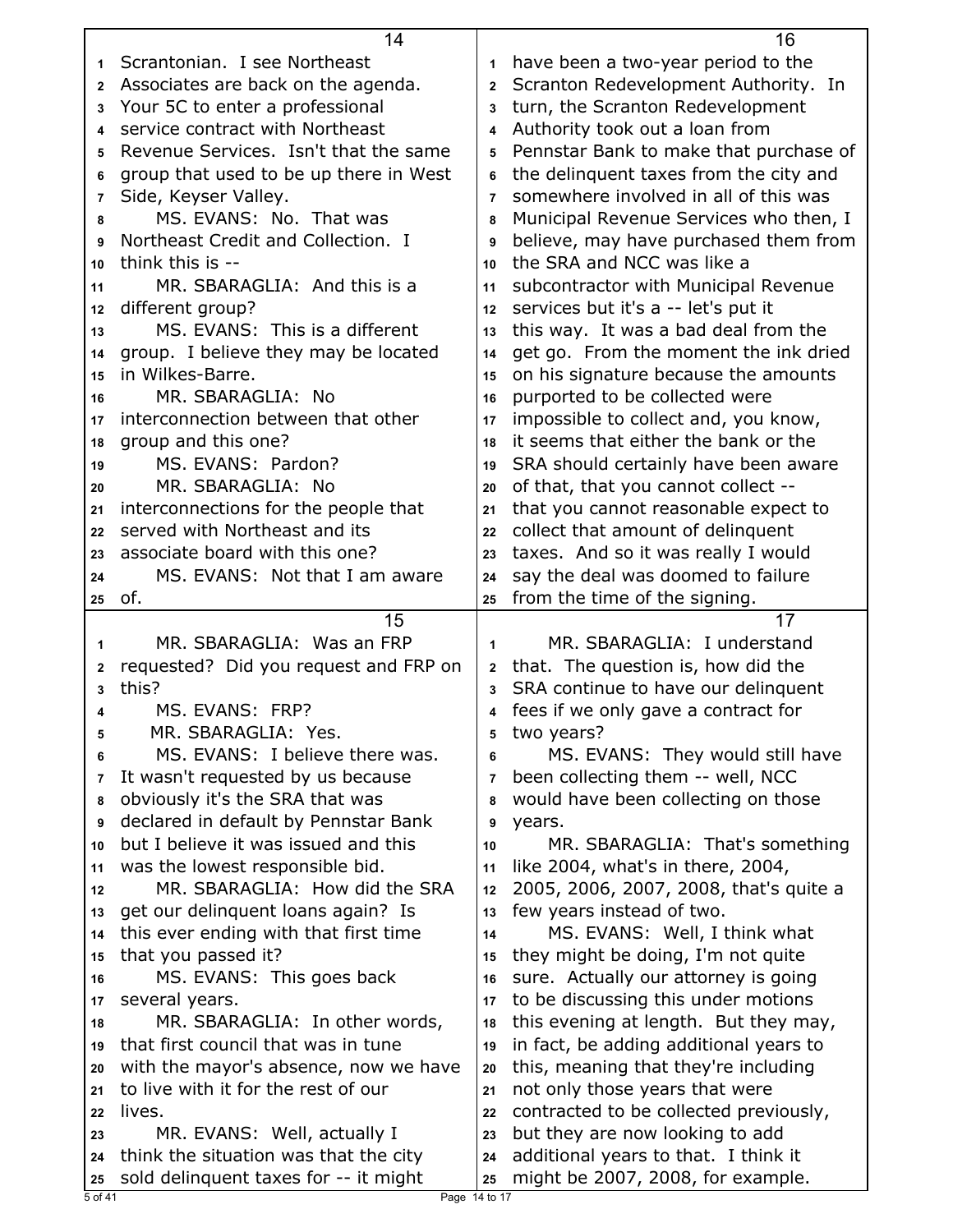Scrantonian. I see Northeast Associates are back on the agenda. Your 5C to enter a professional service contract with Northeast Revenue Services. Isn't that the same group that used to be up there in West Side, Keyser Valley.

MS. EVANS: No. That was Northeast Credit and Collection. I think this is --

MR. SBARAGLIA: And this is a different group?

MS. EVANS: This is a different group. I believe they may be located in Wilkes-Barre.

MR. SBARAGLIA: No interconnection between that other group and this one?

MS. EVANS: Pardon?

MR. SBARAGLIA: No interconnections for the people that served with Northeast and its associate board with this one?

MS. EVANS: Not that I am aware of.

MR. SBARAGLIA: Was an FRP requested? Did you request and FRP on this?

MS. EVANS: FRP?

MR. SBARAGLIA: Yes.

MS. EVANS: I believe there was. It wasn't requested by us because obviously it's the SRA that was declared in default by Pennstar Bank but I believe it was issued and this was the lowest responsible bid.

MR. SBARAGLIA: How did the SRA get our delinquent loans again? Is this ever ending with that first time that you passed it?

MS. EVANS: This goes back several years.

MR. SBARAGLIA: In other words, that first council that was in tune with the mayor's absence, now we have to live with it for the rest of our lives.

MR. EVANS: Well, actually I think the situation was that the city sold delinquent taxes for -- it might have been a two-year period to the Scranton Redevelopment Authority. In turn, the Scranton Redevelopment Authority took out a loan from Pennstar Bank to make that purchase of the delinquent taxes from the city and somewhere involved in all of this was Municipal Revenue Services who then, I believe, may have purchased them from the SRA and NCC was like a subcontractor with Municipal Revenue services but it's a -- let's put it this way. It was a bad deal from the get go. From the moment the ink dried on his signature because the amounts purported to be collected were impossible to collect and, you know, it seems that either the bank or the SRA should certainly have been aware of that, that you cannot collect -- that you cannot reasonable expect to collect that amount of delinquent taxes. And so it was really I would say the deal was doomed to failure from the time of the signing.

MR. SBARAGLIA: I understand that. The question is, how did the SRA continue to have our delinquent fees if we only gave a contract for two years?

MS. EVANS: They would still have been collecting them -- well, NCC would have been collecting on those years.

MR. SBARAGLIA: That's something like 2004, what's in there, 2004, 2005, 2006, 2007, 2008, that's quite a few years instead of two.

MS. EVANS: Well, I think what they might be doing, I'm not quite sure. Actually our attorney is going to be discussing this under motions this evening at length. But they may, in fact, be adding additional years to this, meaning that they're including not only those years that were contracted to be collected previously, but they are now looking to add additional years to that. I think it might be 2007, 2008, for example.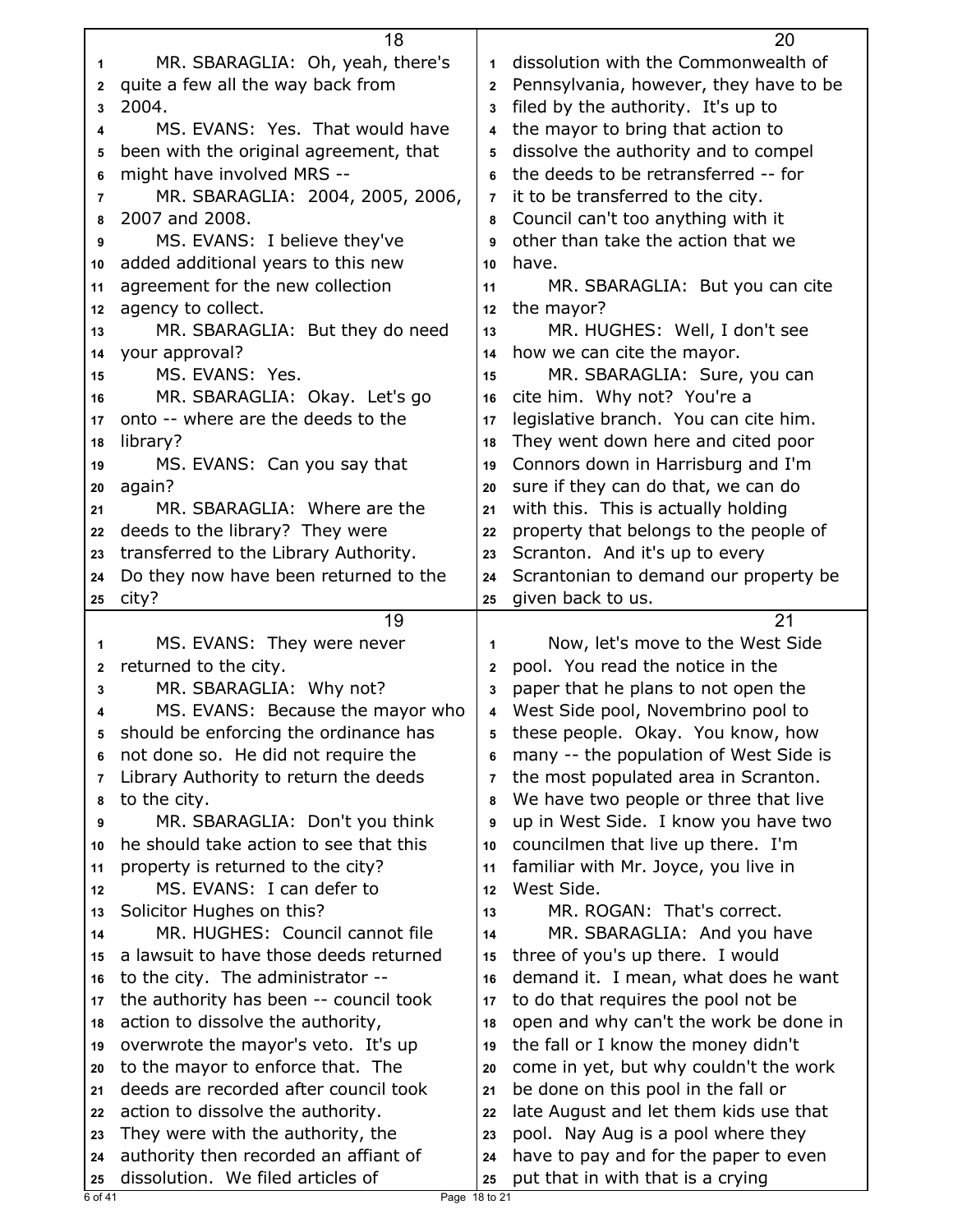MR. SBARAGLIA: Oh, yeah, there's quite a few all the way back from 2004.

MS. EVANS: Yes. That would have been with the original agreement, that might have involved MRS --

MR. SBARAGLIA: 2004, 2005, 2006, 2007 and 2008.

MS. EVANS: I believe they've added additional years to this new agreement for the new collection agency to collect.

MR. SBARAGLIA: But they do need your approval?

MS. EVANS: Yes.

MR. SBARAGLIA: Okay. Let's go onto -- where are the deeds to the library?

MS. EVANS: Can you say that again?

MR. SBARAGLIA: Where are the deeds to the library? They were transferred to the Library Authority. Do they now have been returned to the city?

MS. EVANS: They were never returned to the city.

MR. SBARAGLIA: Why not?

MS. EVANS: Because the mayor who should be enforcing the ordinance has not done so. He did not require the Library Authority to return the deeds to the city.

MR. SBARAGLIA: Don't you think he should take action to see that this property is returned to the city?

MS. EVANS: I can defer to Solicitor Hughes on this?

MR. HUGHES: Council cannot file a lawsuit to have those deeds returned to the city. The administrator -- the authority has been -- council took action to dissolve the authority, overwrote the mayor's veto. It's up to the mayor to enforce that. The deeds are recorded after council took action to dissolve the authority. They were with the authority, the authority then recorded an affiant of dissolution. We filed articles of dissolution with the Commonwealth of Pennsylvania, however, they have to be filed by the authority. It's up to the mayor to bring that action to dissolve the authority and to compel the deeds to be retransferred -- for it to be transferred to the city. Council can't too anything with it other than take the action that we have.

MR. SBARAGLIA: But you can cite the mayor?

MR. HUGHES: Well, I don't see how we can cite the mayor.

MR. SBARAGLIA: Sure, you can cite him. Why not? You're a legislative branch. You can cite him. They went down here and cited poor Connors down in Harrisburg and I'm sure if they can do that, we can do with this. This is actually holding property that belongs to the people of Scranton. And it's up to every Scrantonian to demand our property be given back to us.

Now, let's move to the West Side pool. You read the notice in the paper that he plans to not open the West Side pool, Novembrino pool to these people. Okay. You know, how many -- the population of West Side is the most populated area in Scranton. We have two people or three that live up in West Side. I know you have two councilmen that live up there. I'm familiar with Mr. Joyce, you live in West Side.

MR. ROGAN: That's correct.

MR. SBARAGLIA: And you have three of you's up there. I would demand it. I mean, what does he want to do that requires the pool not be open and why can't the work be done in the fall or I know the money didn't come in yet, but why couldn't the work be done on this pool in the fall or late August and let them kids use that pool. Nay Aug is a pool where they have to pay and for the paper to even put that in with that is a crying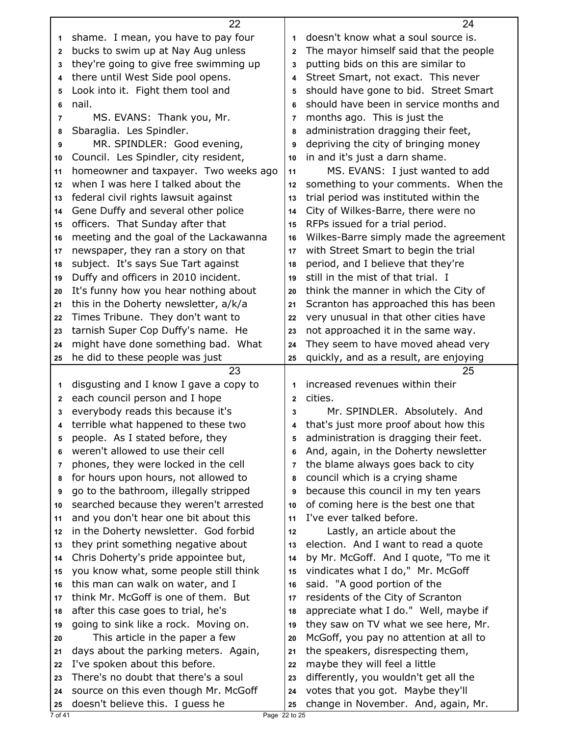shame. I mean, you have to pay four bucks to swim up at Nay Aug unless they're going to give free swimming up there until West Side pool opens. Look into it. Fight them tool and nail.

MS. EVANS: Thank you, Mr. Sbaraglia. Les Spindler.

MR. SPINDLER: Good evening, Council. Les Spindler, city resident, homeowner and taxpayer. Two weeks ago when I was here I talked about the federal civil rights lawsuit against Gene Duffy and several other police officers. That Sunday after that meeting and the goal of the Lackawanna newspaper, they ran a story on that subject. It's says Sue Tart against Duffy and officers in 2010 incident. It's funny how you hear nothing about this in the Doherty newsletter, a/k/a Times Tribune. They don't want to tarnish Super Cop Duffy's name. He might have done something bad. What he did to these people was just disgusting and I know I gave a copy to each council person and I hope everybody reads this because it's terrible what happened to these two people. As I stated before, they weren't allowed to use their cell phones, they were locked in the cell for hours upon hours, not allowed to go to the bathroom, illegally stripped searched because they weren't arrested and you don't hear one bit about this in the Doherty newsletter. God forbid they print something negative about Chris Doherty's pride appointee but, you know what, some people still think this man can walk on water, and I think Mr. McGoff is one of them. But after this case goes to trial, he's going to sink like a rock. Moving on.

This article in the paper a few days about the parking meters. Again, I've spoken about this before. There's no doubt that there's a soul source on this even though Mr. McGoff doesn't believe this. I guess he doesn't know what a soul source is. The mayor himself said that the people putting bids on this are similar to Street Smart, not exact. This never should have gone to bid. Street Smart should have been in service months and months ago. This is just the administration dragging their feet, depriving the city of bringing money in and it's just a darn shame.

MS. EVANS: I just wanted to add something to your comments. When the trial period was instituted within the City of Wilkes-Barre, there were no RFPs issued for a trial period. Wilkes-Barre simply made the agreement with Street Smart to begin the trial period, and I believe that they're still in the mist of that trial. I think the manner in which the City of Scranton has approached this has been very unusual in that other cities have not approached it in the same way. They seem to have moved ahead very quickly, and as a result, are enjoying increased revenues within their cities.

Mr. SPINDLER. Absolutely. And that's just more proof about how this administration is dragging their feet. And, again, in the Doherty newsletter the blame always goes back to city council which is a crying shame because this council in my ten years of coming here is the best one that I've ever talked before.

Lastly, an article about the election. And I want to read a quote by Mr. McGoff. And I quote, "To me it vindicates what I do," Mr. McGoff said. "A good portion of the residents of the City of Scranton appreciate what I do." Well, maybe if they saw on TV what we see here, Mr. McGoff, you pay no attention at all to the speakers, disrespecting them, maybe they will feel a little differently, you wouldn't get all the votes that you got. Maybe they'll change in November. And, again, Mr.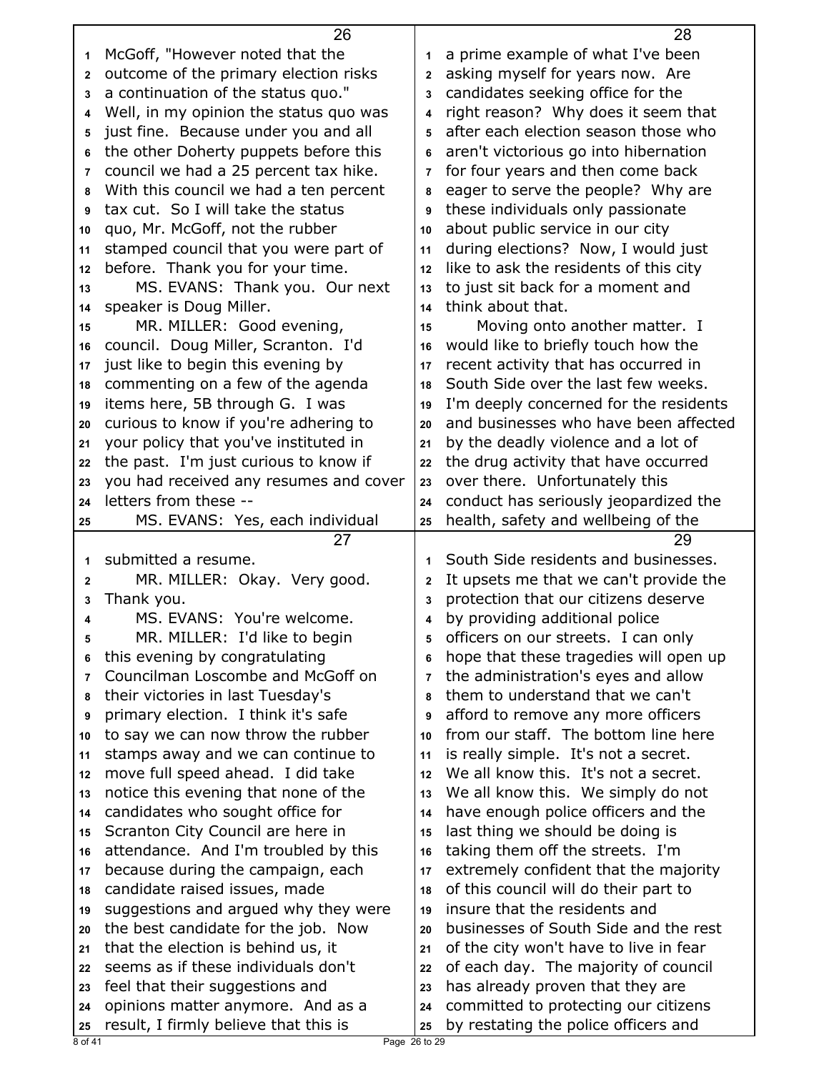McGoff, "However noted that the outcome of the primary election risks a continuation of the status quo." Well, in my opinion the status quo was just fine. Because under you and all the other Doherty puppets before this council we had a 25 percent tax hike. With this council we had a ten percent tax cut. So I will take the status quo, Mr. McGoff, not the rubber stamped council that you were part of before. Thank you for your time.

MS. EVANS: Thank you. Our next speaker is Doug Miller.

MR. MILLER: Good evening, council. Doug Miller, Scranton. I'd just like to begin this evening by commenting on a few of the agenda items here, 5B through G. I was curious to know if you're adhering to your policy that you've instituted in the past. I'm just curious to know if you had received any resumes and cover letters from these --

MS. EVANS: Yes, each individual submitted a resume.

MR. MILLER: Okay. Very good. Thank you.

MS. EVANS: You're welcome.

MR. MILLER: I'd like to begin this evening by congratulating Councilman Loscombe and McGoff on their victories in last Tuesday's primary election. I think it's safe to say we can now throw the rubber stamps away and we can continue to move full speed ahead. I did take notice this evening that none of the candidates who sought office for Scranton City Council are here in attendance. And I'm troubled by this because during the campaign, each candidate raised issues, made suggestions and argued why they were the best candidate for the job. Now that the election is behind us, it seems as if these individuals don't feel that their suggestions and opinions matter anymore. And as a result, I firmly believe that this is a prime example of what I've been asking myself for years now. Are candidates seeking office for the right reason? Why does it seem that after each election season those who aren't victorious go into hibernation for four years and then come back eager to serve the people? Why are these individuals only passionate about public service in our city during elections? Now, I would just like to ask the residents of this city to just sit back for a moment and think about that.

Moving onto another matter. I would like to briefly touch how the recent activity that has occurred in South Side over the last few weeks. I'm deeply concerned for the residents and businesses who have been affected by the deadly violence and a lot of the drug activity that have occurred over there. Unfortunately this conduct has seriously jeopardized the health, safety and wellbeing of the South Side residents and businesses. It upsets me that we can't provide the protection that our citizens deserve by providing additional police officers on our streets. I can only hope that these tragedies will open up the administration's eyes and allow them to understand that we can't afford to remove any more officers from our staff. The bottom line here is really simple. It's not a secret. We all know this. It's not a secret. We all know this. We simply do not have enough police officers and the last thing we should be doing is taking them off the streets. I'm extremely confident that the majority of this council will do their part to insure that the residents and businesses of South Side and the rest of the city won't have to live in fear of each day. The majority of council has already proven that they are committed to protecting our citizens by restating the police officers and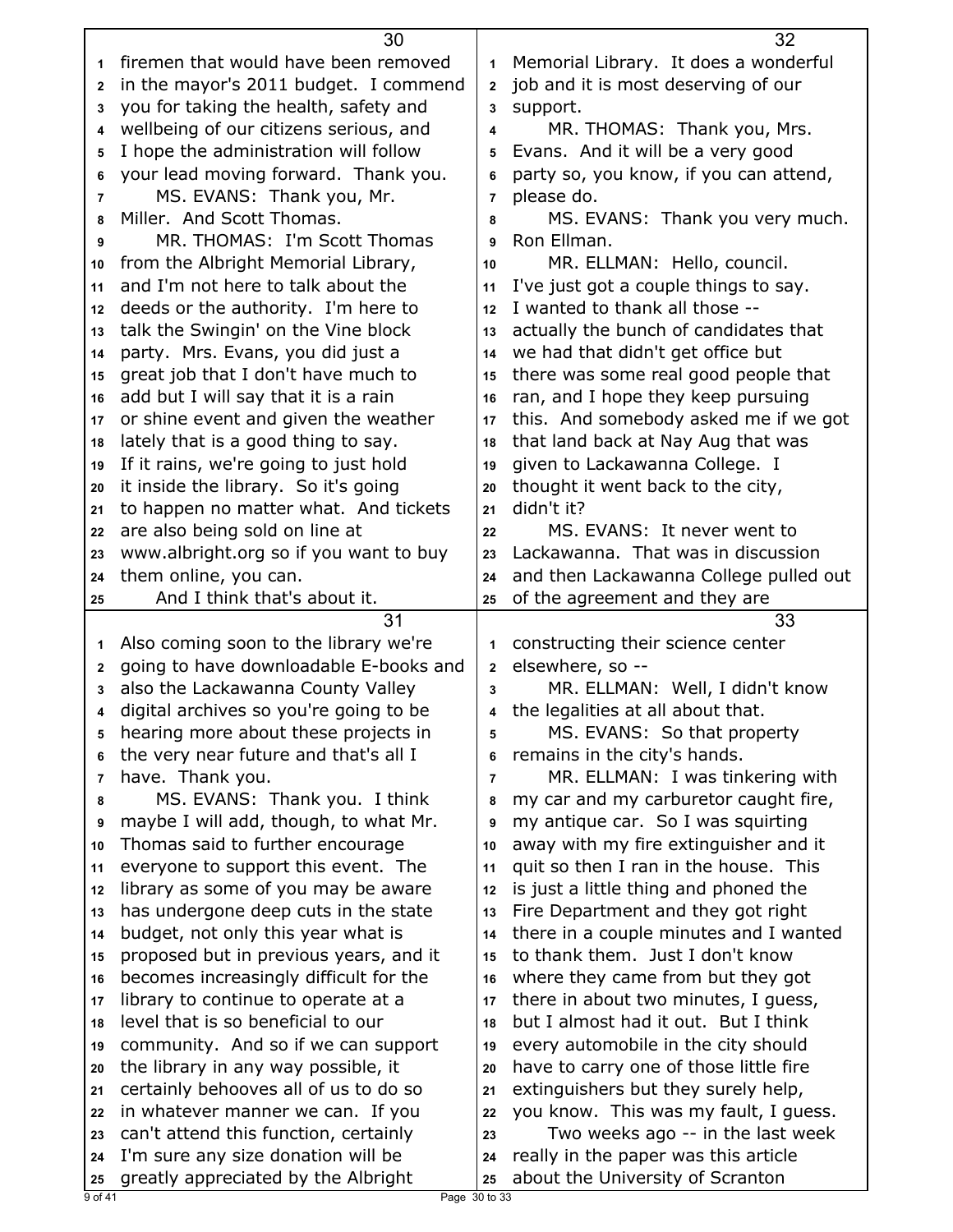firemen that would have been removed in the mayor's 2011 budget. I commend you for taking the health, safety and wellbeing of our citizens serious, and I hope the administration will follow your lead moving forward. Thank you.

MS. EVANS: Thank you, Mr. Miller. And Scott Thomas.

MR. THOMAS: I'm Scott Thomas from the Albright Memorial Library, and I'm not here to talk about the deeds or the authority. I'm here to talk the Swingin' on the Vine block party. Mrs. Evans, you did just a great job that I don't have much to add but I will say that it is a rain or shine event and given the weather lately that is a good thing to say. If it rains, we're going to just hold it inside the library. So it's going to happen no matter what. And tickets are also being sold on line at www.albright.org so if you want to buy them online, you can.

And I think that's about it. Also coming soon to the library we're going to have downloadable E-books and also the Lackawanna County Valley digital archives so you're going to be hearing more about these projects in the very near future and that's all I have. Thank you.

MS. EVANS: Thank you. I think maybe I will add, though, to what Mr. Thomas said to further encourage everyone to support this event. The library as some of you may be aware has undergone deep cuts in the state budget, not only this year what is proposed but in previous years, and it becomes increasingly difficult for the library to continue to operate at a level that is so beneficial to our community. And so if we can support the library in any way possible, it certainly behooves all of us to do so in whatever manner we can. If you can't attend this function, certainly I'm sure any size donation will be greatly appreciated by the Albright Memorial Library. It does a wonderful job and it is most deserving of our support.

MR. THOMAS: Thank you, Mrs. Evans. And it will be a very good party so, you know, if you can attend, please do.

MS. EVANS: Thank you very much. Ron Ellman.

MR. ELLMAN: Hello, council. I've just got a couple things to say. I wanted to thank all those -- actually the bunch of candidates that we had that didn't get office but there was some real good people that ran, and I hope they keep pursuing this. And somebody asked me if we got that land back at Nay Aug that was given to Lackawanna College. I thought it went back to the city, didn't it?

MS. EVANS: It never went to Lackawanna. That was in discussion and then Lackawanna College pulled out of the agreement and they are constructing their science center elsewhere, so --

MR. ELLMAN: Well, I didn't know the legalities at all about that.

MS. EVANS: So that property remains in the city's hands.

MR. ELLMAN: I was tinkering with my car and my carburetor caught fire, my antique car. So I was squirting away with my fire extinguisher and it quit so then I ran in the house. This is just a little thing and phoned the Fire Department and they got right there in a couple minutes and I wanted to thank them. Just I don't know where they came from but they got there in about two minutes, I guess, but I almost had it out. But I think every automobile in the city should have to carry one of those little fire extinguishers but they surely help, you know. This was my fault, I guess.

Two weeks ago -- in the last week really in the paper was this article about the University of Scranton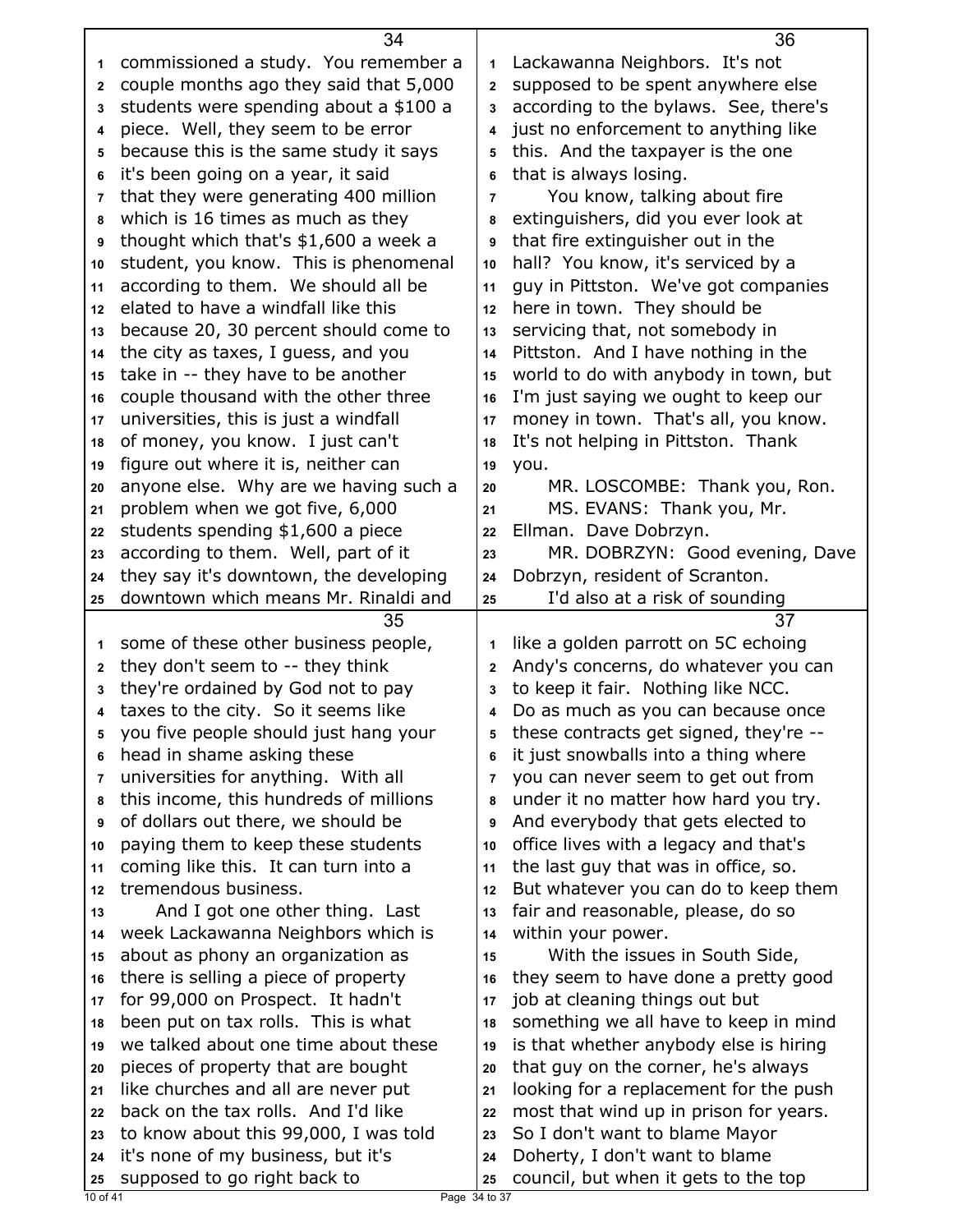commissioned a study. You remember a couple months ago they said that 5,000 students were spending about a $100 a piece. Well, they seem to be error because this is the same study it says it's been going on a year, it said that they were generating 400 million which is 16 times as much as they thought which that's $1,600 a week a student, you know. This is phenomenal according to them. We should all be elated to have a windfall like this because 20, 30 percent should come to the city as taxes, I guess, and you take in -- they have to be another couple thousand with the other three universities, this is just a windfall of money, you know. I just can't figure out where it is, neither can anyone else. Why are we having such a problem when we got five, 6,000 students spending $1,600 a piece according to them. Well, part of it they say it's downtown, the developing downtown which means Mr. Rinaldi and some of these other business people, they don't seem to -- they think they're ordained by God not to pay taxes to the city. So it seems like you five people should just hang your head in shame asking these universities for anything. With all this income, this hundreds of millions of dollars out there, we should be paying them to keep these students coming like this. It can turn into a tremendous business.

And I got one other thing. Last week Lackawanna Neighbors which is about as phony an organization as there is selling a piece of property for 99,000 on Prospect. It hadn't been put on tax rolls. This is what we talked about one time about these pieces of property that are bought like churches and all are never put back on the tax rolls. And I'd like to know about this 99,000, I was told it's none of my business, but it's supposed to go right back to Lackawanna Neighbors. It's not supposed to be spent anywhere else according to the bylaws. See, there's just no enforcement to anything like this. And the taxpayer is the one that is always losing.

You know, talking about fire extinguishers, did you ever look at that fire extinguisher out in the hall? You know, it's serviced by a guy in Pittston. We've got companies here in town. They should be servicing that, not somebody in Pittston. And I have nothing in the world to do with anybody in town, but I'm just saying we ought to keep our money in town. That's all, you know. It's not helping in Pittston. Thank you.

MR. LOSCOMBE: Thank you, Ron.

MS. EVANS: Thank you, Mr. Ellman. Dave Dobrzyn.

MR. DOBRZYN: Good evening, Dave Dobrzyn, resident of Scranton.

I'd also at a risk of sounding like a golden parrott on 5C echoing Andy's concerns, do whatever you can to keep it fair. Nothing like NCC. Do as much as you can because once these contracts get signed, they're -- it just snowballs into a thing where you can never seem to get out from under it no matter how hard you try. And everybody that gets elected to office lives with a legacy and that's the last guy that was in office, so. But whatever you can do to keep them fair and reasonable, please, do so within your power.

With the issues in South Side, they seem to have done a pretty good job at cleaning things out but something we all have to keep in mind is that whether anybody else is hiring that guy on the corner, he's always looking for a replacement for the push most that wind up in prison for years. So I don't want to blame Mayor Doherty, I don't want to blame council, but when it gets to the top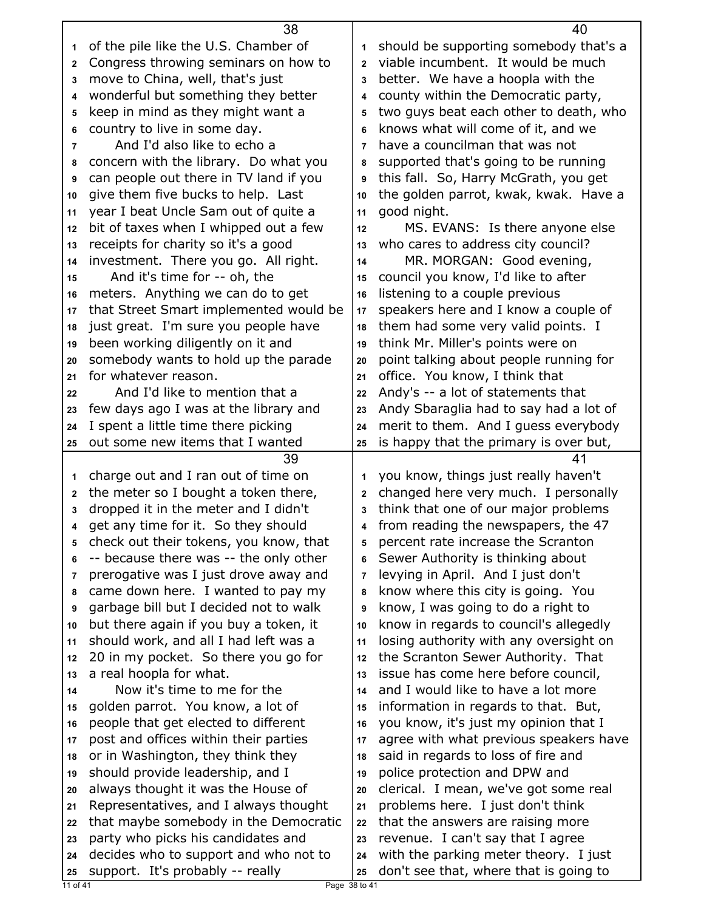of the pile like the U.S. Chamber of Congress throwing seminars on how to move to China, well, that's just wonderful but something they better keep in mind as they might want a country to live in some day.

And I'd also like to echo a concern with the library. Do what you can people out there in TV land if you give them five bucks to help. Last year I beat Uncle Sam out of quite a bit of taxes when I whipped out a few receipts for charity so it's a good investment. There you go. All right.

And it's time for -- oh, the meters. Anything we can do to get that Street Smart implemented would be just great. I'm sure you people have been working diligently on it and somebody wants to hold up the parade for whatever reason.

And I'd like to mention that a few days ago I was at the library and I spent a little time there picking out some new items that I wanted charge out and I ran out of time on the meter so I bought a token there, dropped it in the meter and I didn't get any time for it. So they should check out their tokens, you know, that -- because there was -- the only other prerogative was I just drove away and came down here. I wanted to pay my garbage bill but I decided not to walk but there again if you buy a token, it should work, and all I had left was a 20 in my pocket. So there you go for a real hoopla for what.

Now it's time to me for the golden parrot. You know, a lot of people that get elected to different post and offices within their parties or in Washington, they think they should provide leadership, and I always thought it was the House of Representatives, and I always thought that maybe somebody in the Democratic party who picks his candidates and decides who to support and who not to support. It's probably -- really should be supporting somebody that's a viable incumbent. It would be much better. We have a hoopla with the county within the Democratic party, two guys beat each other to death, who knows what will come of it, and we have a councilman that was not supported that's going to be running this fall. So, Harry McGrath, you get the golden parrot, kwak, kwak. Have a good night.

MS. EVANS: Is there anyone else who cares to address city council?

MR. MORGAN: Good evening, council you know, I'd like to after listening to a couple previous speakers here and I know a couple of them had some very valid points. I think Mr. Miller's points were on point talking about people running for office. You know, I think that Andy's -- a lot of statements that Andy Sbaraglia had to say had a lot of merit to them. And I guess everybody is happy that the primary is over but, you know, things just really haven't changed here very much. I personally think that one of our major problems from reading the newspapers, the 47 percent rate increase the Scranton Sewer Authority is thinking about levying in April. And I just don't know where this city is going. You know, I was going to do a right to know in regards to council's allegedly losing authority with any oversight on the Scranton Sewer Authority. That issue has come here before council, and I would like to have a lot more information in regards to that. But, you know, it's just my opinion that I agree with what previous speakers have said in regards to loss of fire and police protection and DPW and clerical. I mean, we've got some real problems here. I just don't think that the answers are raising more revenue. I can't say that I agree with the parking meter theory. I just don't see that, where that is going to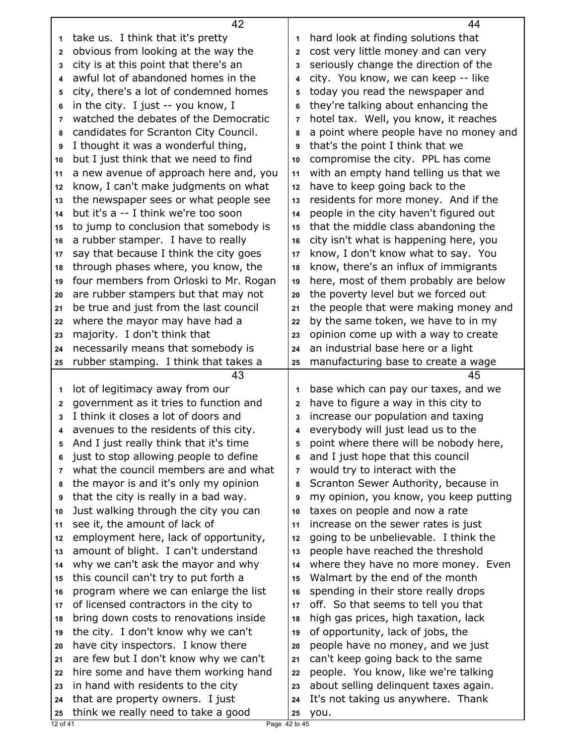take us. I think that it's pretty obvious from looking at the way the city is at this point that there's an awful lot of abandoned homes in the city, there's a lot of condemned homes in the city. I just -- you know, I watched the debates of the Democratic candidates for Scranton City Council. I thought it was a wonderful thing, but I just think that we need to find a new avenue of approach here and, you know, I can't make judgments on what the newspaper sees or what people see but it's a -- I think we're too soon to jump to conclusion that somebody is a rubber stamper. I have to really say that because I think the city goes through phases where, you know, the four members from Orloski to Mr. Rogan are rubber stampers but that may not be true and just from the last council where the mayor may have had a majority. I don't think that necessarily means that somebody is rubber stamping. I think that takes a lot of legitimacy away from our government as it tries to function and I think it closes a lot of doors and avenues to the residents of this city. And I just really think that it's time just to stop allowing people to define what the council members are and what the mayor is and it's only my opinion that the city is really in a bad way. Just walking through the city you can see it, the amount of lack of employment here, lack of opportunity, amount of blight. I can't understand why we can't ask the mayor and why this council can't try to put forth a program where we can enlarge the list of licensed contractors in the city to bring down costs to renovations inside the city. I don't know why we can't have city inspectors. I know there are few but I don't know why we can't hire some and have them working hand in hand with residents to the city that are property owners. I just think we really need to take a good hard look at finding solutions that cost very little money and can very seriously change the direction of the city. You know, we can keep -- like today you read the newspaper and they're talking about enhancing the hotel tax. Well, you know, it reaches a point where people have no money and that's the point I think that we compromise the city. PPL has come with an empty hand telling us that we have to keep going back to the residents for more money. And if the people in the city haven't figured out that the middle class abandoning the city isn't what is happening here, you know, I don't know what to say. You know, there's an influx of immigrants here, most of them probably are below the poverty level but we forced out the people that were making money and by the same token, we have to in my opinion come up with a way to create an industrial base here or a light manufacturing base to create a wage base which can pay our taxes, and we have to figure a way in this city to increase our population and taxing everybody will just lead us to the point where there will be nobody here, and I just hope that this council would try to interact with the Scranton Sewer Authority, because in my opinion, you know, you keep putting taxes on people and now a rate increase on the sewer rates is just going to be unbelievable. I think the people have reached the threshold where they have no more money. Even Walmart by the end of the month spending in their store really drops off. So that seems to tell you that high gas prices, high taxation, lack of opportunity, lack of jobs, the people have no money, and we just can't keep going back to the same people. You know, like we're talking about selling delinquent taxes again. It's not taking us anywhere. Thank you.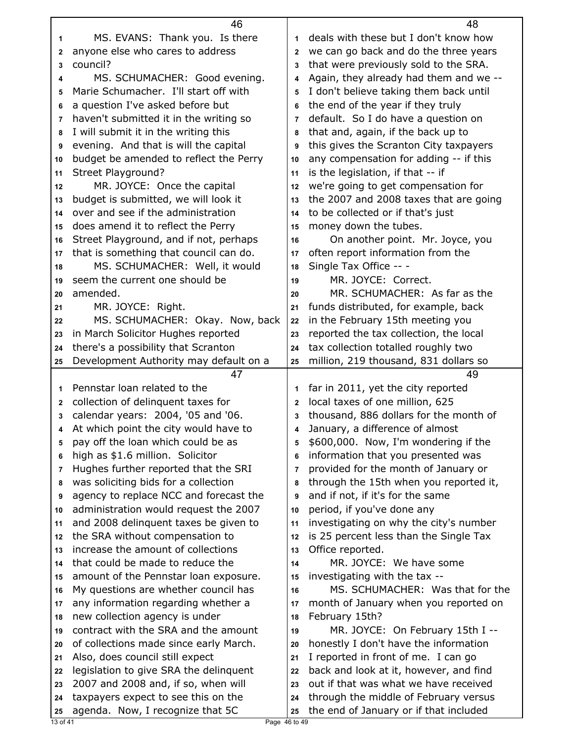MS. EVANS: Thank you. Is there anyone else who cares to address council?

MS. SCHUMACHER: Good evening. Marie Schumacher. I'll start off with a question I've asked before but haven't submitted it in the writing so I will submit it in the writing this evening. And that is will the capital budget be amended to reflect the Perry Street Playground?

MR. JOYCE: Once the capital budget is submitted, we will look it over and see if the administration does amend it to reflect the Perry Street Playground, and if not, perhaps that is something that council can do.

MS. SCHUMACHER: Well, it would seem the current one should be amended.

MR. JOYCE: Right.

MS. SCHUMACHER: Okay. Now, back in March Solicitor Hughes reported there's a possibility that Scranton Development Authority may default on a Pennstar loan related to the collection of delinquent taxes for calendar years: 2004, '05 and '06. At which point the city would have to pay off the loan which could be as high as $1.6 million. Solicitor Hughes further reported that the SRI was soliciting bids for a collection agency to replace NCC and forecast the administration would request the 2007 and 2008 delinquent taxes be given to the SRA without compensation to increase the amount of collections that could be made to reduce the amount of the Pennstar loan exposure. My questions are whether council has any information regarding whether a new collection agency is under contract with the SRA and the amount of collections made since early March. Also, does council still expect legislation to give SRA the delinquent 2007 and 2008 and, if so, when will taxpayers expect to see this on the agenda. Now, I recognize that 5C deals with these but I don't know how we can go back and do the three years that were previously sold to the SRA. Again, they already had them and we -- I don't believe taking them back until the end of the year if they truly default. So I do have a question on that and, again, if the back up to this gives the Scranton City taxpayers any compensation for adding -- if this is the legislation, if that -- if we're going to get compensation for the 2007 and 2008 taxes that are going to be collected or if that's just money down the tubes.

On another point. Mr. Joyce, you often report information from the Single Tax Office -- -

MR. JOYCE: Correct.

MR. SCHUMACHER: As far as the funds distributed, for example, back in the February 15th meeting you reported the tax collection, the local tax collection totalled roughly two million, 219 thousand, 831 dollars so far in 2011, yet the city reported local taxes of one million, 625 thousand, 886 dollars for the month of January, a difference of almost $600,000. Now, I'm wondering if the information that you presented was provided for the month of January or through the 15th when you reported it, and if not, if it's for the same period, if you've done any investigating on why the city's number is 25 percent less than the Single Tax Office reported.

MR. JOYCE: We have some investigating with the tax --

MS. SCHUMACHER: Was that for the month of January when you reported on February 15th?

MR. JOYCE: On February 15th I -- honestly I don't have the information I reported in front of me. I can go back and look at it, however, and find out if that was what we have received through the middle of February versus the end of January or if that included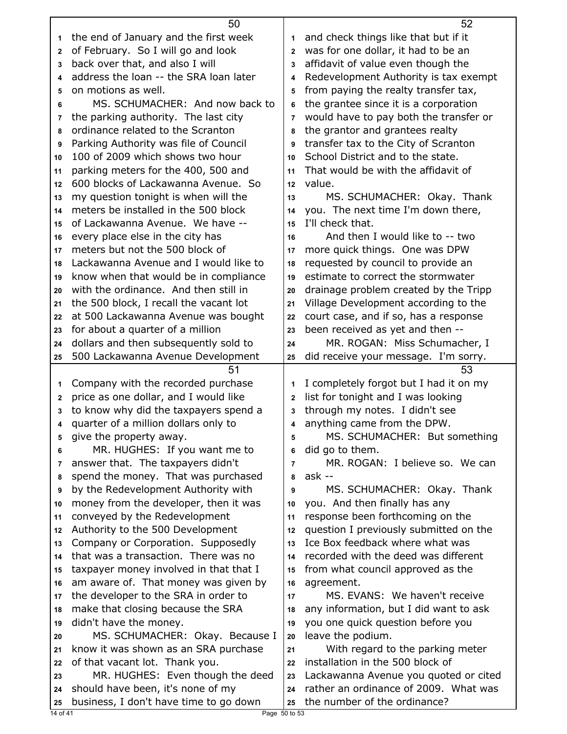the end of January and the first week of February. So I will go and look back over that, and also I will address the loan -- the SRA loan later on motions as well.

MS. SCHUMACHER: And now back to the parking authority. The last city ordinance related to the Scranton Parking Authority was file of Council 100 of 2009 which shows two hour parking meters for the 400, 500 and 600 blocks of Lackawanna Avenue. So my question tonight is when will the meters be installed in the 500 block of Lackawanna Avenue. We have -- every place else in the city has meters but not the 500 block of Lackawanna Avenue and I would like to know when that would be in compliance with the ordinance. And then still in the 500 block, I recall the vacant lot at 500 Lackawanna Avenue was bought for about a quarter of a million dollars and then subsequently sold to 500 Lackawanna Avenue Development Company with the recorded purchase price as one dollar, and I would like to know why did the taxpayers spend a quarter of a million dollars only to give the property away.

MR. HUGHES: If you want me to answer that. The taxpayers didn't spend the money. That was purchased by the Redevelopment Authority with money from the developer, then it was conveyed by the Redevelopment Authority to the 500 Development Company or Corporation. Supposedly that was a transaction. There was no taxpayer money involved in that that I am aware of. That money was given by the developer to the SRA in order to make that closing because the SRA didn't have the money.

MS. SCHUMACHER: Okay. Because I know it was shown as an SRA purchase of that vacant lot. Thank you.

MR. HUGHES: Even though the deed should have been, it's none of my business, I don't have time to go down and check things like that but if it was for one dollar, it had to be an affidavit of value even though the Redevelopment Authority is tax exempt from paying the realty transfer tax, the grantee since it is a corporation would have to pay both the transfer or the grantor and grantees realty transfer tax to the City of Scranton School District and to the state. That would be with the affidavit of value.

MS. SCHUMACHER: Okay. Thank you. The next time I'm down there, I'll check that.

And then I would like to -- two more quick things. One was DPW requested by council to provide an estimate to correct the stormwater drainage problem created by the Tripp Village Development according to the court case, and if so, has a response been received as yet and then --

MR. ROGAN: Miss Schumacher, I did receive your message. I'm sorry. I completely forgot but I had it on my list for tonight and I was looking through my notes. I didn't see anything came from the DPW.

MS. SCHUMACHER: But something did go to them.

MR. ROGAN: I believe so. We can ask --

MS. SCHUMACHER: Okay. Thank you. And then finally has any response been forthcoming on the question I previously submitted on the Ice Box feedback where what was recorded with the deed was different from what council approved as the agreement.

MS. EVANS: We haven't receive any information, but I did want to ask you one quick question before you leave the podium.

With regard to the parking meter installation in the 500 block of Lackawanna Avenue you quoted or cited rather an ordinance of 2009. What was the number of the ordinance?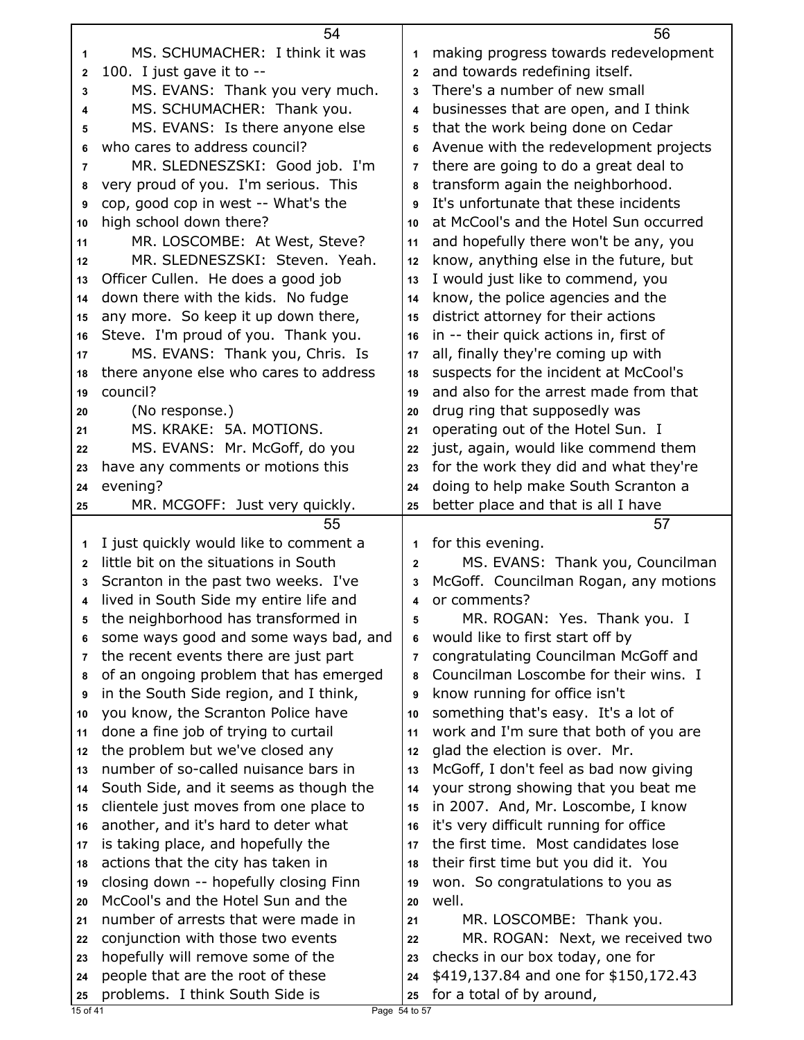MS. SCHUMACHER: I think it was 100. I just gave it to --

MS. EVANS: Thank you very much.

MS. SCHUMACHER: Thank you.

MS. EVANS: Is there anyone else who cares to address council?

MR. SLEDNESZSKI: Good job. I'm very proud of you. I'm serious. This cop, good cop in west -- What's the high school down there?

MR. LOSCOMBE: At West, Steve?

MR. SLEDNESZSKI: Steven. Yeah. Officer Cullen. He does a good job down there with the kids. No fudge any more. So keep it up down there, Steve. I'm proud of you. Thank you.

MS. EVANS: Thank you, Chris. Is there anyone else who cares to address council?

(No response.)

MS. KRAKE: 5A. MOTIONS.

MS. EVANS: Mr. McGoff, do you have any comments or motions this evening?

MR. MCGOFF: Just very quickly. I just quickly would like to comment a little bit on the situations in South Scranton in the past two weeks. I've lived in South Side my entire life and the neighborhood has transformed in some ways good and some ways bad, and the recent events there are just part of an ongoing problem that has emerged in the South Side region, and I think, you know, the Scranton Police have done a fine job of trying to curtail the problem but we've closed any number of so-called nuisance bars in South Side, and it seems as though the clientele just moves from one place to another, and it's hard to deter what is taking place, and hopefully the actions that the city has taken in closing down -- hopefully closing Finn McCool's and the Hotel Sun and the number of arrests that were made in conjunction with those two events hopefully will remove some of the people that are the root of these problems. I think South Side is making progress towards redevelopment and towards redefining itself. There's a number of new small businesses that are open, and I think that the work being done on Cedar Avenue with the redevelopment projects there are going to do a great deal to transform again the neighborhood. It's unfortunate that these incidents at McCool's and the Hotel Sun occurred and hopefully there won't be any, you know, anything else in the future, but I would just like to commend, you know, the police agencies and the district attorney for their actions in -- their quick actions in, first of all, finally they're coming up with suspects for the incident at McCool's and also for the arrest made from that drug ring that supposedly was operating out of the Hotel Sun. I just, again, would like commend them for the work they did and what they're doing to help make South Scranton a better place and that is all I have for this evening.

MS. EVANS: Thank you, Councilman McGoff. Councilman Rogan, any motions or comments?

MR. ROGAN: Yes. Thank you. I would like to first start off by congratulating Councilman McGoff and Councilman Loscombe for their wins. I know running for office isn't something that's easy. It's a lot of work and I'm sure that both of you are glad the election is over. Mr. McGoff, I don't feel as bad now giving your strong showing that you beat me in 2007. And, Mr. Loscombe, I know it's very difficult running for office the first time. Most candidates lose their first time but you did it. You won. So congratulations to you as well.

MR. LOSCOMBE: Thank you.

MR. ROGAN: Next, we received two checks in our box today, one for $419,137.84 and one for $150,172.43 for a total of by around,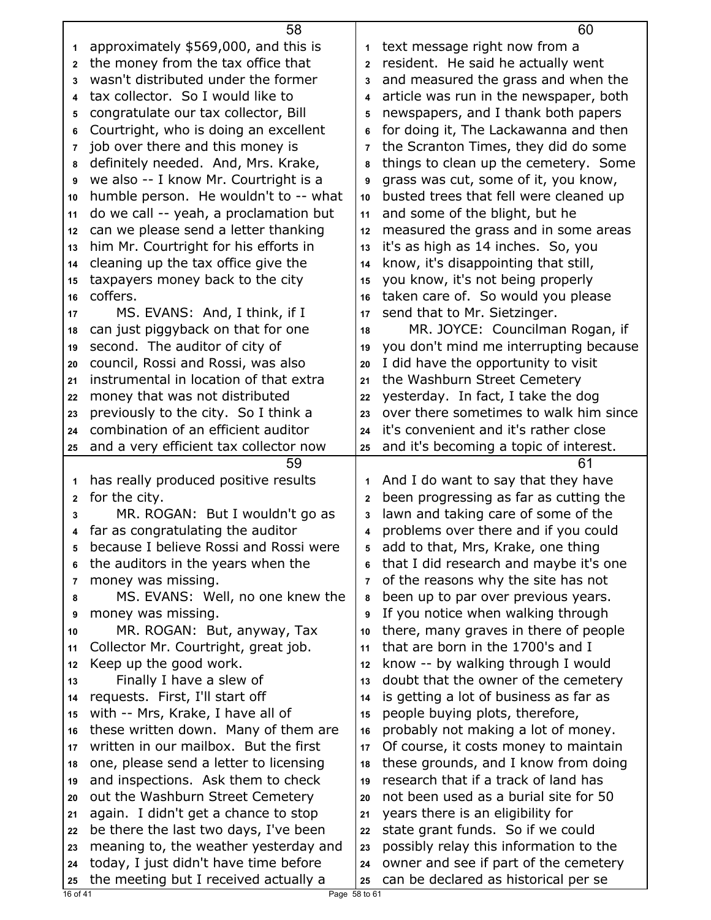approximately $569,000, and this is the money from the tax office that wasn't distributed under the former tax collector. So I would like to congratulate our tax collector, Bill Courtright, who is doing an excellent job over there and this money is definitely needed. And, Mrs. Krake, we also -- I know Mr. Courtright is a humble person. He wouldn't to -- what do we call -- yeah, a proclamation but can we please send a letter thanking him Mr. Courtright for his efforts in cleaning up the tax office give the taxpayers money back to the city coffers.

MS. EVANS: And, I think, if I can just piggyback on that for one second. The auditor of city of council, Rossi and Rossi, was also instrumental in location of that extra money that was not distributed previously to the city. So I think a combination of an efficient auditor and a very efficient tax collector now has really produced positive results for the city.

MR. ROGAN: But I wouldn't go as far as congratulating the auditor because I believe Rossi and Rossi were the auditors in the years when the money was missing.

MS. EVANS: Well, no one knew the money was missing.

MR. ROGAN: But, anyway, Tax Collector Mr. Courtright, great job. Keep up the good work.

Finally I have a slew of requests. First, I'll start off with -- Mrs, Krake, I have all of these written down. Many of them are written in our mailbox. But the first one, please send a letter to licensing and inspections. Ask them to check out the Washburn Street Cemetery again. I didn't get a chance to stop be there the last two days, I've been meaning to, the weather yesterday and today, I just didn't have time before the meeting but I received actually a text message right now from a resident. He said he actually went and measured the grass and when the article was run in the newspaper, both newspapers, and I thank both papers for doing it, The Lackawanna and then the Scranton Times, they did do some things to clean up the cemetery. Some grass was cut, some of it, you know, busted trees that fell were cleaned up and some of the blight, but he measured the grass and in some areas it's as high as 14 inches. So, you know, it's disappointing that still, you know, it's not being properly taken care of. So would you please send that to Mr. Sietzinger.

MR. JOYCE: Councilman Rogan, if you don't mind me interrupting because I did have the opportunity to visit the Washburn Street Cemetery yesterday. In fact, I take the dog over there sometimes to walk him since it's convenient and it's rather close and it's becoming a topic of interest. And I do want to say that they have been progressing as far as cutting the lawn and taking care of some of the problems over there and if you could add to that, Mrs, Krake, one thing that I did research and maybe it's one of the reasons why the site has not been up to par over previous years. If you notice when walking through there, many graves in there of people that are born in the 1700's and I know -- by walking through I would doubt that the owner of the cemetery is getting a lot of business as far as people buying plots, therefore, probably not making a lot of money. Of course, it costs money to maintain these grounds, and I know from doing research that if a track of land has not been used as a burial site for 50 years there is an eligibility for state grant funds. So if we could possibly relay this information to the owner and see if part of the cemetery can be declared as historical per se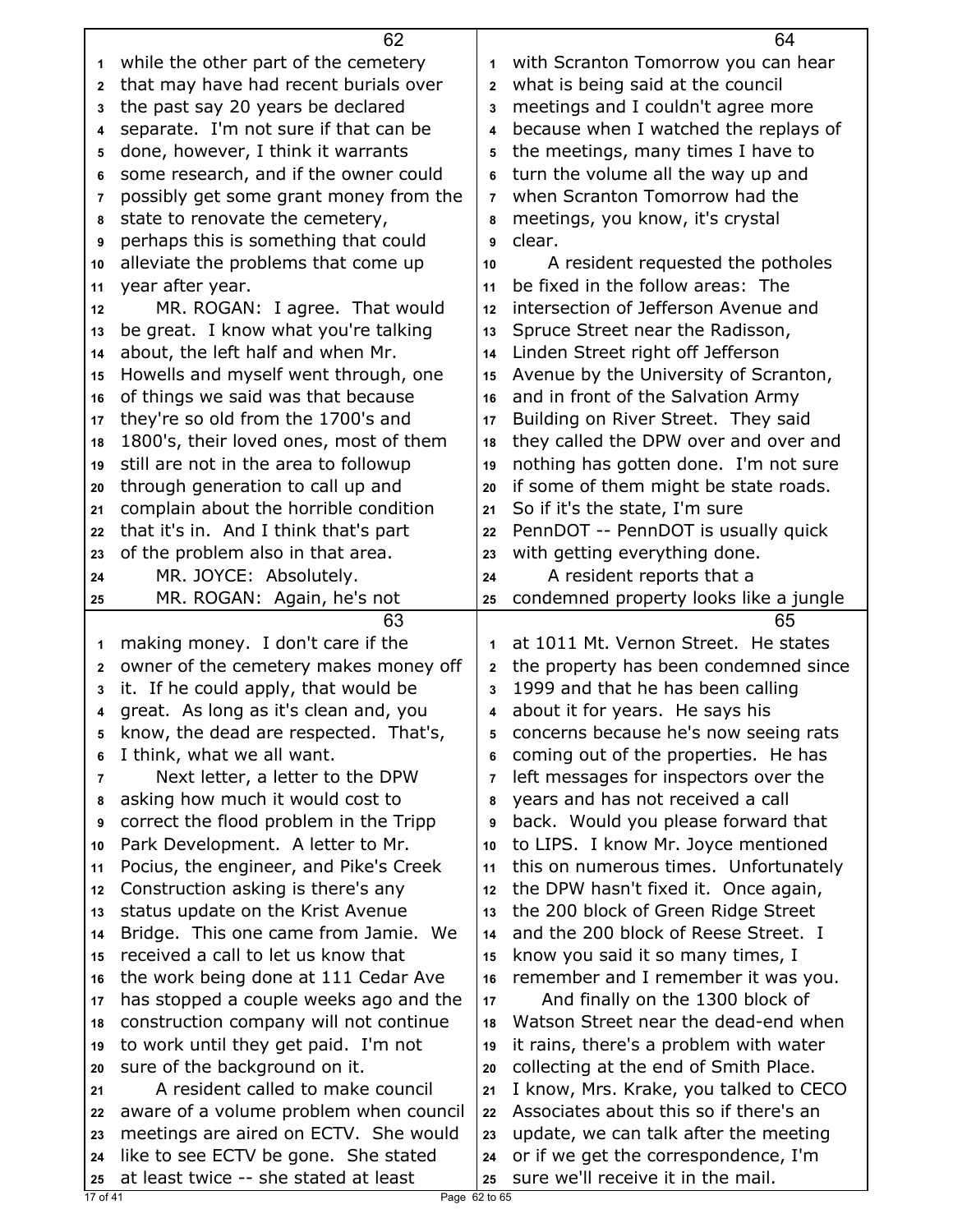while the other part of the cemetery that may have had recent burials over the past say 20 years be declared separate. I'm not sure if that can be done, however, I think it warrants some research, and if the owner could possibly get some grant money from the state to renovate the cemetery, perhaps this is something that could alleviate the problems that come up year after year.

MR. ROGAN: I agree. That would be great. I know what you're talking about, the left half and when Mr. Howells and myself went through, one of things we said was that because they're so old from the 1700's and 1800's, their loved ones, most of them still are not in the area to followup through generation to call up and complain about the horrible condition that it's in. And I think that's part of the problem also in that area.

MR. JOYCE: Absolutely.

MR. ROGAN: Again, he's not making money. I don't care if the owner of the cemetery makes money off it. If he could apply, that would be great. As long as it's clean and, you know, the dead are respected. That's, I think, what we all want.

Next letter, a letter to the DPW asking how much it would cost to correct the flood problem in the Tripp Park Development. A letter to Mr. Pocius, the engineer, and Pike's Creek Construction asking is there's any status update on the Krist Avenue Bridge. This one came from Jamie. We received a call to let us know that the work being done at 111 Cedar Ave has stopped a couple weeks ago and the construction company will not continue to work until they get paid. I'm not sure of the background on it.

A resident called to make council aware of a volume problem when council meetings are aired on ECTV. She would like to see ECTV be gone. She stated at least twice -- she stated at least with Scranton Tomorrow you can hear what is being said at the council meetings and I couldn't agree more because when I watched the replays of the meetings, many times I have to turn the volume all the way up and when Scranton Tomorrow had the meetings, you know, it's crystal clear.

A resident requested the potholes be fixed in the follow areas: The intersection of Jefferson Avenue and Spruce Street near the Radisson, Linden Street right off Jefferson Avenue by the University of Scranton, and in front of the Salvation Army Building on River Street. They said they called the DPW over and over and nothing has gotten done. I'm not sure if some of them might be state roads. So if it's the state, I'm sure PennDOT -- PennDOT is usually quick with getting everything done.

A resident reports that a condemned property looks like a jungle at 1011 Mt. Vernon Street. He states the property has been condemned since 1999 and that he has been calling about it for years. He says his concerns because he's now seeing rats coming out of the properties. He has left messages for inspectors over the years and has not received a call back. Would you please forward that to LIPS. I know Mr. Joyce mentioned this on numerous times. Unfortunately the DPW hasn't fixed it. Once again, the 200 block of Green Ridge Street and the 200 block of Reese Street. I know you said it so many times, I remember and I remember it was you.

And finally on the 1300 block of Watson Street near the dead-end when it rains, there's a problem with water collecting at the end of Smith Place. I know, Mrs. Krake, you talked to CECO Associates about this so if there's an update, we can talk after the meeting or if we get the correspondence, I'm sure we'll receive it in the mail.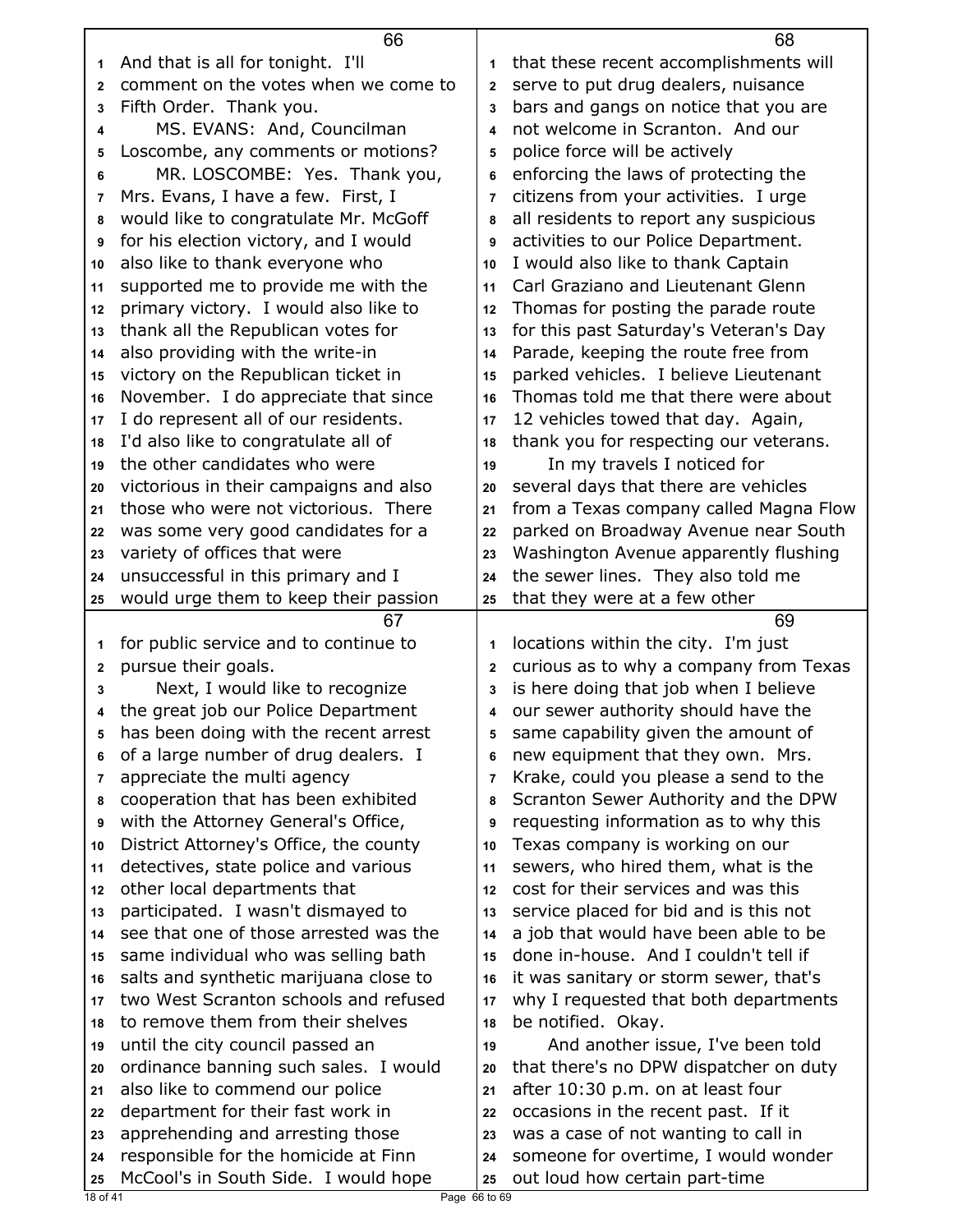And that is all for tonight. I'll comment on the votes when we come to Fifth Order. Thank you.

MS. EVANS: And, Councilman Loscombe, any comments or motions?

MR. LOSCOMBE: Yes. Thank you, Mrs. Evans, I have a few. First, I would like to congratulate Mr. McGoff for his election victory, and I would also like to thank everyone who supported me to provide me with the primary victory. I would also like to thank all the Republican votes for also providing with the write-in victory on the Republican ticket in November. I do appreciate that since I do represent all of our residents. I'd also like to congratulate all of the other candidates who were victorious in their campaigns and also those who were not victorious. There was some very good candidates for a variety of offices that were unsuccessful in this primary and I would urge them to keep their passion for public service and to continue to pursue their goals.

Next, I would like to recognize the great job our Police Department has been doing with the recent arrest of a large number of drug dealers. I appreciate the multi agency cooperation that has been exhibited with the Attorney General's Office, District Attorney's Office, the county detectives, state police and various other local departments that participated. I wasn't dismayed to see that one of those arrested was the same individual who was selling bath salts and synthetic marijuana close to two West Scranton schools and refused to remove them from their shelves until the city council passed an ordinance banning such sales. I would also like to commend our police department for their fast work in apprehending and arresting those responsible for the homicide at Finn McCool's in South Side. I would hope that these recent accomplishments will serve to put drug dealers, nuisance bars and gangs on notice that you are not welcome in Scranton. And our police force will be actively enforcing the laws of protecting the citizens from your activities. I urge all residents to report any suspicious activities to our Police Department. I would also like to thank Captain Carl Graziano and Lieutenant Glenn Thomas for posting the parade route for this past Saturday's Veteran's Day Parade, keeping the route free from parked vehicles. I believe Lieutenant Thomas told me that there were about 12 vehicles towed that day. Again, thank you for respecting our veterans.

In my travels I noticed for several days that there are vehicles from a Texas company called Magna Flow parked on Broadway Avenue near South Washington Avenue apparently flushing the sewer lines. They also told me that they were at a few other locations within the city. I'm just curious as to why a company from Texas is here doing that job when I believe our sewer authority should have the same capability given the amount of new equipment that they own. Mrs. Krake, could you please a send to the Scranton Sewer Authority and the DPW requesting information as to why this Texas company is working on our sewers, who hired them, what is the cost for their services and was this service placed for bid and is this not a job that would have been able to be done in-house. And I couldn't tell if it was sanitary or storm sewer, that's why I requested that both departments be notified. Okay.

And another issue, I've been told that there's no DPW dispatcher on duty after 10:30 p.m. on at least four occasions in the recent past. If it was a case of not wanting to call in someone for overtime, I would wonder out loud how certain part-time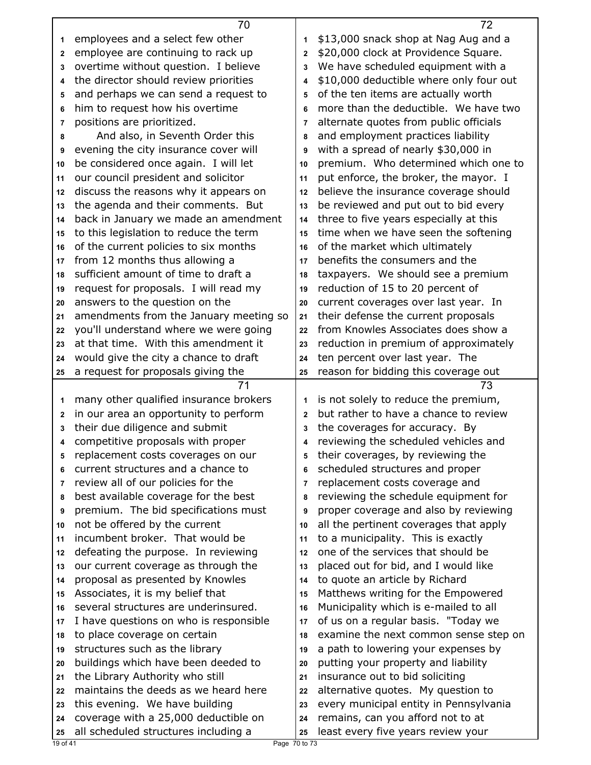employees and a select few other employee are continuing to rack up overtime without question. I believe the director should review priorities and perhaps we can send a request to him to request how his overtime positions are prioritized.

And also, in Seventh Order this evening the city insurance cover will be considered once again. I will let our council president and solicitor discuss the reasons why it appears on the agenda and their comments. But back in January we made an amendment to this legislation to reduce the term of the current policies to six months from 12 months thus allowing a sufficient amount of time to draft a request for proposals. I will read my answers to the question on the amendments from the January meeting so you'll understand where we were going at that time. With this amendment it would give the city a chance to draft a request for proposals giving the many other qualified insurance brokers in our area an opportunity to perform their due diligence and submit competitive proposals with proper replacement costs coverages on our current structures and a chance to review all of our policies for the best available coverage for the best premium. The bid specifications must not be offered by the current incumbent broker. That would be defeating the purpose. In reviewing our current coverage as through the proposal as presented by Knowles Associates, it is my belief that several structures are underinsured. I have questions on who is responsible to place coverage on certain structures such as the library buildings which have been deeded to the Library Authority who still maintains the deeds as we heard here this evening. We have building coverage with a 25,000 deductible on all scheduled structures including a $13,000 snack shop at Nag Aug and a $20,000 clock at Providence Square. We have scheduled equipment with a $10,000 deductible where only four out of the ten items are actually worth more than the deductible. We have two alternate quotes from public officials and employment practices liability with a spread of nearly $30,000 in premium. Who determined which one to put enforce, the broker, the mayor. I believe the insurance coverage should be reviewed and put out to bid every three to five years especially at this time when we have seen the softening of the market which ultimately benefits the consumers and the taxpayers. We should see a premium reduction of 15 to 20 percent of current coverages over last year. In their defense the current proposals from Knowles Associates does show a reduction in premium of approximately ten percent over last year. The reason for bidding this coverage out is not solely to reduce the premium, but rather to have a chance to review the coverages for accuracy. By reviewing the scheduled vehicles and their coverages, by reviewing the scheduled structures and proper replacement costs coverage and reviewing the schedule equipment for proper coverage and also by reviewing all the pertinent coverages that apply to a municipality. This is exactly one of the services that should be placed out for bid, and I would like to quote an article by Richard Matthews writing for the Empowered Municipality which is e-mailed to all of us on a regular basis. "Today we examine the next common sense step on a path to lowering your expenses by putting your property and liability insurance out to bid soliciting alternative quotes. My question to every municipal entity in Pennsylvania remains, can you afford not to at least every five years review your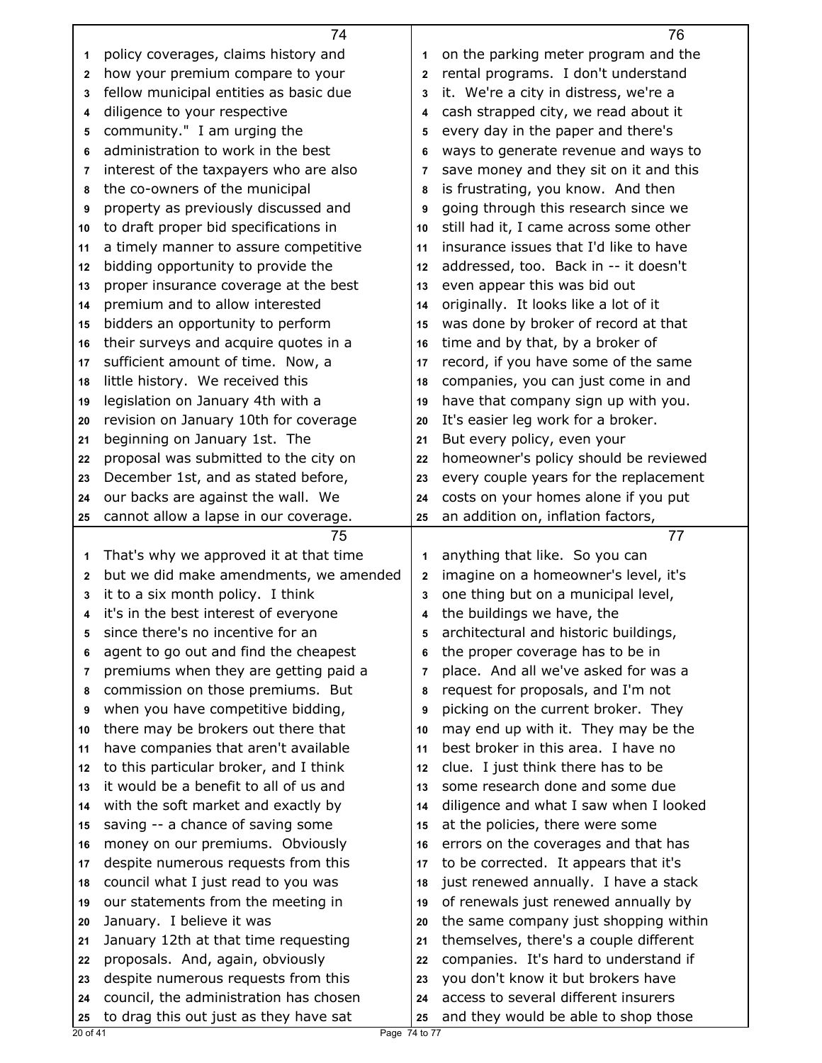## 74

1 policy coverages, claims history and
2 how your premium compare to your
3 fellow municipal entities as basic due
4 diligence to your respective
5 community." I am urging the
6 administration to work in the best
7 interest of the taxpayers who are also
8 the co-owners of the municipal
9 property as previously discussed and
10 to draft proper bid specifications in
11 a timely manner to assure competitive
12 bidding opportunity to provide the
13 proper insurance coverage at the best
14 premium and to allow interested
15 bidders an opportunity to perform
16 their surveys and acquire quotes in a
17 sufficient amount of time. Now, a
18 little history. We received this
19 legislation on January 4th with a
20 revision on January 10th for coverage
21 beginning on January 1st. The
22 proposal was submitted to the city on
23 December 1st, and as stated before,
24 our backs are against the wall. We
25 cannot allow a lapse in our coverage.

## 75

1 That's why we approved it at that time
2 but we did make amendments, we amended
3 it to a six month policy. I think
4 it's in the best interest of everyone
5 since there's no incentive for an
6 agent to go out and find the cheapest
7 premiums when they are getting paid a
8 commission on those premiums. But
9 when you have competitive bidding,
10 there may be brokers out there that
11 have companies that aren't available
12 to this particular broker, and I think
13 it would be a benefit to all of us and
14 with the soft market and exactly by
15 saving -- a chance of saving some
16 money on our premiums. Obviously
17 despite numerous requests from this
18 council what I just read to you was
19 our statements from the meeting in
20 January. I believe it was
21 January 12th at that time requesting
22 proposals. And, again, obviously
23 despite numerous requests from this
24 council, the administration has chosen
25 to drag this out just as they have sat

## 76

1 on the parking meter program and the
2 rental programs. I don't understand
3 it. We're a city in distress, we're a
4 cash strapped city, we read about it
5 every day in the paper and there's
6 ways to generate revenue and ways to
7 save money and they sit on it and this
8 is frustrating, you know. And then
9 going through this research since we
10 still had it, I came across some other
11 insurance issues that I'd like to have
12 addressed, too. Back in -- it doesn't
13 even appear this was bid out
14 originally. It looks like a lot of it
15 was done by broker of record at that
16 time and by that, by a broker of
17 record, if you have some of the same
18 companies, you can just come in and
19 have that company sign up with you.
20 It's easier leg work for a broker.
21 But every policy, even your
22 homeowner's policy should be reviewed
23 every couple years for the replacement
24 costs on your homes alone if you put
25 an addition on, inflation factors,

## 77

1 anything that like. So you can
2 imagine on a homeowner's level, it's
3 one thing but on a municipal level,
4 the buildings we have, the
5 architectural and historic buildings,
6 the proper coverage has to be in
7 place. And all we've asked for was a
8 request for proposals, and I'm not
9 picking on the current broker. They
10 may end up with it. They may be the
11 best broker in this area. I have no
12 clue. I just think there has to be
13 some research done and some due
14 diligence and what I saw when I looked
15 at the policies, there were some
16 errors on the coverages and that has
17 to be corrected. It appears that it's
18 just renewed annually. I have a stack
19 of renewals just renewed annually by
20 the same company just shopping within
21 themselves, there's a couple different
22 companies. It's hard to understand if
23 you don't know it but brokers have
24 access to several different insurers
25 and they would be able to shop those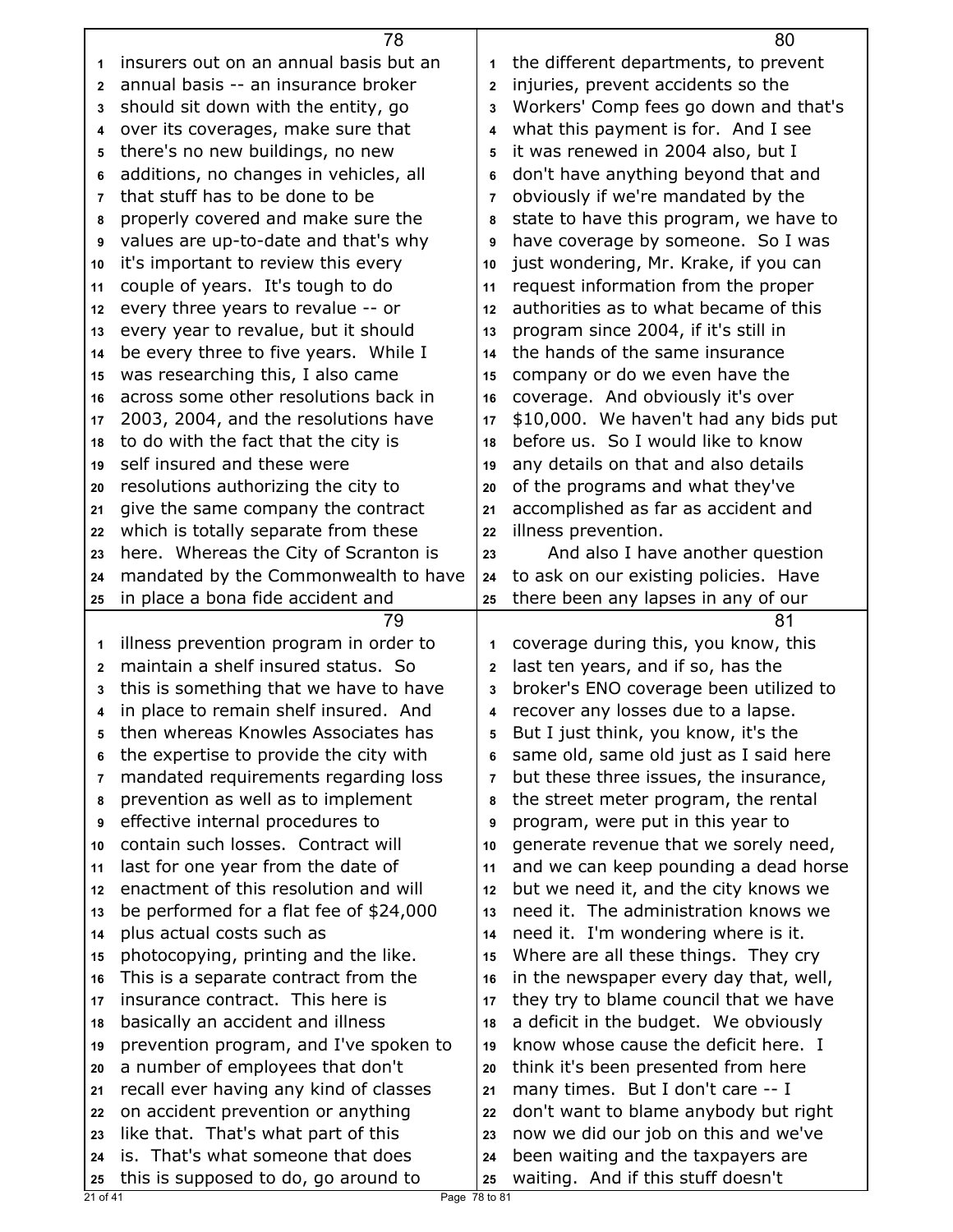insurers out on an annual basis but an annual basis -- an insurance broker should sit down with the entity, go over its coverages, make sure that there's no new buildings, no new additions, no changes in vehicles, all that stuff has to be done to be properly covered and make sure the values are up-to-date and that's why it's important to review this every couple of years. It's tough to do every three years to revalue -- or every year to revalue, but it should be every three to five years. While I was researching this, I also came across some other resolutions back in 2003, 2004, and the resolutions have to do with the fact that the city is self insured and these were resolutions authorizing the city to give the same company the contract which is totally separate from these here. Whereas the City of Scranton is mandated by the Commonwealth to have in place a bona fide accident and illness prevention program in order to maintain a shelf insured status. So this is something that we have to have in place to remain shelf insured. And then whereas Knowles Associates has the expertise to provide the city with mandated requirements regarding loss prevention as well as to implement effective internal procedures to contain such losses. Contract will last for one year from the date of enactment of this resolution and will be performed for a flat fee of $24,000 plus actual costs such as photocopying, printing and the like. This is a separate contract from the insurance contract. This here is basically an accident and illness prevention program, and I've spoken to a number of employees that don't recall ever having any kind of classes on accident prevention or anything like that. That's what part of this is. That's what someone that does this is supposed to do, go around to the different departments, to prevent injuries, prevent accidents so the Workers' Comp fees go down and that's what this payment is for. And I see it was renewed in 2004 also, but I don't have anything beyond that and obviously if we're mandated by the state to have this program, we have to have coverage by someone. So I was just wondering, Mr. Krake, if you can request information from the proper authorities as to what became of this program since 2004, if it's still in the hands of the same insurance company or do we even have the coverage. And obviously it's over $10,000. We haven't had any bids put before us. So I would like to know any details on that and also details of the programs and what they've accomplished as far as accident and illness prevention.

And also I have another question to ask on our existing policies. Have there been any lapses in any of our coverage during this, you know, this last ten years, and if so, has the broker's ENO coverage been utilized to recover any losses due to a lapse. But I just think, you know, it's the same old, same old just as I said here but these three issues, the insurance, the street meter program, the rental program, were put in this year to generate revenue that we sorely need, and we can keep pounding a dead horse but we need it, and the city knows we need it. The administration knows we need it. I'm wondering where is it. Where are all these things. They cry in the newspaper every day that, well, they try to blame council that we have a deficit in the budget. We obviously know whose cause the deficit here. I think it's been presented from here many times. But I don't care -- I don't want to blame anybody but right now we did our job on this and we've been waiting and the taxpayers are waiting. And if this stuff doesn't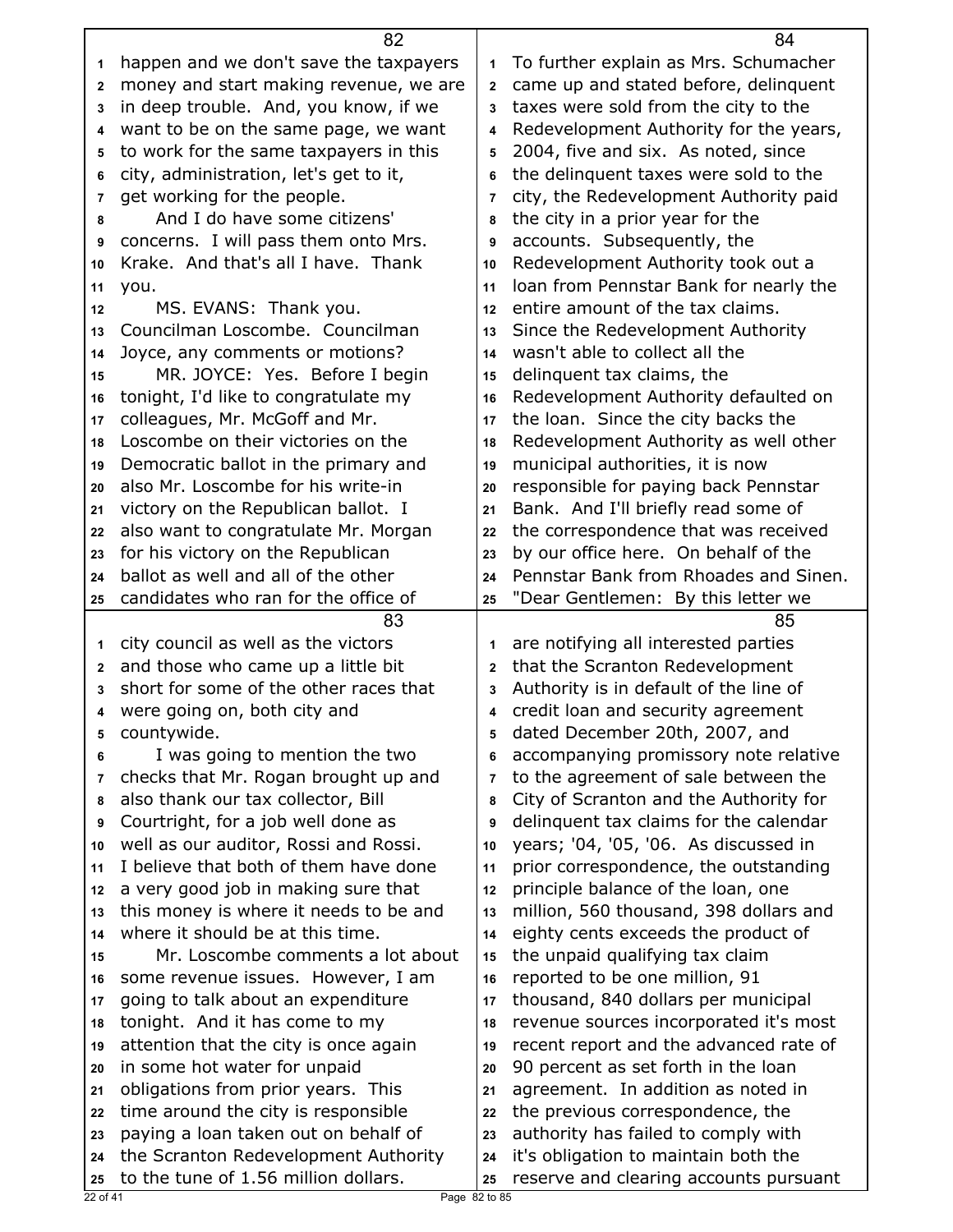happen and we don't save the taxpayers money and start making revenue, we are in deep trouble. And, you know, if we want to be on the same page, we want to work for the same taxpayers in this city, administration, let's get to it, get working for the people.

And I do have some citizens' concerns. I will pass them onto Mrs. Krake. And that's all I have. Thank you.

MS. EVANS: Thank you. Councilman Loscombe. Councilman Joyce, any comments or motions?

MR. JOYCE: Yes. Before I begin tonight, I'd like to congratulate my colleagues, Mr. McGoff and Mr. Loscombe on their victories on the Democratic ballot in the primary and also Mr. Loscombe for his write-in victory on the Republican ballot. I also want to congratulate Mr. Morgan for his victory on the Republican ballot as well and all of the other candidates who ran for the office of city council as well as the victors and those who came up a little bit short for some of the other races that were going on, both city and countywide.

I was going to mention the two checks that Mr. Rogan brought up and also thank our tax collector, Bill Courtright, for a job well done as well as our auditor, Rossi and Rossi. I believe that both of them have done a very good job in making sure that this money is where it needs to be and where it should be at this time.

Mr. Loscombe comments a lot about some revenue issues. However, I am going to talk about an expenditure tonight. And it has come to my attention that the city is once again in some hot water for unpaid obligations from prior years. This time around the city is responsible paying a loan taken out on behalf of the Scranton Redevelopment Authority to the tune of 1.56 million dollars. To further explain as Mrs. Schumacher came up and stated before, delinquent taxes were sold from the city to the Redevelopment Authority for the years, 2004, five and six. As noted, since the delinquent taxes were sold to the city, the Redevelopment Authority paid the city in a prior year for the accounts. Subsequently, the Redevelopment Authority took out a loan from Pennstar Bank for nearly the entire amount of the tax claims. Since the Redevelopment Authority wasn't able to collect all the delinquent tax claims, the Redevelopment Authority defaulted on the loan. Since the city backs the Redevelopment Authority as well other municipal authorities, it is now responsible for paying back Pennstar Bank. And I'll briefly read some of the correspondence that was received by our office here. On behalf of the Pennstar Bank from Rhoades and Sinen. "Dear Gentlemen: By this letter we are notifying all interested parties that the Scranton Redevelopment Authority is in default of the line of credit loan and security agreement dated December 20th, 2007, and accompanying promissory note relative to the agreement of sale between the City of Scranton and the Authority for delinquent tax claims for the calendar years; '04, '05, '06. As discussed in prior correspondence, the outstanding principle balance of the loan, one million, 560 thousand, 398 dollars and eighty cents exceeds the product of the unpaid qualifying tax claim reported to be one million, 91 thousand, 840 dollars per municipal revenue sources incorporated it's most recent report and the advanced rate of 90 percent as set forth in the loan agreement. In addition as noted in the previous correspondence, the authority has failed to comply with it's obligation to maintain both the reserve and clearing accounts pursuant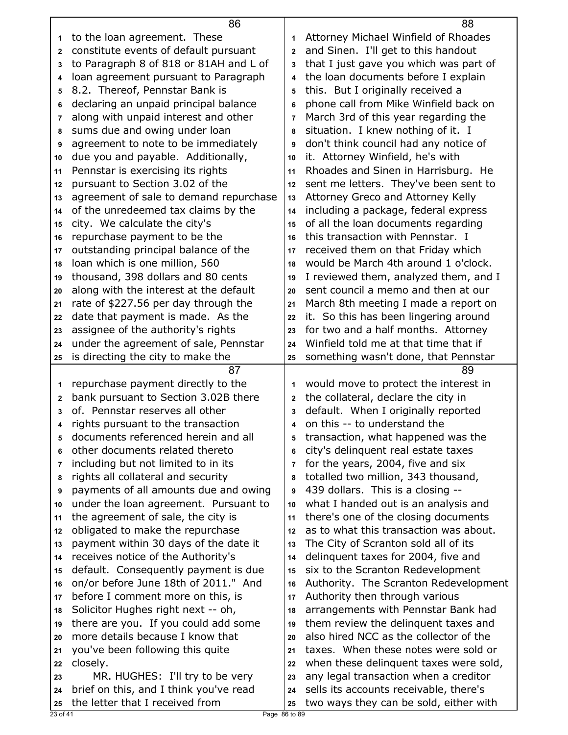to the loan agreement. These constitute events of default pursuant to Paragraph 8 of 818 or 81AH and L of loan agreement pursuant to Paragraph 8.2. Thereof, Pennstar Bank is declaring an unpaid principal balance along with unpaid interest and other sums due and owing under loan agreement to note to be immediately due you and payable. Additionally, Pennstar is exercising its rights pursuant to Section 3.02 of the agreement of sale to demand repurchase of the unredeemed tax claims by the city. We calculate the city's repurchase payment to be the outstanding principal balance of the loan which is one million, 560 thousand, 398 dollars and 80 cents along with the interest at the default rate of $227.56 per day through the date that payment is made. As the assignee of the authority's rights under the agreement of sale, Pennstar is directing the city to make the repurchase payment directly to the bank pursuant to Section 3.02B there of. Pennstar reserves all other rights pursuant to the transaction documents referenced herein and all other documents related thereto including but not limited to in its rights all collateral and security payments of all amounts due and owing under the loan agreement. Pursuant to the agreement of sale, the city is obligated to make the repurchase payment within 30 days of the date it receives notice of the Authority's default. Consequently payment is due on/or before June 18th of 2011." And before I comment more on this, is Solicitor Hughes right next -- oh, there are you. If you could add some more details because I know that you've been following this quite closely.

MR. HUGHES: I'll try to be very brief on this, and I think you've read the letter that I received from Attorney Michael Winfield of Rhoades and Sinen. I'll get to this handout that I just gave you which was part of the loan documents before I explain this. But I originally received a phone call from Mike Winfield back on March 3rd of this year regarding the situation. I knew nothing of it. I don't think council had any notice of it. Attorney Winfield, he's with Rhoades and Sinen in Harrisburg. He sent me letters. They've been sent to Attorney Greco and Attorney Kelly including a package, federal express of all the loan documents regarding this transaction with Pennstar. I received them on that Friday which would be March 4th around 1 o'clock. I reviewed them, analyzed them, and I sent council a memo and then at our March 8th meeting I made a report on it. So this has been lingering around for two and a half months. Attorney Winfield told me at that time that if something wasn't done, that Pennstar would move to protect the interest in the collateral, declare the city in default. When I originally reported on this -- to understand the transaction, what happened was the city's delinquent real estate taxes for the years, 2004, five and six totalled two million, 343 thousand, 439 dollars. This is a closing -- what I handed out is an analysis and there's one of the closing documents as to what this transaction was about. The City of Scranton sold all of its delinquent taxes for 2004, five and six to the Scranton Redevelopment Authority. The Scranton Redevelopment Authority then through various arrangements with Pennstar Bank had them review the delinquent taxes and also hired NCC as the collector of the taxes. When these notes were sold or when these delinquent taxes were sold, any legal transaction when a creditor sells its accounts receivable, there's two ways they can be sold, either with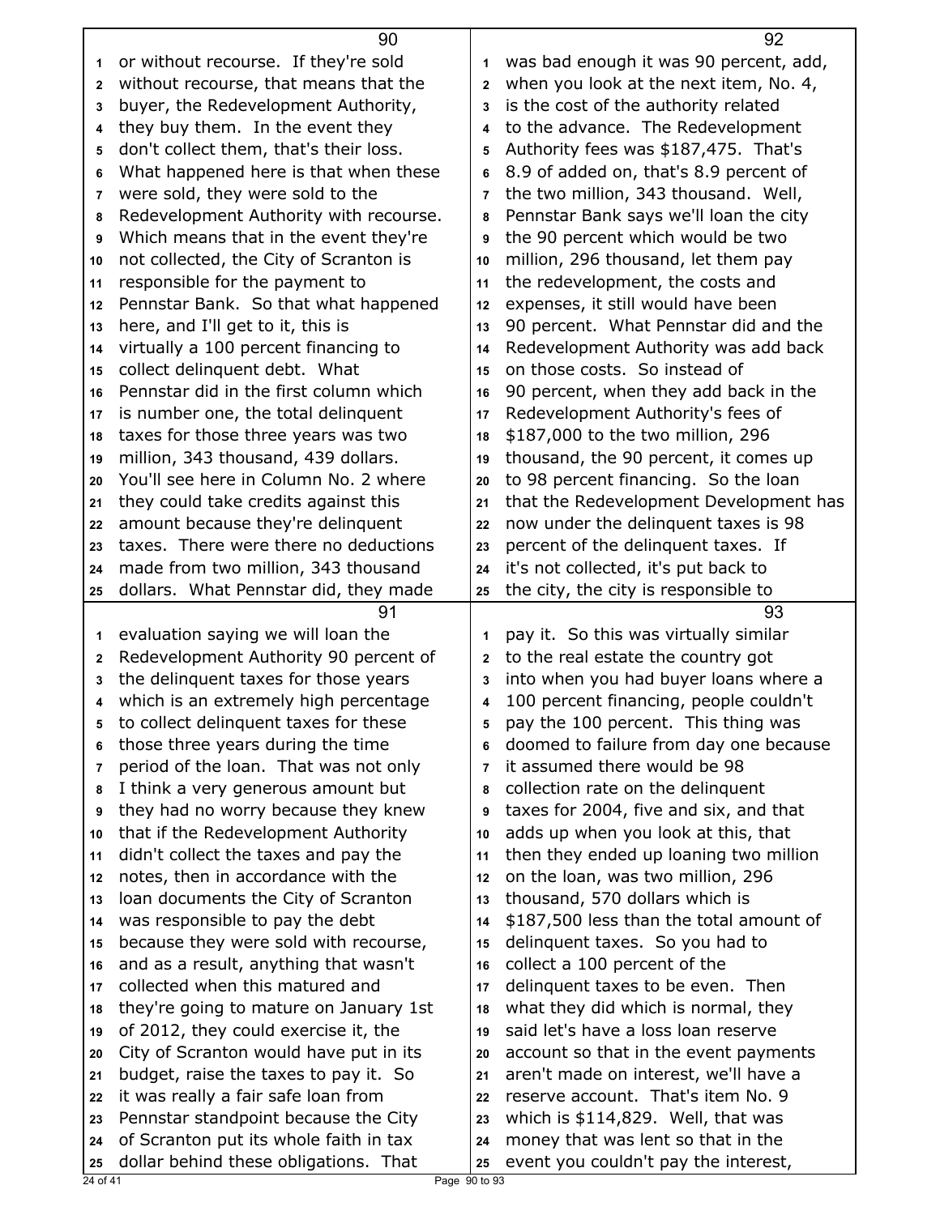90

1 or without recourse. If they're sold
2 without recourse, that means that the
3 buyer, the Redevelopment Authority,
4 they buy them. In the event they
5 don't collect them, that's their loss.
6 What happened here is that when these
7 were sold, they were sold to the
8 Redevelopment Authority with recourse.
9 Which means that in the event they're
10 not collected, the City of Scranton is
11 responsible for the payment to
12 Pennstar Bank. So that what happened
13 here, and I'll get to it, this is
14 virtually a 100 percent financing to
15 collect delinquent debt. What
16 Pennstar did in the first column which
17 is number one, the total delinquent
18 taxes for those three years was two
19 million, 343 thousand, 439 dollars.
20 You'll see here in Column No. 2 where
21 they could take credits against this
22 amount because they're delinquent
23 taxes. There were there no deductions
24 made from two million, 343 thousand
25 dollars. What Pennstar did, they made

91

1 evaluation saying we will loan the
2 Redevelopment Authority 90 percent of
3 the delinquent taxes for those years
4 which is an extremely high percentage
5 to collect delinquent taxes for these
6 those three years during the time
7 period of the loan. That was not only
8 I think a very generous amount but
9 they had no worry because they knew
10 that if the Redevelopment Authority
11 didn't collect the taxes and pay the
12 notes, then in accordance with the
13 loan documents the City of Scranton
14 was responsible to pay the debt
15 because they were sold with recourse,
16 and as a result, anything that wasn't
17 collected when this matured and
18 they're going to mature on January 1st
19 of 2012, they could exercise it, the
20 City of Scranton would have put in its
21 budget, raise the taxes to pay it. So
22 it was really a fair safe loan from
23 Pennstar standpoint because the City
24 of Scranton put its whole faith in tax
25 dollar behind these obligations. That

92

1 was bad enough it was 90 percent, add,
2 when you look at the next item, No. 4,
3 is the cost of the authority related
4 to the advance. The Redevelopment
5 Authority fees was $187,475. That's
6 8.9 of added on, that's 8.9 percent of
7 the two million, 343 thousand. Well,
8 Pennstar Bank says we'll loan the city
9 the 90 percent which would be two
10 million, 296 thousand, let them pay
11 the redevelopment, the costs and
12 expenses, it still would have been
13 90 percent. What Pennstar did and the
14 Redevelopment Authority was add back
15 on those costs. So instead of
16 90 percent, when they add back in the
17 Redevelopment Authority's fees of
18 $187,000 to the two million, 296
19 thousand, the 90 percent, it comes up
20 to 98 percent financing. So the loan
21 that the Redevelopment Development has
22 now under the delinquent taxes is 98
23 percent of the delinquent taxes. If
24 it's not collected, it's put back to
25 the city, the city is responsible to

93

1 pay it. So this was virtually similar
2 to the real estate the country got
3 into when you had buyer loans where a
4 100 percent financing, people couldn't
5 pay the 100 percent. This thing was
6 doomed to failure from day one because
7 it assumed there would be 98
8 collection rate on the delinquent
9 taxes for 2004, five and six, and that
10 adds up when you look at this, that
11 then they ended up loaning two million
12 on the loan, was two million, 296
13 thousand, 570 dollars which is
14 $187,500 less than the total amount of
15 delinquent taxes. So you had to
16 collect a 100 percent of the
17 delinquent taxes to be even. Then
18 what they did which is normal, they
19 said let's have a loss loan reserve
20 account so that in the event payments
21 aren't made on interest, we'll have a
22 reserve account. That's item No. 9
23 which is $114,829. Well, that was
24 money that was lent so that in the
25 event you couldn't pay the interest,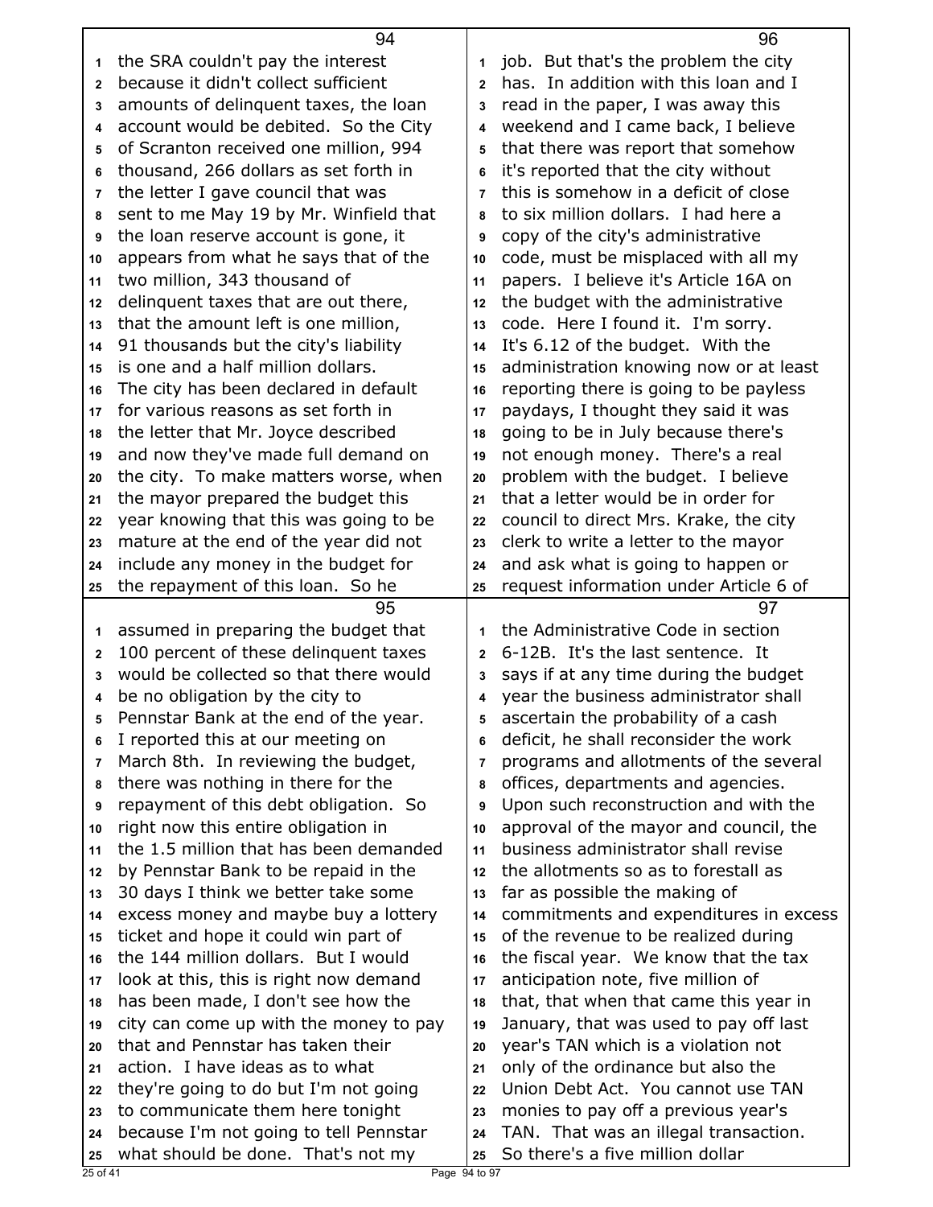the SRA couldn't pay the interest because it didn't collect sufficient amounts of delinquent taxes, the loan account would be debited. So the City of Scranton received one million, 994 thousand, 266 dollars as set forth in the letter I gave council that was sent to me May 19 by Mr. Winfield that the loan reserve account is gone, it appears from what he says that of the two million, 343 thousand of delinquent taxes that are out there, that the amount left is one million, 91 thousands but the city's liability is one and a half million dollars. The city has been declared in default for various reasons as set forth in the letter that Mr. Joyce described and now they've made full demand on the city. To make matters worse, when the mayor prepared the budget this year knowing that this was going to be mature at the end of the year did not include any money in the budget for the repayment of this loan. So he assumed in preparing the budget that 100 percent of these delinquent taxes would be collected so that there would be no obligation by the city to Pennstar Bank at the end of the year. I reported this at our meeting on March 8th. In reviewing the budget, there was nothing in there for the repayment of this debt obligation. So right now this entire obligation in the 1.5 million that has been demanded by Pennstar Bank to be repaid in the 30 days I think we better take some excess money and maybe buy a lottery ticket and hope it could win part of the 144 million dollars. But I would look at this, this is right now demand has been made, I don't see how the city can come up with the money to pay that and Pennstar has taken their action. I have ideas as to what they're going to do but I'm not going to communicate them here tonight because I'm not going to tell Pennstar what should be done. That's not my job. But that's the problem the city has. In addition with this loan and I read in the paper, I was away this weekend and I came back, I believe that there was report that somehow it's reported that the city without this is somehow in a deficit of close to six million dollars. I had here a copy of the city's administrative code, must be misplaced with all my papers. I believe it's Article 16A on the budget with the administrative code. Here I found it. I'm sorry. It's 6.12 of the budget. With the administration knowing now or at least reporting there is going to be payless paydays, I thought they said it was going to be in July because there's not enough money. There's a real problem with the budget. I believe that a letter would be in order for council to direct Mrs. Krake, the city clerk to write a letter to the mayor and ask what is going to happen or request information under Article 6 of the Administrative Code in section 6-12B. It's the last sentence. It says if at any time during the budget year the business administrator shall ascertain the probability of a cash deficit, he shall reconsider the work programs and allotments of the several offices, departments and agencies. Upon such reconstruction and with the approval of the mayor and council, the business administrator shall revise the allotments so as to forestall as far as possible the making of commitments and expenditures in excess of the revenue to be realized during the fiscal year. We know that the tax anticipation note, five million of that, that when that came this year in January, that was used to pay off last year's TAN which is a violation not only of the ordinance but also the Union Debt Act. You cannot use TAN monies to pay off a previous year's TAN. That was an illegal transaction. So there's a five million dollar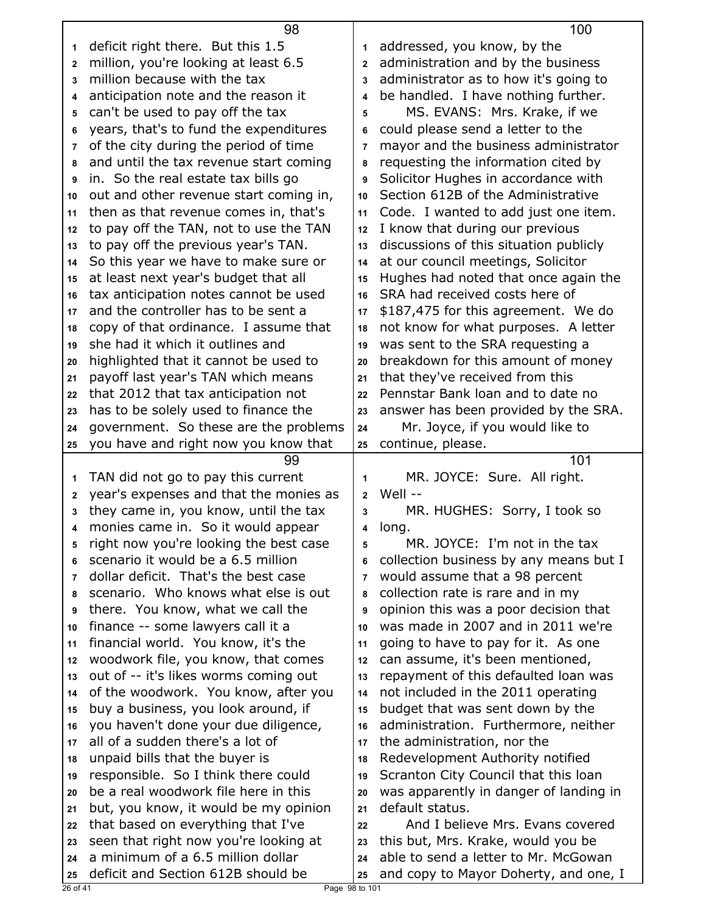deficit right there. But this 1.5 million, you're looking at least 6.5 million because with the tax anticipation note and the reason it can't be used to pay off the tax years, that's to fund the expenditures of the city during the period of time and until the tax revenue start coming in. So the real estate tax bills go out and other revenue start coming in, then as that revenue comes in, that's to pay off the TAN, not to use the TAN to pay off the previous year's TAN. So this year we have to make sure or at least next year's budget that all tax anticipation notes cannot be used and the controller has to be sent a copy of that ordinance. I assume that she had it which it outlines and highlighted that it cannot be used to payoff last year's TAN which means that 2012 that tax anticipation not has to be solely used to finance the government. So these are the problems you have and right now you know that TAN did not go to pay this current year's expenses and that the monies as they came in, you know, until the tax monies came in. So it would appear right now you're looking the best case scenario it would be a 6.5 million dollar deficit. That's the best case scenario. Who knows what else is out there. You know, what we call the finance -- some lawyers call it a financial world. You know, it's the woodwork file, you know, that comes out of -- it's likes worms coming out of the woodwork. You know, after you buy a business, you look around, if you haven't done your due diligence, all of a sudden there's a lot of unpaid bills that the buyer is responsible. So I think there could be a real woodwork file here in this but, you know, it would be my opinion that based on everything that I've seen that right now you're looking at a minimum of a 6.5 million dollar deficit and Section 612B should be addressed, you know, by the administration and by the business administrator as to how it's going to be handled. I have nothing further.

MS. EVANS: Mrs. Krake, if we could please send a letter to the mayor and the business administrator requesting the information cited by Solicitor Hughes in accordance with Section 612B of the Administrative Code. I wanted to add just one item. I know that during our previous discussions of this situation publicly at our council meetings, Solicitor Hughes had noted that once again the SRA had received costs here of $187,475 for this agreement. We do not know for what purposes. A letter was sent to the SRA requesting a breakdown for this amount of money that they've received from this Pennstar Bank loan and to date no answer has been provided by the SRA.

Mr. Joyce, if you would like to continue, please.

MR. JOYCE: Sure. All right. Well --

MR. HUGHES: Sorry, I took so long.

MR. JOYCE: I'm not in the tax collection business by any means but I would assume that a 98 percent collection rate is rare and in my opinion this was a poor decision that was made in 2007 and in 2011 we're going to have to pay for it. As one can assume, it's been mentioned, repayment of this defaulted loan was not included in the 2011 operating budget that was sent down by the administration. Furthermore, neither the administration, nor the Redevelopment Authority notified Scranton City Council that this loan was apparently in danger of landing in default status.

And I believe Mrs. Evans covered this but, Mrs. Krake, would you be able to send a letter to Mr. McGowan and copy to Mayor Doherty, and one, I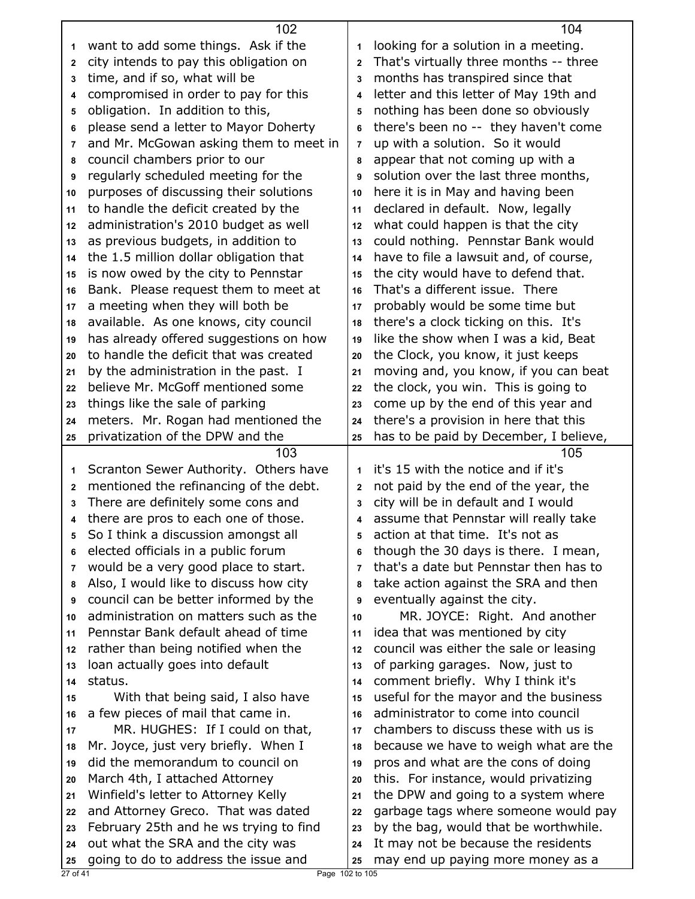want to add some things. Ask if the city intends to pay this obligation on time, and if so, what will be compromised in order to pay for this obligation. In addition to this, please send a letter to Mayor Doherty and Mr. McGowan asking them to meet in council chambers prior to our regularly scheduled meeting for the purposes of discussing their solutions to handle the deficit created by the administration's 2010 budget as well as previous budgets, in addition to the 1.5 million dollar obligation that is now owed by the city to Pennstar Bank. Please request them to meet at a meeting when they will both be available. As one knows, city council has already offered suggestions on how to handle the deficit that was created by the administration in the past. I believe Mr. McGoff mentioned some things like the sale of parking meters. Mr. Rogan had mentioned the privatization of the DPW and the Scranton Sewer Authority. Others have mentioned the refinancing of the debt. There are definitely some cons and there are pros to each one of those. So I think a discussion amongst all elected officials in a public forum would be a very good place to start. Also, I would like to discuss how city council can be better informed by the administration on matters such as the Pennstar Bank default ahead of time rather than being notified when the loan actually goes into default status.

With that being said, I also have a few pieces of mail that came in.

MR. HUGHES: If I could on that, Mr. Joyce, just very briefly. When I did the memorandum to council on March 4th, I attached Attorney Winfield's letter to Attorney Kelly and Attorney Greco. That was dated February 25th and he ws trying to find out what the SRA and the city was going to do to address the issue and looking for a solution in a meeting. That's virtually three months -- three months has transpired since that letter and this letter of May 19th and nothing has been done so obviously there's been no -- they haven't come up with a solution. So it would appear that not coming up with a solution over the last three months, here it is in May and having been declared in default. Now, legally what could happen is that the city could nothing. Pennstar Bank would have to file a lawsuit and, of course, the city would have to defend that. That's a different issue. There probably would be some time but there's a clock ticking on this. It's like the show when I was a kid, Beat the Clock, you know, it just keeps moving and, you know, if you can beat the clock, you win. This is going to come up by the end of this year and there's a provision in here that this has to be paid by December, I believe, it's 15 with the notice and if it's not paid by the end of the year, the city will be in default and I would assume that Pennstar will really take action at that time. It's not as though the 30 days is there. I mean, that's a date but Pennstar then has to take action against the SRA and then eventually against the city.

MR. JOYCE: Right. And another idea that was mentioned by city council was either the sale or leasing of parking garages. Now, just to comment briefly. Why I think it's useful for the mayor and the business administrator to come into council chambers to discuss these with us is because we have to weigh what are the pros and what are the cons of doing this. For instance, would privatizing the DPW and going to a system where garbage tags where someone would pay by the bag, would that be worthwhile. It may not be because the residents may end up paying more money as a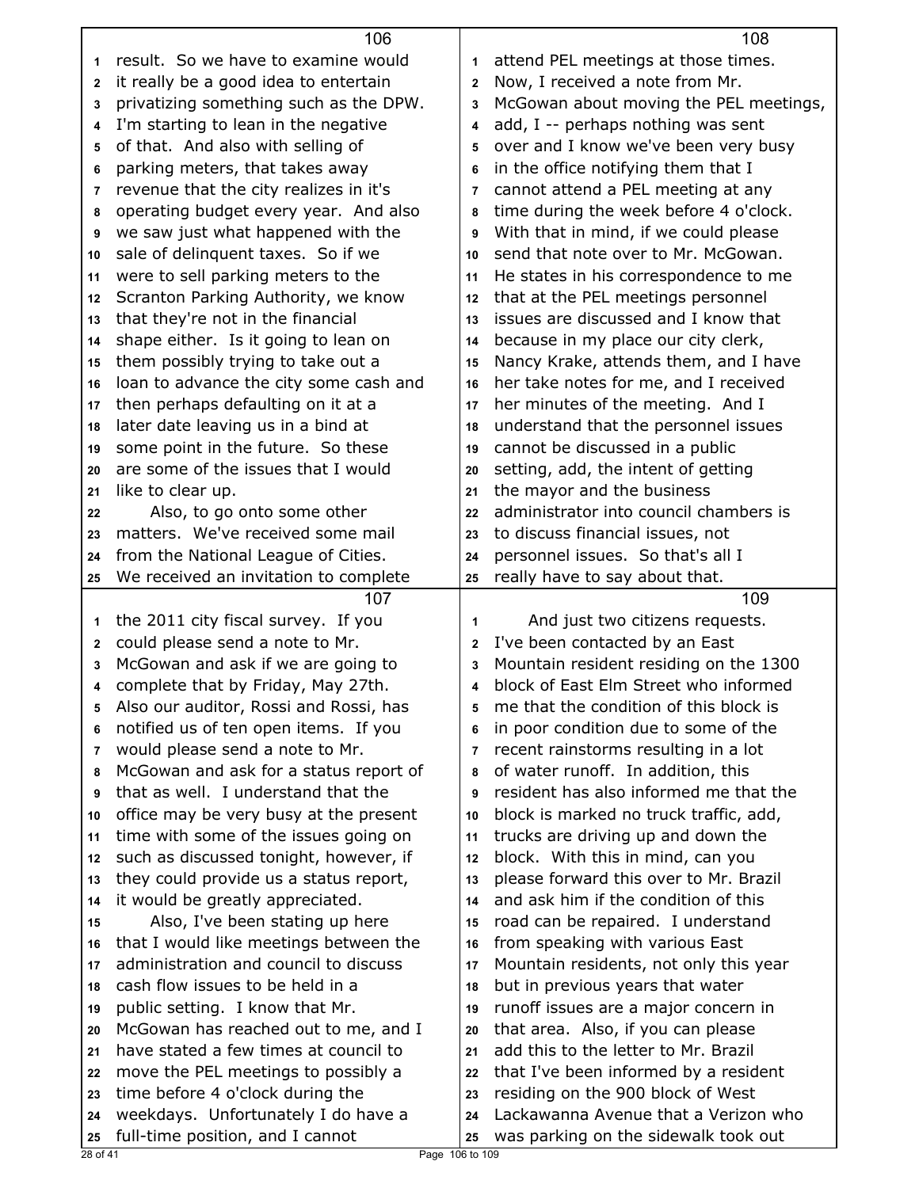result. So we have to examine would it really be a good idea to entertain privatizing something such as the DPW. I'm starting to lean in the negative of that. And also with selling of parking meters, that takes away revenue that the city realizes in it's operating budget every year. And also we saw just what happened with the sale of delinquent taxes. So if we were to sell parking meters to the Scranton Parking Authority, we know that they're not in the financial shape either. Is it going to lean on them possibly trying to take out a loan to advance the city some cash and then perhaps defaulting on it at a later date leaving us in a bind at some point in the future. So these are some of the issues that I would like to clear up.

Also, to go onto some other matters. We've received some mail from the National League of Cities. We received an invitation to complete the 2011 city fiscal survey. If you could please send a note to Mr. McGowan and ask if we are going to complete that by Friday, May 27th. Also our auditor, Rossi and Rossi, has notified us of ten open items. If you would please send a note to Mr. McGowan and ask for a status report of that as well. I understand that the office may be very busy at the present time with some of the issues going on such as discussed tonight, however, if they could provide us a status report, it would be greatly appreciated.

Also, I've been stating up here that I would like meetings between the administration and council to discuss cash flow issues to be held in a public setting. I know that Mr. McGowan has reached out to me, and I have stated a few times at council to move the PEL meetings to possibly a time before 4 o'clock during the weekdays. Unfortunately I do have a full-time position, and I cannot attend PEL meetings at those times. Now, I received a note from Mr. McGowan about moving the PEL meetings, add, I -- perhaps nothing was sent over and I know we've been very busy in the office notifying them that I cannot attend a PEL meeting at any time during the week before 4 o'clock. With that in mind, if we could please send that note over to Mr. McGowan. He states in his correspondence to me that at the PEL meetings personnel issues are discussed and I know that because in my place our city clerk, Nancy Krake, attends them, and I have her take notes for me, and I received her minutes of the meeting. And I understand that the personnel issues cannot be discussed in a public setting, add, the intent of getting the mayor and the business administrator into council chambers is to discuss financial issues, not personnel issues. So that's all I really have to say about that.

And just two citizens requests. I've been contacted by an East Mountain resident residing on the 1300 block of East Elm Street who informed me that the condition of this block is in poor condition due to some of the recent rainstorms resulting in a lot of water runoff. In addition, this resident has also informed me that the block is marked no truck traffic, add, trucks are driving up and down the block. With this in mind, can you please forward this over to Mr. Brazil and ask him if the condition of this road can be repaired. I understand from speaking with various East Mountain residents, not only this year but in previous years that water runoff issues are a major concern in that area. Also, if you can please add this to the letter to Mr. Brazil that I've been informed by a resident residing on the 900 block of West Lackawanna Avenue that a Verizon who was parking on the sidewalk took out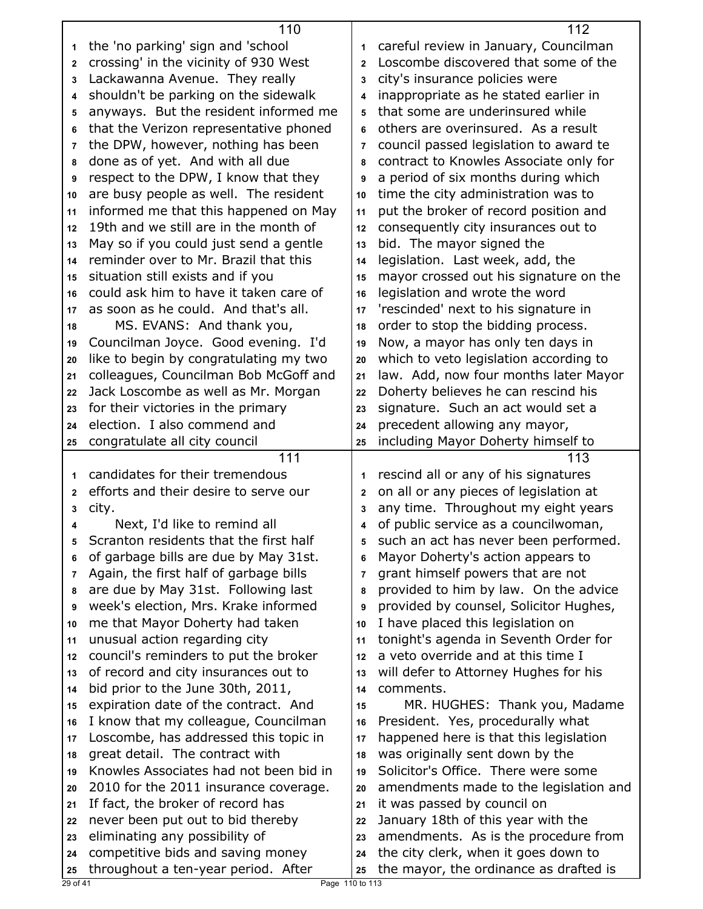the 'no parking' sign and 'school crossing' in the vicinity of 930 West Lackawanna Avenue. They really shouldn't be parking on the sidewalk anyways. But the resident informed me that the Verizon representative phoned the DPW, however, nothing has been done as of yet. And with all due respect to the DPW, I know that they are busy people as well. The resident informed me that this happened on May 19th and we still are in the month of May so if you could just send a gentle reminder over to Mr. Brazil that this situation still exists and if you could ask him to have it taken care of as soon as he could. And that's all.

MS. EVANS: And thank you, Councilman Joyce. Good evening. I'd like to begin by congratulating my two colleagues, Councilman Bob McGoff and Jack Loscombe as well as Mr. Morgan for their victories in the primary election. I also commend and congratulate all city council candidates for their tremendous efforts and their desire to serve our city.

Next, I'd like to remind all Scranton residents that the first half of garbage bills are due by May 31st. Again, the first half of garbage bills are due by May 31st. Following last week's election, Mrs. Krake informed me that Mayor Doherty had taken unusual action regarding city council's reminders to put the broker of record and city insurances out to bid prior to the June 30th, 2011, expiration date of the contract. And I know that my colleague, Councilman Loscombe, has addressed this topic in great detail. The contract with Knowles Associates had not been bid in 2010 for the 2011 insurance coverage. If fact, the broker of record has never been put out to bid thereby eliminating any possibility of competitive bids and saving money throughout a ten-year period. After careful review in January, Councilman Loscombe discovered that some of the city's insurance policies were inappropriate as he stated earlier in that some are underinsured while others are overinsured. As a result council passed legislation to award te contract to Knowles Associate only for a period of six months during which time the city administration was to put the broker of record position and consequently city insurances out to bid. The mayor signed the legislation. Last week, add, the mayor crossed out his signature on the legislation and wrote the word 'rescinded' next to his signature in order to stop the bidding process. Now, a mayor has only ten days in which to veto legislation according to law. Add, now four months later Mayor Doherty believes he can rescind his signature. Such an act would set a precedent allowing any mayor, including Mayor Doherty himself to rescind all or any of his signatures on all or any pieces of legislation at any time. Throughout my eight years of public service as a councilwoman, such an act has never been performed. Mayor Doherty's action appears to grant himself powers that are not provided to him by law. On the advice provided by counsel, Solicitor Hughes, I have placed this legislation on tonight's agenda in Seventh Order for a veto override and at this time I will defer to Attorney Hughes for his comments.

MR. HUGHES: Thank you, Madame President. Yes, procedurally what happened here is that this legislation was originally sent down by the Solicitor's Office. There were some amendments made to the legislation and it was passed by council on January 18th of this year with the amendments. As is the procedure from the city clerk, when it goes down to the mayor, the ordinance as drafted is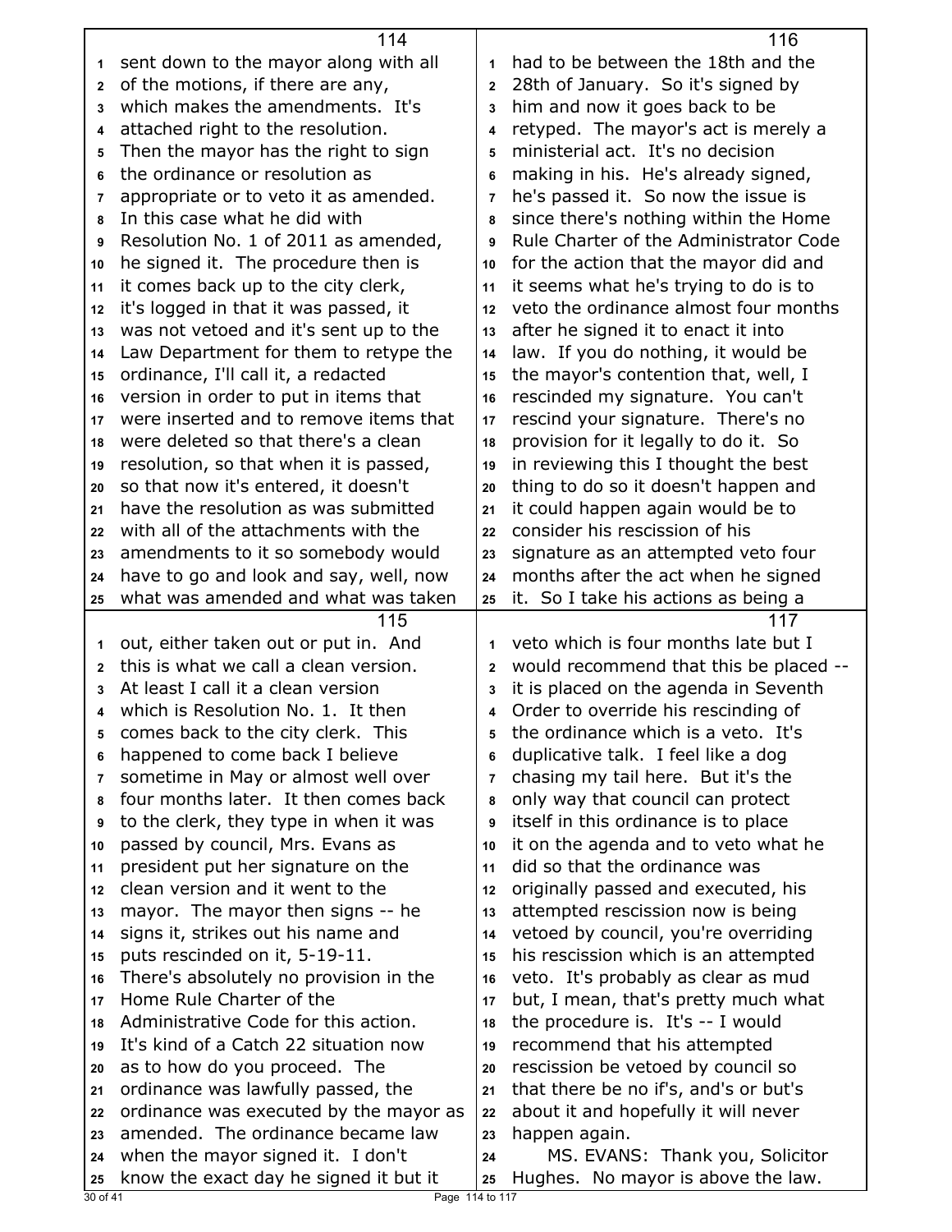sent down to the mayor along with all of the motions, if there are any, which makes the amendments. It's attached right to the resolution. Then the mayor has the right to sign the ordinance or resolution as appropriate or to veto it as amended. In this case what he did with Resolution No. 1 of 2011 as amended, he signed it. The procedure then is it comes back up to the city clerk, it's logged in that it was passed, it was not vetoed and it's sent up to the Law Department for them to retype the ordinance, I'll call it, a redacted version in order to put in items that were inserted and to remove items that were deleted so that there's a clean resolution, so that when it is passed, so that now it's entered, it doesn't have the resolution as was submitted with all of the attachments with the amendments to it so somebody would have to go and look and say, well, now what was amended and what was taken out, either taken out or put in. And this is what we call a clean version. At least I call it a clean version which is Resolution No. 1. It then comes back to the city clerk. This happened to come back I believe sometime in May or almost well over four months later. It then comes back to the clerk, they type in when it was passed by council, Mrs. Evans as president put her signature on the clean version and it went to the mayor. The mayor then signs -- he signs it, strikes out his name and puts rescinded on it, 5-19-11. There's absolutely no provision in the Home Rule Charter of the Administrative Code for this action. It's kind of a Catch 22 situation now as to how do you proceed. The ordinance was lawfully passed, the ordinance was executed by the mayor as amended. The ordinance became law when the mayor signed it. I don't know the exact day he signed it but it had to be between the 18th and the 28th of January. So it's signed by him and now it goes back to be retyped. The mayor's act is merely a ministerial act. It's no decision making in his. He's already signed, he's passed it. So now the issue is since there's nothing within the Home Rule Charter of the Administrator Code for the action that the mayor did and it seems what he's trying to do is to veto the ordinance almost four months after he signed it to enact it into law. If you do nothing, it would be the mayor's contention that, well, I rescinded my signature. You can't rescind your signature. There's no provision for it legally to do it. So in reviewing this I thought the best thing to do so it doesn't happen and it could happen again would be to consider his rescission of his signature as an attempted veto four months after the act when he signed it. So I take his actions as being a veto which is four months late but I would recommend that this be placed -- it is placed on the agenda in Seventh Order to override his rescinding of the ordinance which is a veto. It's duplicative talk. I feel like a dog chasing my tail here. But it's the only way that council can protect itself in this ordinance is to place it on the agenda and to veto what he did so that the ordinance was originally passed and executed, his attempted rescission now is being vetoed by council, you're overriding his rescission which is an attempted veto. It's probably as clear as mud but, I mean, that's pretty much what the procedure is. It's -- I would recommend that his attempted rescission be vetoed by council so that there be no if's, and's or but's about it and hopefully it will never happen again.

MS. EVANS: Thank you, Solicitor Hughes. No mayor is above the law.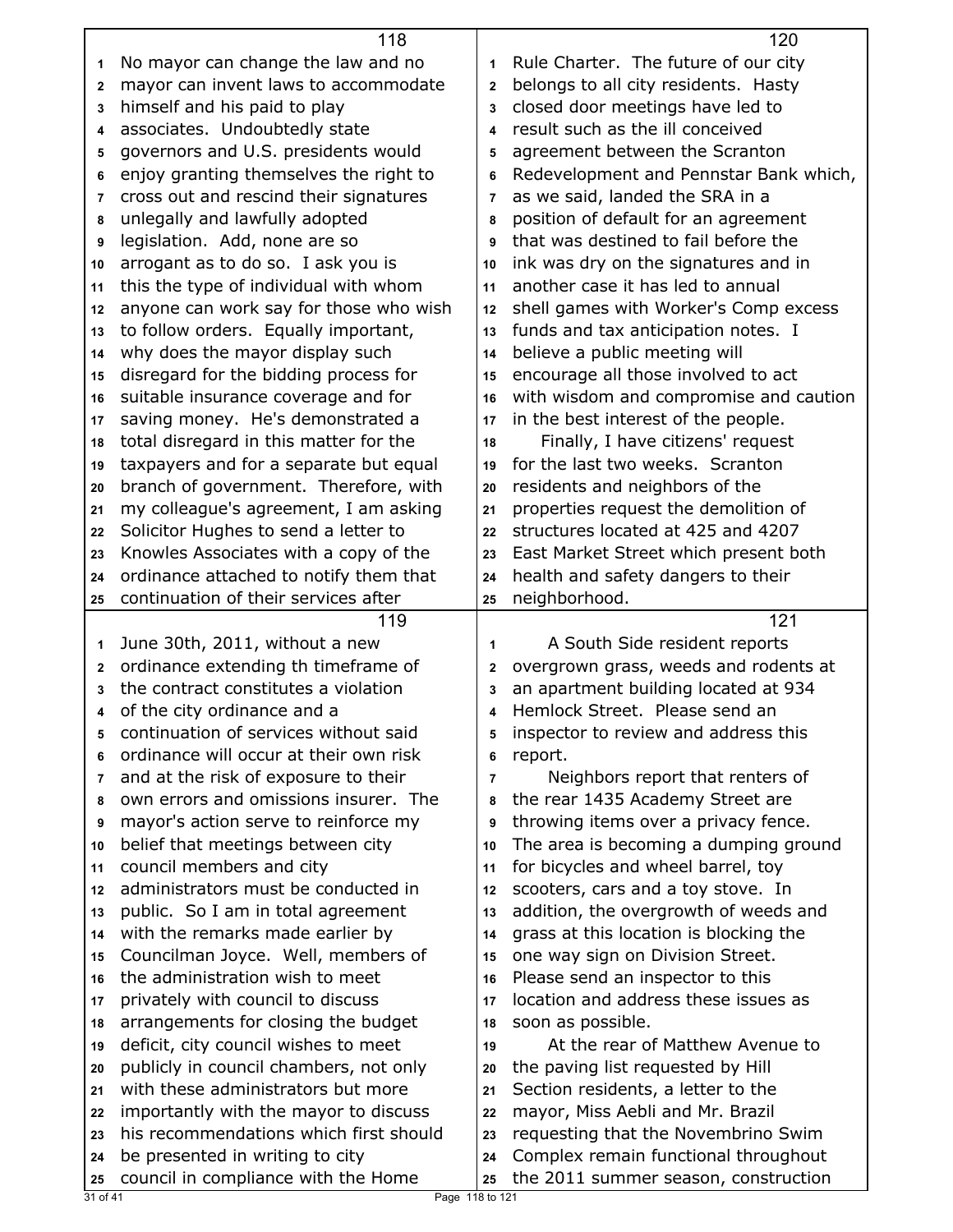No mayor can change the law and no mayor can invent laws to accommodate himself and his paid to play associates. Undoubtedly state governors and U.S. presidents would enjoy granting themselves the right to cross out and rescind their signatures unlegally and lawfully adopted legislation. Add, none are so arrogant as to do so. I ask you is this the type of individual with whom anyone can work say for those who wish to follow orders. Equally important, why does the mayor display such disregard for the bidding process for suitable insurance coverage and for saving money. He's demonstrated a total disregard in this matter for the taxpayers and for a separate but equal branch of government. Therefore, with my colleague's agreement, I am asking Solicitor Hughes to send a letter to Knowles Associates with a copy of the ordinance attached to notify them that continuation of their services after June 30th, 2011, without a new ordinance extending th timeframe of the contract constitutes a violation of the city ordinance and a continuation of services without said ordinance will occur at their own risk and at the risk of exposure to their own errors and omissions insurer. The mayor's action serve to reinforce my belief that meetings between city council members and city administrators must be conducted in public. So I am in total agreement with the remarks made earlier by Councilman Joyce. Well, members of the administration wish to meet privately with council to discuss arrangements for closing the budget deficit, city council wishes to meet publicly in council chambers, not only with these administrators but more importantly with the mayor to discuss his recommendations which first should be presented in writing to city council in compliance with the Home Rule Charter. The future of our city belongs to all city residents. Hasty closed door meetings have led to result such as the ill conceived agreement between the Scranton Redevelopment and Pennstar Bank which, as we said, landed the SRA in a position of default for an agreement that was destined to fail before the ink was dry on the signatures and in another case it has led to annual shell games with Worker's Comp excess funds and tax anticipation notes. I believe a public meeting will encourage all those involved to act with wisdom and compromise and caution in the best interest of the people.

Finally, I have citizens' request for the last two weeks. Scranton residents and neighbors of the properties request the demolition of structures located at 425 and 4207 East Market Street which present both health and safety dangers to their neighborhood.

A South Side resident reports overgrown grass, weeds and rodents at an apartment building located at 934 Hemlock Street. Please send an inspector to review and address this report.

Neighbors report that renters of the rear 1435 Academy Street are throwing items over a privacy fence. The area is becoming a dumping ground for bicycles and wheel barrel, toy scooters, cars and a toy stove. In addition, the overgrowth of weeds and grass at this location is blocking the one way sign on Division Street. Please send an inspector to this location and address these issues as soon as possible.

At the rear of Matthew Avenue to the paving list requested by Hill Section residents, a letter to the mayor, Miss Aebli and Mr. Brazil requesting that the Novembrino Swim Complex remain functional throughout the 2011 summer season, construction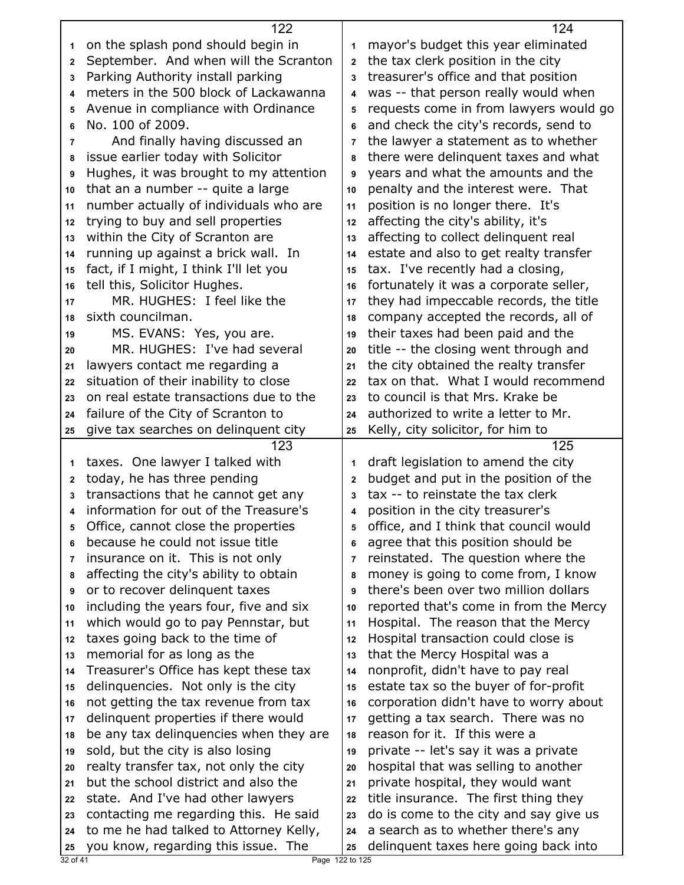on the splash pond should begin in September. And when will the Scranton Parking Authority install parking meters in the 500 block of Lackawanna Avenue in compliance with Ordinance No. 100 of 2009.

And finally having discussed an issue earlier today with Solicitor Hughes, it was brought to my attention that an a number -- quite a large number actually of individuals who are trying to buy and sell properties within the City of Scranton are running up against a brick wall. In fact, if I might, I think I'll let you tell this, Solicitor Hughes.

MR. HUGHES: I feel like the sixth councilman.

MS. EVANS: Yes, you are.

MR. HUGHES: I've had several lawyers contact me regarding a situation of their inability to close on real estate transactions due to the failure of the City of Scranton to give tax searches on delinquent city taxes. One lawyer I talked with today, he has three pending transactions that he cannot get any information for out of the Treasure's Office, cannot close the properties because he could not issue title insurance on it. This is not only affecting the city's ability to obtain or to recover delinquent taxes including the years four, five and six which would go to pay Pennstar, but taxes going back to the time of memorial for as long as the Treasurer's Office has kept these tax delinquencies. Not only is the city not getting the tax revenue from tax delinquent properties if there would be any tax delinquencies when they are sold, but the city is also losing realty transfer tax, not only the city but the school district and also the state. And I've had other lawyers contacting me regarding this. He said to me he had talked to Attorney Kelly, you know, regarding this issue. The mayor's budget this year eliminated the tax clerk position in the city treasurer's office and that position was -- that person really would when requests come in from lawyers would go and check the city's records, send to the lawyer a statement as to whether there were delinquent taxes and what years and what the amounts and the penalty and the interest were. That position is no longer there. It's affecting the city's ability, it's affecting to collect delinquent real estate and also to get realty transfer tax. I've recently had a closing, fortunately it was a corporate seller, they had impeccable records, the title company accepted the records, all of their taxes had been paid and the title -- the closing went through and the city obtained the realty transfer tax on that. What I would recommend to council is that Mrs. Krake be authorized to write a letter to Mr. Kelly, city solicitor, for him to draft legislation to amend the city budget and put in the position of the tax -- to reinstate the tax clerk position in the city treasurer's office, and I think that council would agree that this position should be reinstated. The question where the money is going to come from, I know there's been over two million dollars reported that's come in from the Mercy Hospital. The reason that the Mercy Hospital transaction could close is that the Mercy Hospital was a nonprofit, didn't have to pay real estate tax so the buyer of for-profit corporation didn't have to worry about getting a tax search. There was no reason for it. If this were a private -- let's say it was a private hospital that was selling to another private hospital, they would want title insurance. The first thing they do is come to the city and say give us a search as to whether there's any delinquent taxes here going back into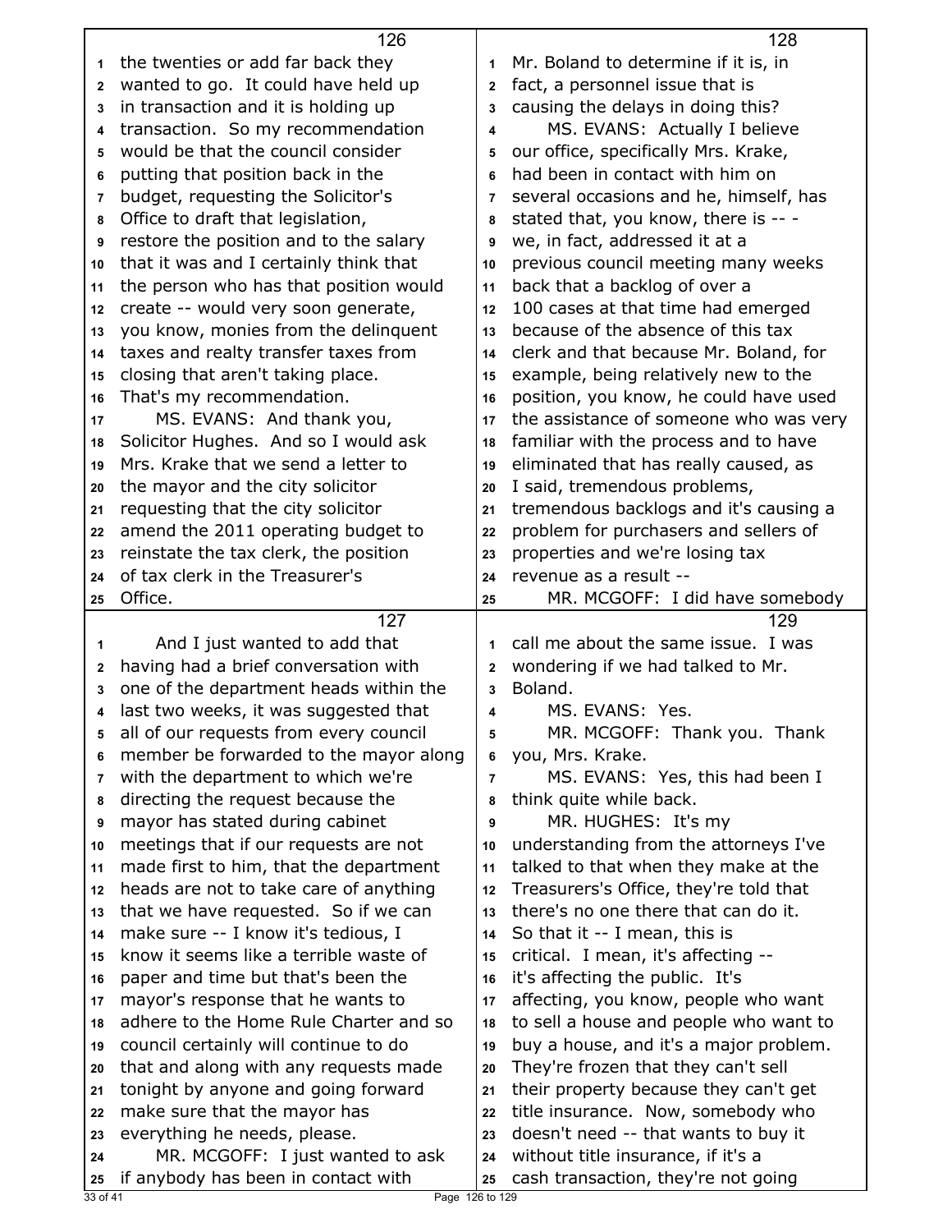the twenties or add far back they wanted to go. It could have held up in transaction and it is holding up transaction. So my recommendation would be that the council consider putting that position back in the budget, requesting the Solicitor's Office to draft that legislation, restore the position and to the salary that it was and I certainly think that the person who has that position would create -- would very soon generate, you know, monies from the delinquent taxes and realty transfer taxes from closing that aren't taking place. That's my recommendation.

MS. EVANS: And thank you, Solicitor Hughes. And so I would ask Mrs. Krake that we send a letter to the mayor and the city solicitor requesting that the city solicitor amend the 2011 operating budget to reinstate the tax clerk, the position of tax clerk in the Treasurer's Office.

And I just wanted to add that having had a brief conversation with one of the department heads within the last two weeks, it was suggested that all of our requests from every council member be forwarded to the mayor along with the department to which we're directing the request because the mayor has stated during cabinet meetings that if our requests are not made first to him, that the department heads are not to take care of anything that we have requested. So if we can make sure -- I know it's tedious, I know it seems like a terrible waste of paper and time but that's been the mayor's response that he wants to adhere to the Home Rule Charter and so council certainly will continue to do that and along with any requests made tonight by anyone and going forward make sure that the mayor has everything he needs, please.

MR. MCGOFF: I just wanted to ask if anybody has been in contact with Mr. Boland to determine if it is, in fact, a personnel issue that is causing the delays in doing this?

MS. EVANS: Actually I believe our office, specifically Mrs. Krake, had been in contact with him on several occasions and he, himself, has stated that, you know, there is -- - we, in fact, addressed it at a previous council meeting many weeks back that a backlog of over a 100 cases at that time had emerged because of the absence of this tax clerk and that because Mr. Boland, for example, being relatively new to the position, you know, he could have used the assistance of someone who was very familiar with the process and to have eliminated that has really caused, as I said, tremendous problems, tremendous backlogs and it's causing a problem for purchasers and sellers of properties and we're losing tax revenue as a result --

MR. MCGOFF: I did have somebody call me about the same issue. I was wondering if we had talked to Mr. Boland.

MS. EVANS: Yes.

MR. MCGOFF: Thank you. Thank you, Mrs. Krake.

MS. EVANS: Yes, this had been I think quite while back.

MR. HUGHES: It's my understanding from the attorneys I've talked to that when they make at the Treasurers's Office, they're told that there's no one there that can do it. So that it -- I mean, this is critical. I mean, it's affecting -- it's affecting the public. It's affecting, you know, people who want to sell a house and people who want to buy a house, and it's a major problem. They're frozen that they can't sell their property because they can't get title insurance. Now, somebody who doesn't need -- that wants to buy it without title insurance, if it's a cash transaction, they're not going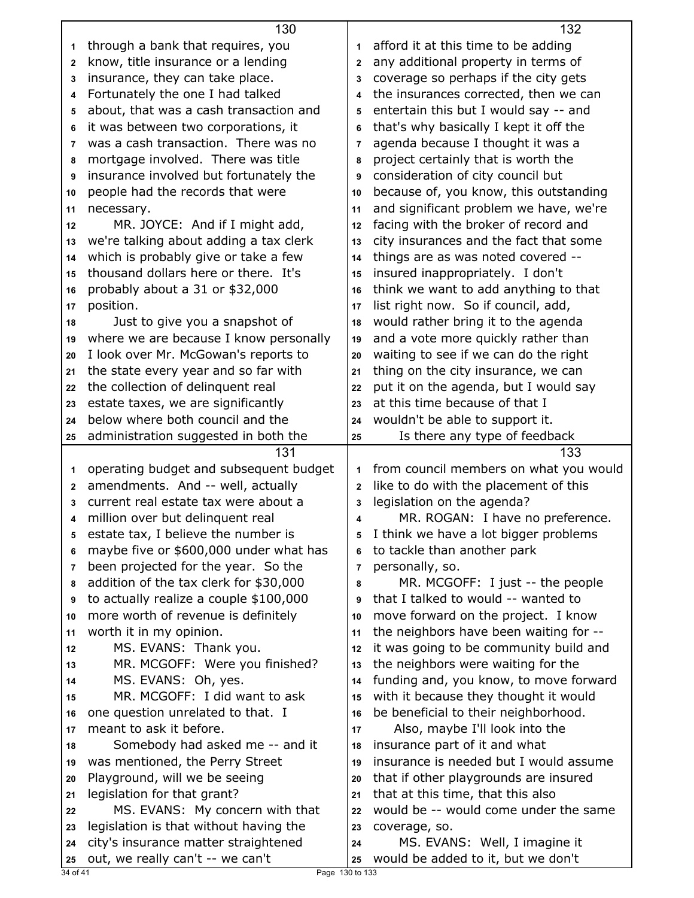through a bank that requires, you know, title insurance or a lending insurance, they can take place. Fortunately the one I had talked about, that was a cash transaction and it was between two corporations, it was a cash transaction. There was no mortgage involved. There was title insurance involved but fortunately the people had the records that were necessary.

MR. JOYCE: And if I might add, we're talking about adding a tax clerk which is probably give or take a few thousand dollars here or there. It's probably about a 31 or $32,000 position.

Just to give you a snapshot of where we are because I know personally I look over Mr. McGowan's reports to the state every year and so far with the collection of delinquent real estate taxes, we are significantly below where both council and the administration suggested in both the operating budget and subsequent budget amendments. And -- well, actually current real estate tax were about a million over but delinquent real estate tax, I believe the number is maybe five or $600,000 under what has been projected for the year. So the addition of the tax clerk for $30,000 to actually realize a couple $100,000 more worth of revenue is definitely worth it in my opinion.

MS. EVANS: Thank you.

MR. MCGOFF: Were you finished?

MS. EVANS: Oh, yes.

MR. MCGOFF: I did want to ask one question unrelated to that. I meant to ask it before.

Somebody had asked me -- and it was mentioned, the Perry Street Playground, will we be seeing legislation for that grant?

MS. EVANS: My concern with that legislation is that without having the city's insurance matter straightened out, we really can't -- we can't afford it at this time to be adding any additional property in terms of coverage so perhaps if the city gets the insurances corrected, then we can entertain this but I would say -- and that's why basically I kept it off the agenda because I thought it was a project certainly that is worth the consideration of city council but because of, you know, this outstanding and significant problem we have, we're facing with the broker of record and city insurances and the fact that some things are as was noted covered -- insured inappropriately. I don't think we want to add anything to that list right now. So if council, add, would rather bring it to the agenda and a vote more quickly rather than waiting to see if we can do the right thing on the city insurance, we can put it on the agenda, but I would say at this time because of that I wouldn't be able to support it.

Is there any type of feedback from council members on what you would like to do with the placement of this legislation on the agenda?

MR. ROGAN: I have no preference. I think we have a lot bigger problems to tackle than another park personally, so.

MR. MCGOFF: I just -- the people that I talked to would -- wanted to move forward on the project. I know the neighbors have been waiting for -- it was going to be community build and the neighbors were waiting for the funding and, you know, to move forward with it because they thought it would be beneficial to their neighborhood.

Also, maybe I'll look into the insurance part of it and what insurance is needed but I would assume that if other playgrounds are insured that at this time, that this also would be -- would come under the same coverage, so.

MS. EVANS: Well, I imagine it would be added to it, but we don't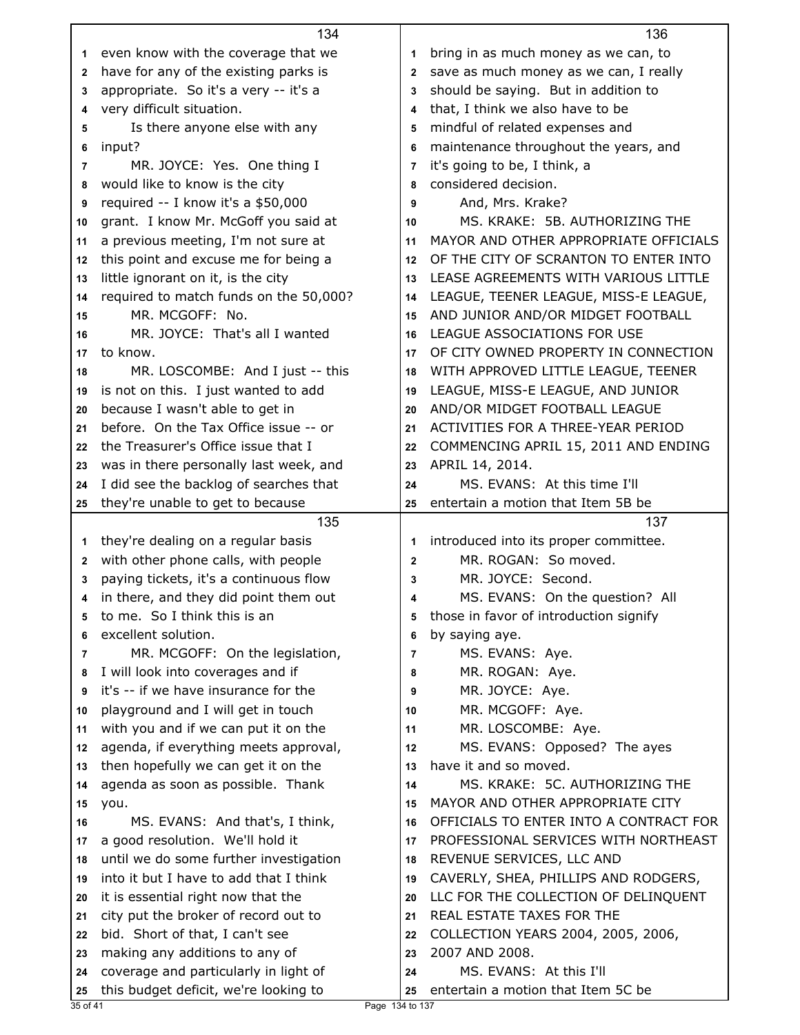even know with the coverage that we have for any of the existing parks is appropriate. So it's a very -- it's a very difficult situation.

Is there anyone else with any input?

MR. JOYCE: Yes. One thing I would like to know is the city required -- I know it's a $50,000 grant. I know Mr. McGoff you said at a previous meeting, I'm not sure at this point and excuse me for being a little ignorant on it, is the city required to match funds on the 50,000?

MR. MCGOFF: No.

MR. JOYCE: That's all I wanted to know.

MR. LOSCOMBE: And I just -- this is not on this. I just wanted to add because I wasn't able to get in before. On the Tax Office issue -- or the Treasurer's Office issue that I was in there personally last week, and I did see the backlog of searches that they're unable to get to because they're dealing on a regular basis with other phone calls, with people paying tickets, it's a continuous flow in there, and they did point them out to me. So I think this is an excellent solution.

MR. MCGOFF: On the legislation, I will look into coverages and if it's -- if we have insurance for the playground and I will get in touch with you and if we can put it on the agenda, if everything meets approval, then hopefully we can get it on the agenda as soon as possible. Thank you.

MS. EVANS: And that's, I think, a good resolution. We'll hold it until we do some further investigation into it but I have to add that I think it is essential right now that the city put the broker of record out to bid. Short of that, I can't see making any additions to any of coverage and particularly in light of this budget deficit, we're looking to bring in as much money as we can, to save as much money as we can, I really should be saying. But in addition to that, I think we also have to be mindful of related expenses and maintenance throughout the years, and it's going to be, I think, a considered decision.

And, Mrs. Krake?

MS. KRAKE: 5B. AUTHORIZING THE MAYOR AND OTHER APPROPRIATE OFFICIALS OF THE CITY OF SCRANTON TO ENTER INTO LEASE AGREEMENTS WITH VARIOUS LITTLE LEAGUE, TEENER LEAGUE, MISS-E LEAGUE, AND JUNIOR AND/OR MIDGET FOOTBALL LEAGUE ASSOCIATIONS FOR USE OF CITY OWNED PROPERTY IN CONNECTION WITH APPROVED LITTLE LEAGUE, TEENER LEAGUE, MISS-E LEAGUE, AND JUNIOR AND/OR MIDGET FOOTBALL LEAGUE ACTIVITIES FOR A THREE-YEAR PERIOD COMMENCING APRIL 15, 2011 AND ENDING APRIL 14, 2014.

MS. EVANS: At this time I'll entertain a motion that Item 5B be introduced into its proper committee.

MR. ROGAN: So moved.

MR. JOYCE: Second.

MS. EVANS: On the question? All those in favor of introduction signify by saying aye.

MS. EVANS: Aye.

MR. ROGAN: Aye.

MR. JOYCE: Aye.

MR. MCGOFF: Aye.

MR. LOSCOMBE: Aye.

MS. EVANS: Opposed? The ayes have it and so moved.

MS. KRAKE: 5C. AUTHORIZING THE MAYOR AND OTHER APPROPRIATE CITY OFFICIALS TO ENTER INTO A CONTRACT FOR PROFESSIONAL SERVICES WITH NORTHEAST REVENUE SERVICES, LLC AND CAVERLY, SHEA, PHILLIPS AND RODGERS, LLC FOR THE COLLECTION OF DELINQUENT REAL ESTATE TAXES FOR THE COLLECTION YEARS 2004, 2005, 2006, 2007 AND 2008.

MS. EVANS: At this I'll entertain a motion that Item 5C be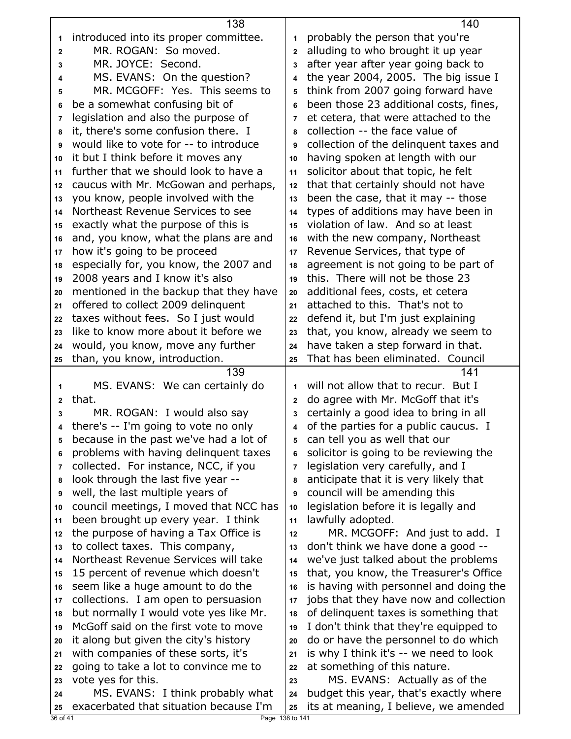introduced into its proper committee.

MR. ROGAN: So moved.

MR. JOYCE: Second.

MS. EVANS: On the question?

MR. MCGOFF: Yes. This seems to be a somewhat confusing bit of legislation and also the purpose of it, there's some confusion there. I would like to vote for -- to introduce it but I think before it moves any further that we should look to have a caucus with Mr. McGowan and perhaps, you know, people involved with the Northeast Revenue Services to see exactly what the purpose of this is and, you know, what the plans are and how it's going to be proceed especially for, you know, the 2007 and 2008 years and I know it's also mentioned in the backup that they have offered to collect 2009 delinquent taxes without fees. So I just would like to know more about it before we would, you know, move any further than, you know, introduction.

MS. EVANS: We can certainly do that.

MR. ROGAN: I would also say there's -- I'm going to vote no only because in the past we've had a lot of problems with having delinquent taxes collected. For instance, NCC, if you look through the last five year -- well, the last multiple years of council meetings, I moved that NCC has been brought up every year. I think the purpose of having a Tax Office is to collect taxes. This company, Northeast Revenue Services will take 15 percent of revenue which doesn't seem like a huge amount to do the collections. I am open to persuasion but normally I would vote yes like Mr. McGoff said on the first vote to move it along but given the city's history with companies of these sorts, it's going to take a lot to convince me to vote yes for this.

MS. EVANS: I think probably what exacerbated that situation because I'm probably the person that you're alluding to who brought it up year after year after year going back to the year 2004, 2005. The big issue I think from 2007 going forward have been those 23 additional costs, fines, et cetera, that were attached to the collection -- the face value of collection of the delinquent taxes and having spoken at length with our solicitor about that topic, he felt that that certainly should not have been the case, that it may -- those types of additions may have been in violation of law. And so at least with the new company, Northeast Revenue Services, that type of agreement is not going to be part of this. There will not be those 23 additional fees, costs, et cetera attached to this. That's not to defend it, but I'm just explaining that, you know, already we seem to have taken a step forward in that. That has been eliminated. Council will not allow that to recur. But I do agree with Mr. McGoff that it's certainly a good idea to bring in all of the parties for a public caucus. I can tell you as well that our solicitor is going to be reviewing the legislation very carefully, and I anticipate that it is very likely that council will be amending this legislation before it is legally and lawfully adopted.

MR. MCGOFF: And just to add. I don't think we have done a good -- we've just talked about the problems that, you know, the Treasurer's Office is having with personnel and doing the jobs that they have now and collection of delinquent taxes is something that I don't think that they're equipped to do or have the personnel to do which is why I think it's -- we need to look at something of this nature.

MS. EVANS: Actually as of the budget this year, that's exactly where its at meaning, I believe, we amended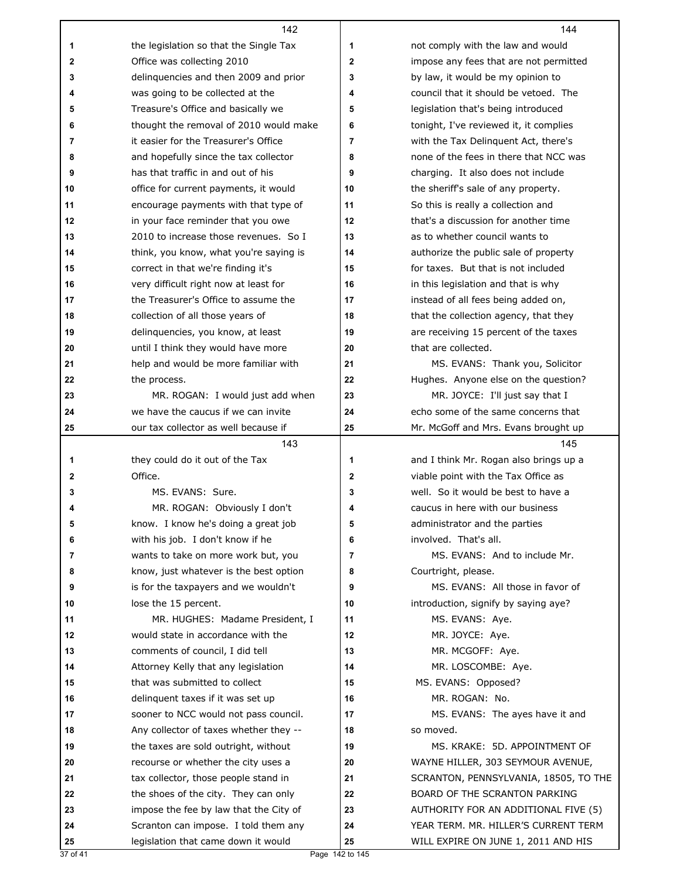the legislation so that the Single Tax Office was collecting 2010 delinquencies and then 2009 and prior was going to be collected at the Treasure's Office and basically we thought the removal of 2010 would make it easier for the Treasurer's Office and hopefully since the tax collector has that traffic in and out of his office for current payments, it would encourage payments with that type of in your face reminder that you owe 2010 to increase those revenues. So I think, you know, what you're saying is correct in that we're finding it's very difficult right now at least for the Treasurer's Office to assume the collection of all those years of delinquencies, you know, at least until I think they would have more help and would be more familiar with the process.

MR. ROGAN: I would just add when we have the caucus if we can invite our tax collector as well because if they could do it out of the Tax Office.

MS. EVANS: Sure.

MR. ROGAN: Obviously I don't know. I know he's doing a great job with his job. I don't know if he wants to take on more work but, you know, just whatever is the best option is for the taxpayers and we wouldn't lose the 15 percent.

MR. HUGHES: Madame President, I would state in accordance with the comments of council, I did tell Attorney Kelly that any legislation that was submitted to collect delinquent taxes if it was set up sooner to NCC would not pass council. Any collector of taxes whether they -- the taxes are sold outright, without recourse or whether the city uses a tax collector, those people stand in the shoes of the city. They can only impose the fee by law that the City of Scranton can impose. I told them any legislation that came down it would not comply with the law and would impose any fees that are not permitted by law, it would be my opinion to council that it should be vetoed. The legislation that's being introduced tonight, I've reviewed it, it complies with the Tax Delinquent Act, there's none of the fees in there that NCC was charging. It also does not include the sheriff's sale of any property. So this is really a collection and that's a discussion for another time as to whether council wants to authorize the public sale of property for taxes. But that is not included in this legislation and that is why instead of all fees being added on, that the collection agency, that they are receiving 15 percent of the taxes that are collected.

MS. EVANS: Thank you, Solicitor Hughes. Anyone else on the question?

MR. JOYCE: I'll just say that I echo some of the same concerns that Mr. McGoff and Mrs. Evans brought up and I think Mr. Rogan also brings up a viable point with the Tax Office as well. So it would be best to have a caucus in here with our business administrator and the parties involved. That's all.

MS. EVANS: And to include Mr. Courtright, please.

MS. EVANS: All those in favor of introduction, signify by saying aye?

MS. EVANS: Aye.

MR. JOYCE: Aye.

MR. MCGOFF: Aye.

MR. LOSCOMBE: Aye.

MS. EVANS: Opposed?

MR. ROGAN: No.

MS. EVANS: The ayes have it and so moved.

MS. KRAKE: 5D. APPOINTMENT OF WAYNE HILLER, 303 SEYMOUR AVENUE, SCRANTON, PENNSYLVANIA, 18505, TO THE BOARD OF THE SCRANTON PARKING AUTHORITY FOR AN ADDITIONAL FIVE (5) YEAR TERM. MR. HILLER'S CURRENT TERM WILL EXPIRE ON JUNE 1, 2011 AND HIS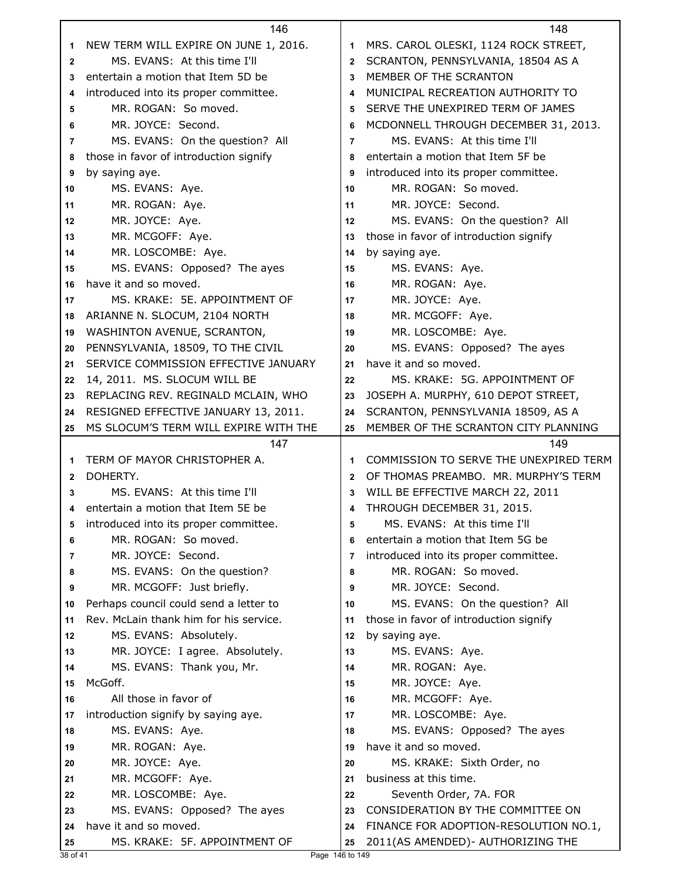NEW TERM WILL EXPIRE ON JUNE 1, 2016.

MS. EVANS: At this time I'll entertain a motion that Item 5D be introduced into its proper committee.

MR. ROGAN: So moved.

MR. JOYCE: Second.

MS. EVANS: On the question? All those in favor of introduction signify by saying aye.

MS. EVANS: Aye.

MR. ROGAN: Aye.

MR. JOYCE: Aye.

MR. MCGOFF: Aye.

MR. LOSCOMBE: Aye.

MS. EVANS: Opposed? The ayes have it and so moved.

MS. KRAKE: 5E. APPOINTMENT OF ARIANNE N. SLOCUM, 2104 NORTH WASHINTON AVENUE, SCRANTON, PENNSYLVANIA, 18509, TO THE CIVIL SERVICE COMMISSION EFFECTIVE JANUARY 14, 2011. MS. SLOCUM WILL BE REPLACING REV. REGINALD MCLAIN, WHO RESIGNED EFFECTIVE JANUARY 13, 2011. MS SLOCUM'S TERM WILL EXPIRE WITH THE TERM OF MAYOR CHRISTOPHER A. DOHERTY.

MS. EVANS: At this time I'll entertain a motion that Item 5E be introduced into its proper committee.

MR. ROGAN: So moved.

MR. JOYCE: Second.

MS. EVANS: On the question?

MR. MCGOFF: Just briefly. Perhaps council could send a letter to Rev. McLain thank him for his service.

MS. EVANS: Absolutely.

MR. JOYCE: I agree. Absolutely.

MS. EVANS: Thank you, Mr. McGoff.

All those in favor of introduction signify by saying aye.

MS. EVANS: Aye.

MR. ROGAN: Aye.

MR. JOYCE: Aye.

MR. MCGOFF: Aye.

MR. LOSCOMBE: Aye.

MS. EVANS: Opposed? The ayes have it and so moved.

MS. KRAKE: 5F. APPOINTMENT OF MRS. CAROL OLESKI, 1124 ROCK STREET, SCRANTON, PENNSYLVANIA, 18504 AS A MEMBER OF THE SCRANTON MUNICIPAL RECREATION AUTHORITY TO SERVE THE UNEXPIRED TERM OF JAMES MCDONNELL THROUGH DECEMBER 31, 2013.

MS. EVANS: At this time I'll entertain a motion that Item 5F be introduced into its proper committee.

MR. ROGAN: So moved.

MR. JOYCE: Second.

MS. EVANS: On the question? All those in favor of introduction signify by saying aye.

MS. EVANS: Aye.

MR. ROGAN: Aye.

MR. JOYCE: Aye.

MR. MCGOFF: Aye.

MR. LOSCOMBE: Aye.

MS. EVANS: Opposed? The ayes have it and so moved.

MS. KRAKE: 5G. APPOINTMENT OF JOSEPH A. MURPHY, 610 DEPOT STREET, SCRANTON, PENNSYLVANIA 18509, AS A MEMBER OF THE SCRANTON CITY PLANNING COMMISSION TO SERVE THE UNEXPIRED TERM OF THOMAS PREAMBO. MR. MURPHY'S TERM WILL BE EFFECTIVE MARCH 22, 2011 THROUGH DECEMBER 31, 2015.

MS. EVANS: At this time I'll entertain a motion that Item 5G be introduced into its proper committee.

MR. ROGAN: So moved.

MR. JOYCE: Second.

MS. EVANS: On the question? All those in favor of introduction signify by saying aye.

MS. EVANS: Aye.

MR. ROGAN: Aye.

MR. JOYCE: Aye.

MR. MCGOFF: Aye.

MR. LOSCOMBE: Aye.

MS. EVANS: Opposed? The ayes have it and so moved.

MS. KRAKE: Sixth Order, no business at this time.

Seventh Order, 7A. FOR CONSIDERATION BY THE COMMITTEE ON FINANCE FOR ADOPTION-RESOLUTION NO.1, 2011(AS AMENDED)- AUTHORIZING THE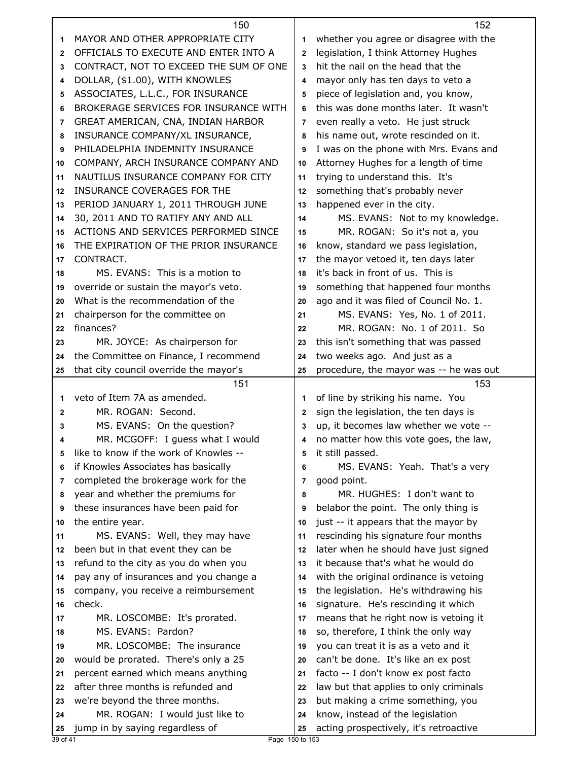MAYOR AND OTHER APPROPRIATE CITY OFFICIALS TO EXECUTE AND ENTER INTO A CONTRACT, NOT TO EXCEED THE SUM OF ONE DOLLAR, ($1.00), WITH KNOWLES ASSOCIATES, L.L.C., FOR INSURANCE BROKERAGE SERVICES FOR INSURANCE WITH GREAT AMERICAN, CNA, INDIAN HARBOR INSURANCE COMPANY/XL INSURANCE, PHILADELPHIA INDEMNITY INSURANCE COMPANY, ARCH INSURANCE COMPANY AND NAUTILUS INSURANCE COMPANY FOR CITY INSURANCE COVERAGES FOR THE PERIOD JANUARY 1, 2011 THROUGH JUNE 30, 2011 AND TO RATIFY ANY AND ALL ACTIONS AND SERVICES PERFORMED SINCE THE EXPIRATION OF THE PRIOR INSURANCE CONTRACT.

MS. EVANS: This is a motion to override or sustain the mayor's veto. What is the recommendation of the chairperson for the committee on finances?

MR. JOYCE: As chairperson for the Committee on Finance, I recommend that city council override the mayor's veto of Item 7A as amended.

MR. ROGAN: Second.

MS. EVANS: On the question?

MR. MCGOFF: I guess what I would like to know if the work of Knowles -- if Knowles Associates has basically completed the brokerage work for the year and whether the premiums for these insurances have been paid for the entire year.

MS. EVANS: Well, they may have been but in that event they can be refund to the city as you do when you pay any of insurances and you change a company, you receive a reimbursement check.

MR. LOSCOMBE: It's prorated.

MS. EVANS: Pardon?

MR. LOSCOMBE: The insurance would be prorated. There's only a 25 percent earned which means anything after three months is refunded and we're beyond the three months.

MR. ROGAN: I would just like to jump in by saying regardless of whether you agree or disagree with the legislation, I think Attorney Hughes hit the nail on the head that the mayor only has ten days to veto a piece of legislation and, you know, this was done months later. It wasn't even really a veto. He just struck his name out, wrote rescinded on it. I was on the phone with Mrs. Evans and Attorney Hughes for a length of time trying to understand this. It's something that's probably never happened ever in the city.

MS. EVANS: Not to my knowledge.

MR. ROGAN: So it's not a, you know, standard we pass legislation, the mayor vetoed it, ten days later it's back in front of us. This is something that happened four months ago and it was filed of Council No. 1.

MS. EVANS: Yes, No. 1 of 2011.

MR. ROGAN: No. 1 of 2011. So this isn't something that was passed two weeks ago. And just as a procedure, the mayor was -- he was out of line by striking his name. You sign the legislation, the ten days is up, it becomes law whether we vote -- no matter how this vote goes, the law, it still passed.

MS. EVANS: Yeah. That's a very good point.

MR. HUGHES: I don't want to belabor the point. The only thing is just -- it appears that the mayor by rescinding his signature four months later when he should have just signed it because that's what he would do with the original ordinance is vetoing the legislation. He's withdrawing his signature. He's rescinding it which means that he right now is vetoing it so, therefore, I think the only way you can treat it is as a veto and it can't be done. It's like an ex post facto -- I don't know ex post facto law but that applies to only criminals but making a crime something, you know, instead of the legislation acting prospectively, it's retroactive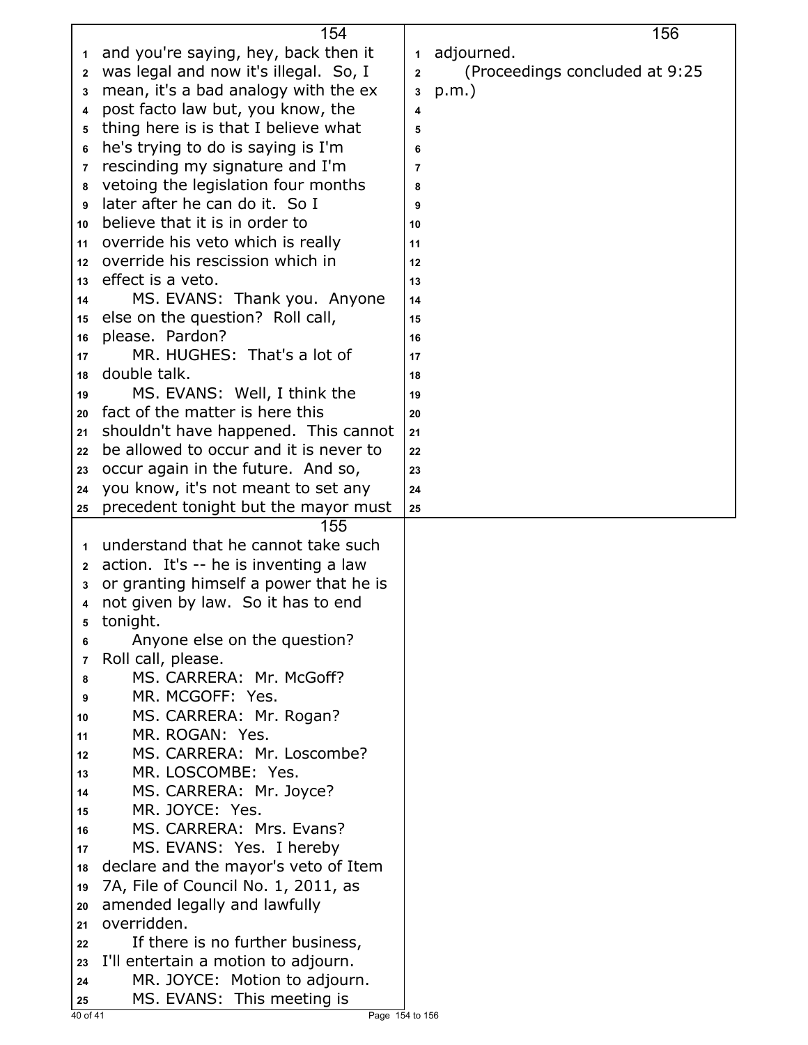and you're saying, hey, back then it was legal and now it's illegal. So, I mean, it's a bad analogy with the ex post facto law but, you know, the thing here is is that I believe what he's trying to do is saying is I'm rescinding my signature and I'm vetoing the legislation four months later after he can do it. So I believe that it is in order to override his veto which is really override his rescission which in effect is a veto.

MS. EVANS: Thank you. Anyone else on the question? Roll call, please. Pardon?

MR. HUGHES: That's a lot of double talk.

MS. EVANS: Well, I think the fact of the matter is here this shouldn't have happened. This cannot be allowed to occur and it is never to occur again in the future. And so, you know, it's not meant to set any precedent tonight but the mayor must understand that he cannot take such action. It's -- he is inventing a law or granting himself a power that he is not given by law. So it has to end tonight.

Anyone else on the question? Roll call, please.

MS. CARRERA: Mr. McGoff?

MR. MCGOFF: Yes.

MS. CARRERA: Mr. Rogan?

MR. ROGAN: Yes.

MS. CARRERA: Mr. Loscombe?

MR. LOSCOMBE: Yes.

MS. CARRERA: Mr. Joyce?

MR. JOYCE: Yes.

MS. CARRERA: Mrs. Evans?

MS. EVANS: Yes. I hereby declare and the mayor's veto of Item 7A, File of Council No. 1, 2011, as amended legally and lawfully overridden.

If there is no further business, I'll entertain a motion to adjourn.

MR. JOYCE: Motion to adjourn.

MS. EVANS: This meeting is adjourned.

(Proceedings concluded at 9:25 p.m.)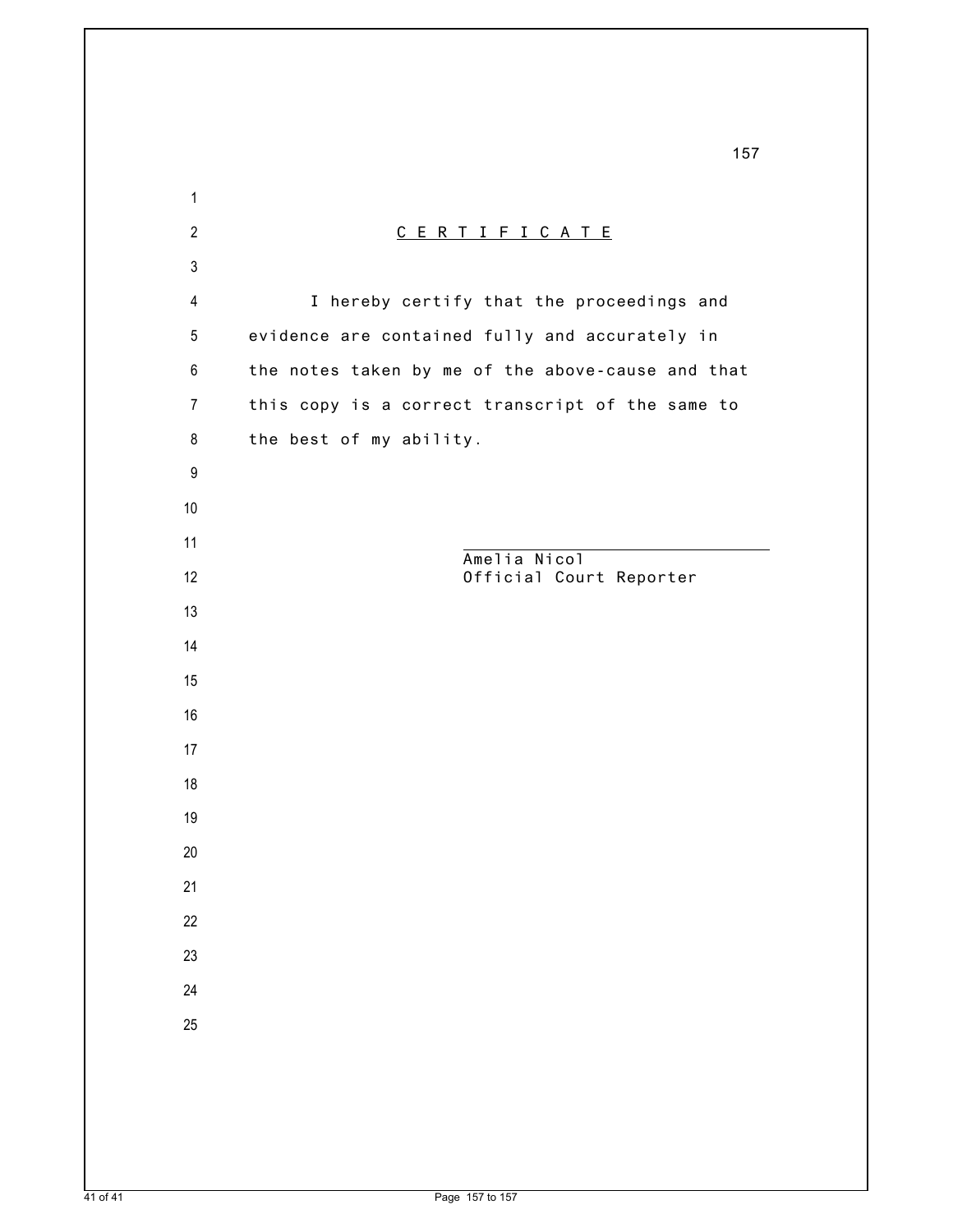## C E R T I F I C A T E

I hereby certify that the proceedings and evidence are contained fully and accurately in the notes taken by me of the above-cause and that this copy is a correct transcript of the same to the best of my ability.

\_\_\_\_\_\_\_\_\_\_\_\_\_\_\_\_\_\_\_\_\_\_\_\_\_\_\_\_\_\_

Amelia Nicol
Official Court Reporter